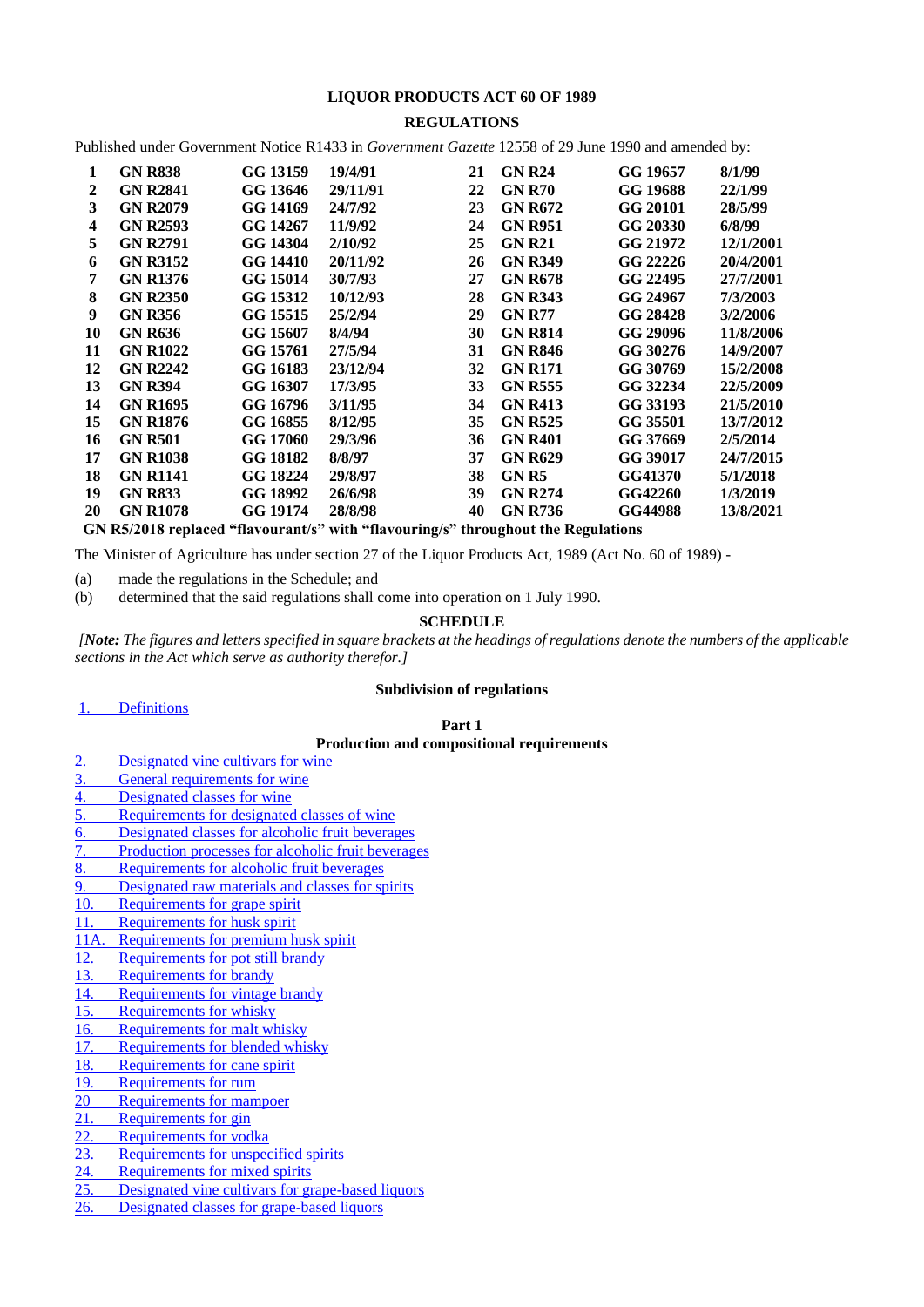**LIQUOR PRODUCTS ACT 60 OF 1989**

**REGULATIONS**

Published under Government Notice R1433 in *Government Gazette* 12558 of 29 June 1990 and amended by:

| | | | | | | | |
|---|---|---|---|---|---|---|---|
| **1** | **GN R838** | **GG 13159** | **19/4/91** | **21** | **GN R24** | **GG 19657** | **8/1/99** |
| **2** | **GN R2841** | **GG 13646** | **29/11/91** | **22** | **GN R70** | **GG 19688** | **22/1/99** |
| **3** | **GN R2079** | **GG 14169** | **24/7/92** | **23** | **GN R672** | **GG 20101** | **28/5/99** |
| **4** | **GN R2593** | **GG 14267** | **11/9/92** | **24** | **GN R951** | **GG 20330** | **6/8/99** |
| **5** | **GN R2791** | **GG 14304** | **2/10/92** | **25** | **GN R21** | **GG 21972** | **12/1/2001** |
| **6** | **GN R3152** | **GG 14410** | **20/11/92** | **26** | **GN R349** | **GG 22226** | **20/4/2001** |
| **7** | **GN R1376** | **GG 15014** | **30/7/93** | **27** | **GN R678** | **GG 22495** | **27/7/2001** |
| **8** | **GN R2350** | **GG 15312** | **10/12/93** | **28** | **GN R343** | **GG 24967** | **7/3/2003** |
| **9** | **GN R356** | **GG 15515** | **25/2/94** | **29** | **GN R77** | **GG 28428** | **3/2/2006** |
| **10** | **GN R636** | **GG 15607** | **8/4/94** | **30** | **GN R814** | **GG 29096** | **11/8/2006** |
| **11** | **GN R1022** | **GG 15761** | **27/5/94** | **31** | **GN R846** | **GG 30276** | **14/9/2007** |
| **12** | **GN R2242** | **GG 16183** | **23/12/94** | **32** | **GN R171** | **GG 30769** | **15/2/2008** |
| **13** | **GN R394** | **GG 16307** | **17/3/95** | **33** | **GN R555** | **GG 32234** | **22/5/2009** |
| **14** | **GN R1695** | **GG 16796** | **3/11/95** | **34** | **GN R413** | **GG 33193** | **21/5/2010** |
| **15** | **GN R1876** | **GG 16855** | **8/12/95** | **35** | **GN R525** | **GG 35501** | **13/7/2012** |
| **16** | **GN R501** | **GG 17060** | **29/3/96** | **36** | **GN R401** | **GG 37669** | **2/5/2014** |
| **17** | **GN R1038** | **GG 18182** | **8/8/97** | **37** | **GN R629** | **GG 39017** | **24/7/2015** |
| **18** | **GN R1141** | **GG 18224** | **29/8/97** | **38** | **GN R5** | **GG41370** | **5/1/2018** |
| **19** | **GN R833** | **GG 18992** | **26/6/98** | **39** | **GN R274** | **GG42260** | **1/3/2019** |
| **20** | **GN R1078** | **GG 19174** | **28/8/98** | **40** | **GN R736** | **GG44988** | **13/8/2021** |

**GN R5/2018 replaced "flavourant/s" with "flavouring/s" throughout the Regulations**

The Minister of Agriculture has under section 27 of the Liquor Products Act, 1989 (Act No. 60 of 1989) -

(a) made the regulations in the Schedule; and

(b) determined that the said regulations shall come into operation on 1 July 1990.

**SCHEDULE**

[*Note:* The figures and letters specified in square brackets at the headings of regulations denote the numbers of the applicable sections in the Act which serve as authority therefor.]

**Subdivision of regulations**

1. Definitions

**Part 1**

**Production and compositional requirements**

2. Designated vine cultivars for wine
3. General requirements for wine
4. Designated classes for wine
5. Requirements for designated classes of wine
6. Designated classes for alcoholic fruit beverages
7. Production processes for alcoholic fruit beverages
8. Requirements for alcoholic fruit beverages
9. Designated raw materials and classes for spirits
10. Requirements for grape spirit
11. Requirements for husk spirit

11A. Requirements for premium husk spirit

12. Requirements for pot still brandy
13. Requirements for brandy
14. Requirements for vintage brandy
15. Requirements for whisky
16. Requirements for malt whisky
17. Requirements for blended whisky
18. Requirements for cane spirit
19. Requirements for rum
20. Requirements for mampoer
21. Requirements for gin
22. Requirements for vodka
23. Requirements for unspecified spirits
24. Requirements for mixed spirits
25. Designated vine cultivars for grape-based liquors
26. Designated classes for grape-based liquors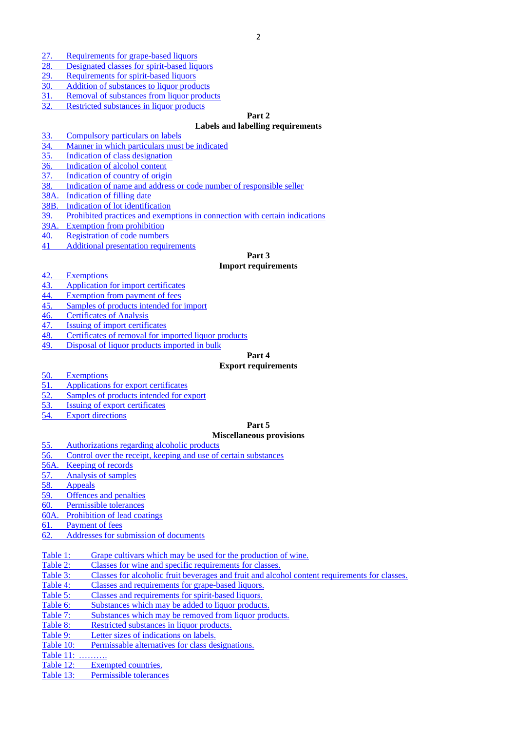27. Requirements for grape-based liquors
28. Designated classes for spirit-based liquors
29. Requirements for spirit-based liquors
30. Addition of substances to liquor products
31. Removal of substances from liquor products
32. Restricted substances in liquor products

**Part 2**
**Labels and labelling requirements**

33. Compulsory particulars on labels
34. Manner in which particulars must be indicated
35. Indication of class designation
36. Indication of alcohol content
37. Indication of country of origin
38. Indication of name and address or code number of responsible seller
38A. Indication of filling date
38B. Indication of lot identification
39. Prohibited practices and exemptions in connection with certain indications
39A. Exemption from prohibition
40. Registration of code numbers
41 Additional presentation requirements

**Part 3**
**Import requirements**

42. Exemptions
43. Application for import certificates
44. Exemption from payment of fees
45. Samples of products intended for import
46. Certificates of Analysis
47. Issuing of import certificates
48. Certificates of removal for imported liquor products
49. Disposal of liquor products imported in bulk

**Part 4**
**Export requirements**

50. Exemptions
51. Applications for export certificates
52. Samples of products intended for export
53. Issuing of export certificates
54. Export directions

**Part 5**
**Miscellaneous provisions**

55. Authorizations regarding alcoholic products
56. Control over the receipt, keeping and use of certain substances
56A. Keeping of records
57. Analysis of samples
58. Appeals
59. Offences and penalties
60. Permissible tolerances
60A. Prohibition of lead coatings
61. Payment of fees
62. Addresses for submission of documents

Table 1: Grape cultivars which may be used for the production of wine.
Table 2: Classes for wine and specific requirements for classes.
Table 3: Classes for alcoholic fruit beverages and fruit and alcohol content requirements for classes.
Table 4: Classes and requirements for grape-based liquors.
Table 5: Classes and requirements for spirit-based liquors.
Table 6: Substances which may be added to liquor products.
Table 7: Substances which may be removed from liquor products.
Table 8: Restricted substances in liquor products.
Table 9: Letter sizes of indications on labels.
Table 10: Permissable alternatives for class designations.
Table 11: ……….
Table 12: Exempted countries.
Table 13: Permissible tolerances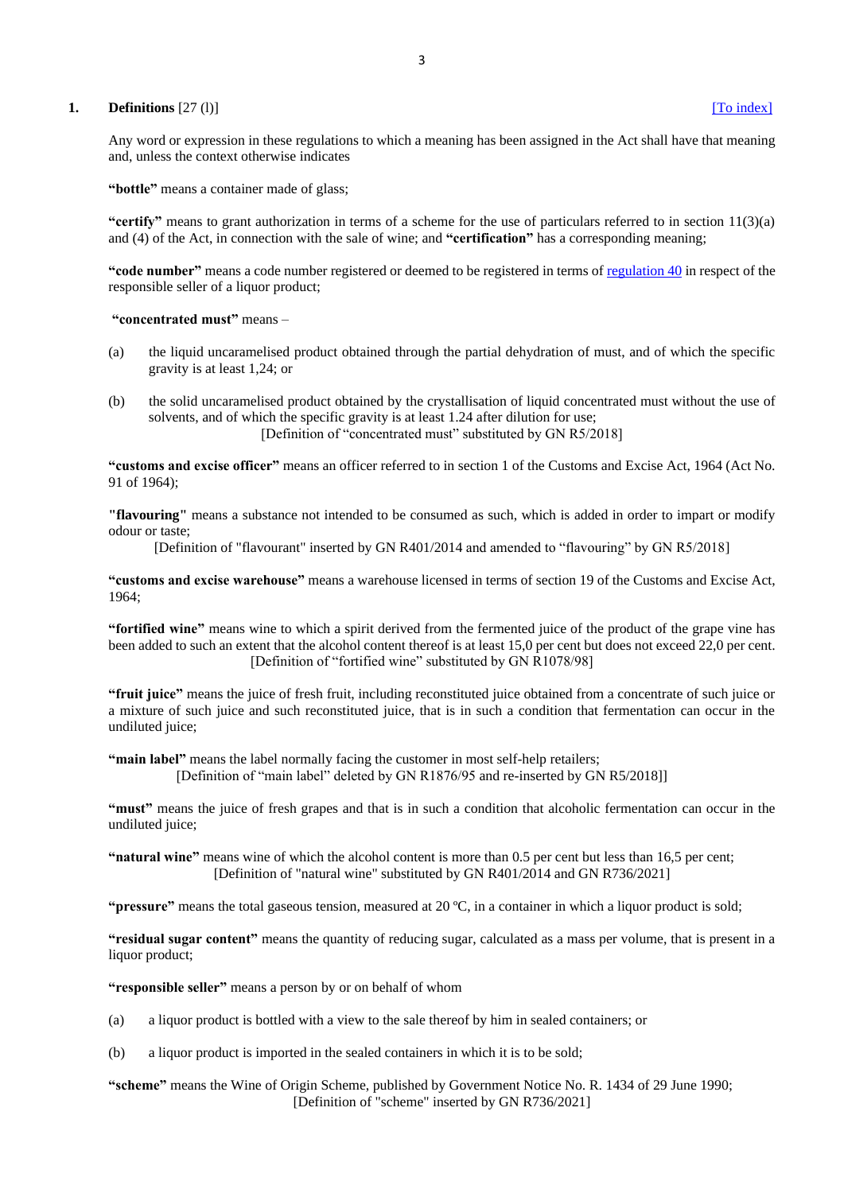**1. Definitions** [27 (l)] [To index]

Any word or expression in these regulations to which a meaning has been assigned in the Act shall have that meaning and, unless the context otherwise indicates

**"bottle"** means a container made of glass;

**"certify"** means to grant authorization in terms of a scheme for the use of particulars referred to in section 11(3)(a) and (4) of the Act, in connection with the sale of wine; and **"certification"** has a corresponding meaning;

**"code number"** means a code number registered or deemed to be registered in terms of regulation 40 in respect of the responsible seller of a liquor product;

**"concentrated must"** means –

(a) the liquid uncaramelised product obtained through the partial dehydration of must, and of which the specific gravity is at least 1,24; or

(b) the solid uncaramelised product obtained by the crystallisation of liquid concentrated must without the use of solvents, and of which the specific gravity is at least 1.24 after dilution for use;
[Definition of "concentrated must" substituted by GN R5/2018]

**"customs and excise officer"** means an officer referred to in section 1 of the Customs and Excise Act, 1964 (Act No. 91 of 1964);

**"flavouring"** means a substance not intended to be consumed as such, which is added in order to impart or modify odour or taste;
[Definition of "flavourant" inserted by GN R401/2014 and amended to "flavouring" by GN R5/2018]

**"customs and excise warehouse"** means a warehouse licensed in terms of section 19 of the Customs and Excise Act, 1964;

**"fortified wine"** means wine to which a spirit derived from the fermented juice of the product of the grape vine has been added to such an extent that the alcohol content thereof is at least 15,0 per cent but does not exceed 22,0 per cent.
[Definition of "fortified wine" substituted by GN R1078/98]

**"fruit juice"** means the juice of fresh fruit, including reconstituted juice obtained from a concentrate of such juice or a mixture of such juice and such reconstituted juice, that is in such a condition that fermentation can occur in the undiluted juice;

**"main label"** means the label normally facing the customer in most self-help retailers;
[Definition of "main label" deleted by GN R1876/95 and re-inserted by GN R5/2018]]

**"must"** means the juice of fresh grapes and that is in such a condition that alcoholic fermentation can occur in the undiluted juice;

**"natural wine"** means wine of which the alcohol content is more than 0.5 per cent but less than 16,5 per cent;
[Definition of "natural wine" substituted by GN R401/2014 and GN R736/2021]

**"pressure"** means the total gaseous tension, measured at 20 ºC, in a container in which a liquor product is sold;

**"residual sugar content"** means the quantity of reducing sugar, calculated as a mass per volume, that is present in a liquor product;

**"responsible seller"** means a person by or on behalf of whom

(a) a liquor product is bottled with a view to the sale thereof by him in sealed containers; or

(b) a liquor product is imported in the sealed containers in which it is to be sold;

**"scheme"** means the Wine of Origin Scheme, published by Government Notice No. R. 1434 of 29 June 1990;
[Definition of "scheme" inserted by GN R736/2021]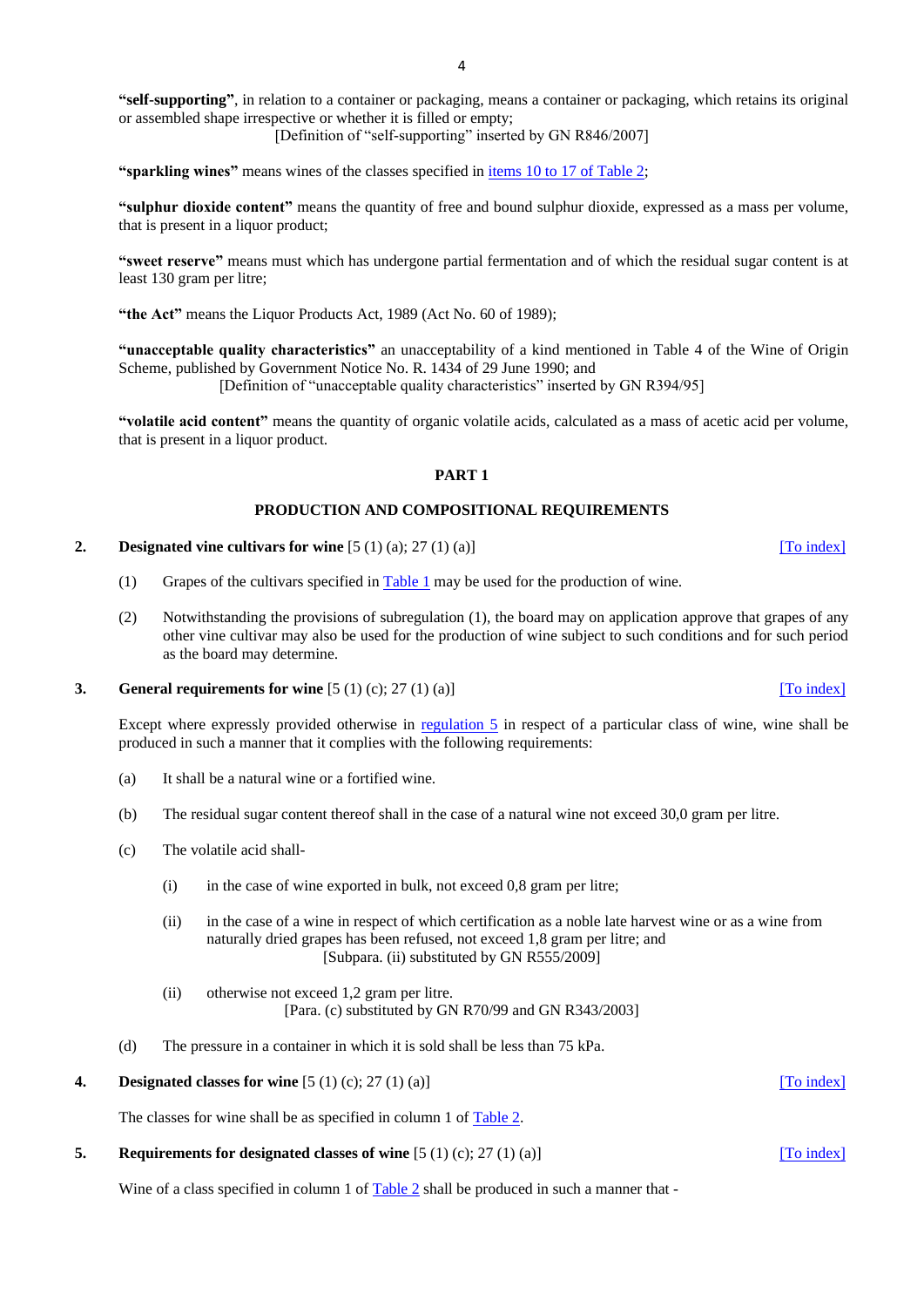**"self-supporting"**, in relation to a container or packaging, means a container or packaging, which retains its original or assembled shape irrespective or whether it is filled or empty;

[Definition of "self-supporting" inserted by GN R846/2007]

**"sparkling wines"** means wines of the classes specified in items 10 to 17 of Table 2;

**"sulphur dioxide content"** means the quantity of free and bound sulphur dioxide, expressed as a mass per volume, that is present in a liquor product;

**"sweet reserve"** means must which has undergone partial fermentation and of which the residual sugar content is at least 130 gram per litre;

**"the Act"** means the Liquor Products Act, 1989 (Act No. 60 of 1989);

**"unacceptable quality characteristics"** an unacceptability of a kind mentioned in Table 4 of the Wine of Origin Scheme, published by Government Notice No. R. 1434 of 29 June 1990; and

[Definition of "unacceptable quality characteristics" inserted by GN R394/95]

**"volatile acid content"** means the quantity of organic volatile acids, calculated as a mass of acetic acid per volume, that is present in a liquor product.

## PART 1

## PRODUCTION AND COMPOSITIONAL REQUIREMENTS

**2. Designated vine cultivars for wine** [5 (1) (a); 27 (1) (a)] [To index]

(1) Grapes of the cultivars specified in Table 1 may be used for the production of wine.

(2) Notwithstanding the provisions of subregulation (1), the board may on application approve that grapes of any other vine cultivar may also be used for the production of wine subject to such conditions and for such period as the board may determine.

**3. General requirements for wine** [5 (1) (c); 27 (1) (a)] [To index]

Except where expressly provided otherwise in regulation 5 in respect of a particular class of wine, wine shall be produced in such a manner that it complies with the following requirements:

(a) It shall be a natural wine or a fortified wine.

(b) The residual sugar content thereof shall in the case of a natural wine not exceed 30,0 gram per litre.

(c) The volatile acid shall-

(i) in the case of wine exported in bulk, not exceed 0,8 gram per litre;

(ii) in the case of a wine in respect of which certification as a noble late harvest wine or as a wine from naturally dried grapes has been refused, not exceed 1,8 gram per litre; and

[Subpara. (ii) substituted by GN R555/2009]

(ii) otherwise not exceed 1,2 gram per litre.

[Para. (c) substituted by GN R70/99 and GN R343/2003]

(d) The pressure in a container in which it is sold shall be less than 75 kPa.

**4. Designated classes for wine** [5 (1) (c); 27 (1) (a)] [To index]

The classes for wine shall be as specified in column 1 of Table 2.

**5. Requirements for designated classes of wine** [5 (1) (c); 27 (1) (a)] [To index]

Wine of a class specified in column 1 of Table 2 shall be produced in such a manner that -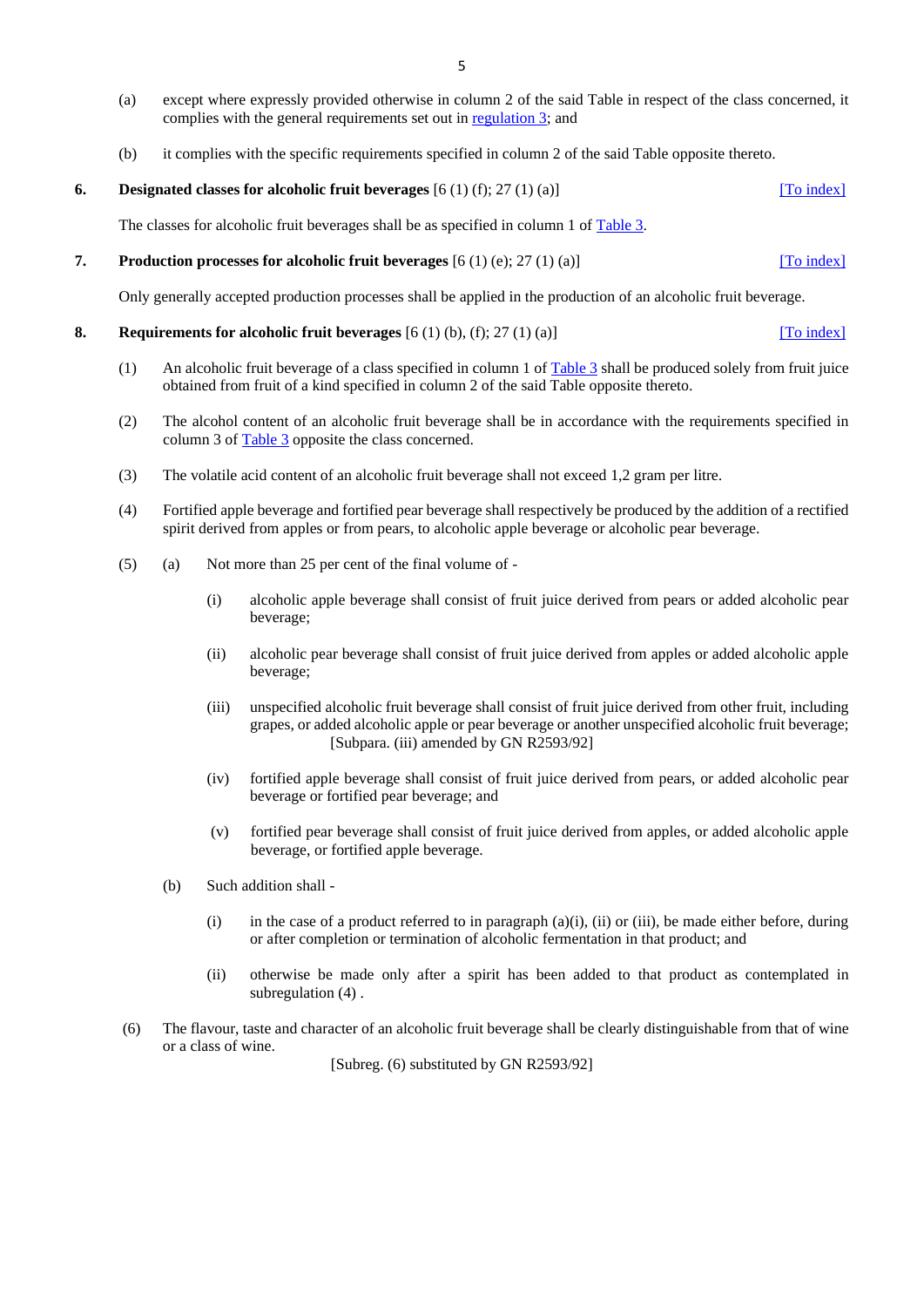(a) except where expressly provided otherwise in column 2 of the said Table in respect of the class concerned, it complies with the general requirements set out in regulation 3; and

(b) it complies with the specific requirements specified in column 2 of the said Table opposite thereto.

**6. Designated classes for alcoholic fruit beverages** [6 (1) (f); 27 (1) (a)] [To index]

The classes for alcoholic fruit beverages shall be as specified in column 1 of Table 3.

**7. Production processes for alcoholic fruit beverages** [6 (1) (e); 27 (1) (a)] [To index]

Only generally accepted production processes shall be applied in the production of an alcoholic fruit beverage.

**8. Requirements for alcoholic fruit beverages** [6 (1) (b), (f); 27 (1) (a)] [To index]

(1) An alcoholic fruit beverage of a class specified in column 1 of Table 3 shall be produced solely from fruit juice obtained from fruit of a kind specified in column 2 of the said Table opposite thereto.

(2) The alcohol content of an alcoholic fruit beverage shall be in accordance with the requirements specified in column 3 of Table 3 opposite the class concerned.

(3) The volatile acid content of an alcoholic fruit beverage shall not exceed 1,2 gram per litre.

(4) Fortified apple beverage and fortified pear beverage shall respectively be produced by the addition of a rectified spirit derived from apples or from pears, to alcoholic apple beverage or alcoholic pear beverage.

(5) (a) Not more than 25 per cent of the final volume of -

(i) alcoholic apple beverage shall consist of fruit juice derived from pears or added alcoholic pear beverage;

(ii) alcoholic pear beverage shall consist of fruit juice derived from apples or added alcoholic apple beverage;

(iii) unspecified alcoholic fruit beverage shall consist of fruit juice derived from other fruit, including grapes, or added alcoholic apple or pear beverage or another unspecified alcoholic fruit beverage;
[Subpara. (iii) amended by GN R2593/92]

(iv) fortified apple beverage shall consist of fruit juice derived from pears, or added alcoholic pear beverage or fortified pear beverage; and

(v) fortified pear beverage shall consist of fruit juice derived from apples, or added alcoholic apple beverage, or fortified apple beverage.

(b) Such addition shall -

(i) in the case of a product referred to in paragraph (a)(i), (ii) or (iii), be made either before, during or after completion or termination of alcoholic fermentation in that product; and

(ii) otherwise be made only after a spirit has been added to that product as contemplated in subregulation (4) .

(6) The flavour, taste and character of an alcoholic fruit beverage shall be clearly distinguishable from that of wine or a class of wine.

[Subreg. (6) substituted by GN R2593/92]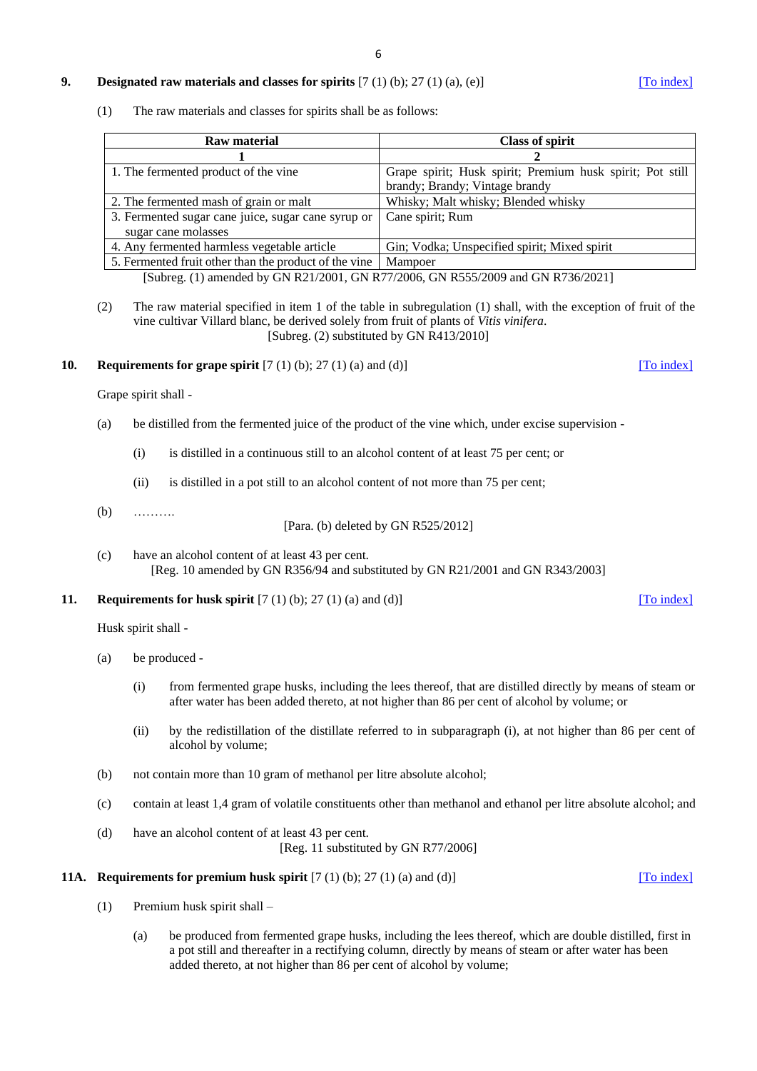**9. Designated raw materials and classes for spirits** [7 (1) (b); 27 (1) (a), (e)] [To index]

(1) The raw materials and classes for spirits shall be as follows:

| Raw material | Class of spirit |
|---|---|
| 1 | 2 |
| 1. The fermented product of the vine | Grape spirit; Husk spirit; Premium husk spirit; Pot still brandy; Brandy; Vintage brandy |
| 2. The fermented mash of grain or malt | Whisky; Malt whisky; Blended whisky |
| 3. Fermented sugar cane juice, sugar cane syrup or sugar cane molasses | Cane spirit; Rum |
| 4. Any fermented harmless vegetable article | Gin; Vodka; Unspecified spirit; Mixed spirit |
| 5. Fermented fruit other than the product of the vine | Mampoer |

[Subreg. (1) amended by GN R21/2001, GN R77/2006, GN R555/2009 and GN R736/2021]

(2) The raw material specified in item 1 of the table in subregulation (1) shall, with the exception of fruit of the vine cultivar Villard blanc, be derived solely from fruit of plants of *Vitis vinifera*.
[Subreg. (2) substituted by GN R413/2010]

**10. Requirements for grape spirit** [7 (1) (b); 27 (1) (a) and (d)] [To index]

Grape spirit shall -

(a) be distilled from the fermented juice of the product of the vine which, under excise supervision -

(i) is distilled in a continuous still to an alcohol content of at least 75 per cent; or

(ii) is distilled in a pot still to an alcohol content of not more than 75 per cent;

(b) ……….
[Para. (b) deleted by GN R525/2012]

(c) have an alcohol content of at least 43 per cent.
[Reg. 10 amended by GN R356/94 and substituted by GN R21/2001 and GN R343/2003]

**11. Requirements for husk spirit** [7 (1) (b); 27 (1) (a) and (d)] [To index]

Husk spirit shall -

(a) be produced -

(i) from fermented grape husks, including the lees thereof, that are distilled directly by means of steam or after water has been added thereto, at not higher than 86 per cent of alcohol by volume; or

(ii) by the redistillation of the distillate referred to in subparagraph (i), at not higher than 86 per cent of alcohol by volume;

(b) not contain more than 10 gram of methanol per litre absolute alcohol;

(c) contain at least 1,4 gram of volatile constituents other than methanol and ethanol per litre absolute alcohol; and

(d) have an alcohol content of at least 43 per cent.
[Reg. 11 substituted by GN R77/2006]

**11A. Requirements for premium husk spirit** [7 (1) (b); 27 (1) (a) and (d)] [To index]

(1) Premium husk spirit shall –

(a) be produced from fermented grape husks, including the lees thereof, which are double distilled, first in a pot still and thereafter in a rectifying column, directly by means of steam or after water has been added thereto, at not higher than 86 per cent of alcohol by volume;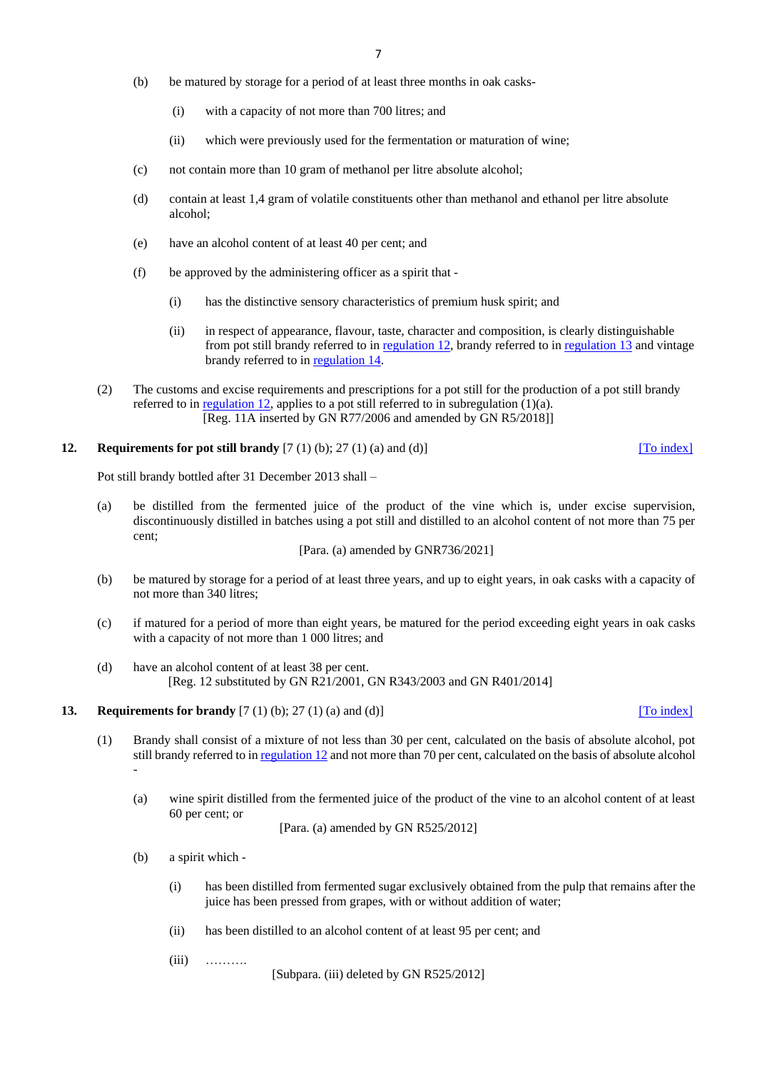(b) be matured by storage for a period of at least three months in oak casks-

(i) with a capacity of not more than 700 litres; and

(ii) which were previously used for the fermentation or maturation of wine;

(c) not contain more than 10 gram of methanol per litre absolute alcohol;

(d) contain at least 1,4 gram of volatile constituents other than methanol and ethanol per litre absolute alcohol;

(e) have an alcohol content of at least 40 per cent; and

(f) be approved by the administering officer as a spirit that -

(i) has the distinctive sensory characteristics of premium husk spirit; and

(ii) in respect of appearance, flavour, taste, character and composition, is clearly distinguishable from pot still brandy referred to in regulation 12, brandy referred to in regulation 13 and vintage brandy referred to in regulation 14.

(2) The customs and excise requirements and prescriptions for a pot still for the production of a pot still brandy referred to in regulation 12, applies to a pot still referred to in subregulation (1)(a).
[Reg. 11A inserted by GN R77/2006 and amended by GN R5/2018]]

**12. Requirements for pot still brandy** [7 (1) (b); 27 (1) (a) and (d)] [To index]

Pot still brandy bottled after 31 December 2013 shall –

(a) be distilled from the fermented juice of the product of the vine which is, under excise supervision, discontinuously distilled in batches using a pot still and distilled to an alcohol content of not more than 75 per cent;
[Para. (a) amended by GNR736/2021]

(b) be matured by storage for a period of at least three years, and up to eight years, in oak casks with a capacity of not more than 340 litres;

(c) if matured for a period of more than eight years, be matured for the period exceeding eight years in oak casks with a capacity of not more than 1 000 litres; and

(d) have an alcohol content of at least 38 per cent.
[Reg. 12 substituted by GN R21/2001, GN R343/2003 and GN R401/2014]

**13. Requirements for brandy** [7 (1) (b); 27 (1) (a) and (d)] [To index]

(1) Brandy shall consist of a mixture of not less than 30 per cent, calculated on the basis of absolute alcohol, pot still brandy referred to in regulation 12 and not more than 70 per cent, calculated on the basis of absolute alcohol -

(a) wine spirit distilled from the fermented juice of the product of the vine to an alcohol content of at least 60 per cent; or
[Para. (a) amended by GN R525/2012]

(b) a spirit which -

(i) has been distilled from fermented sugar exclusively obtained from the pulp that remains after the juice has been pressed from grapes, with or without addition of water;

(ii) has been distilled to an alcohol content of at least 95 per cent; and

(iii) ……….
[Subpara. (iii) deleted by GN R525/2012]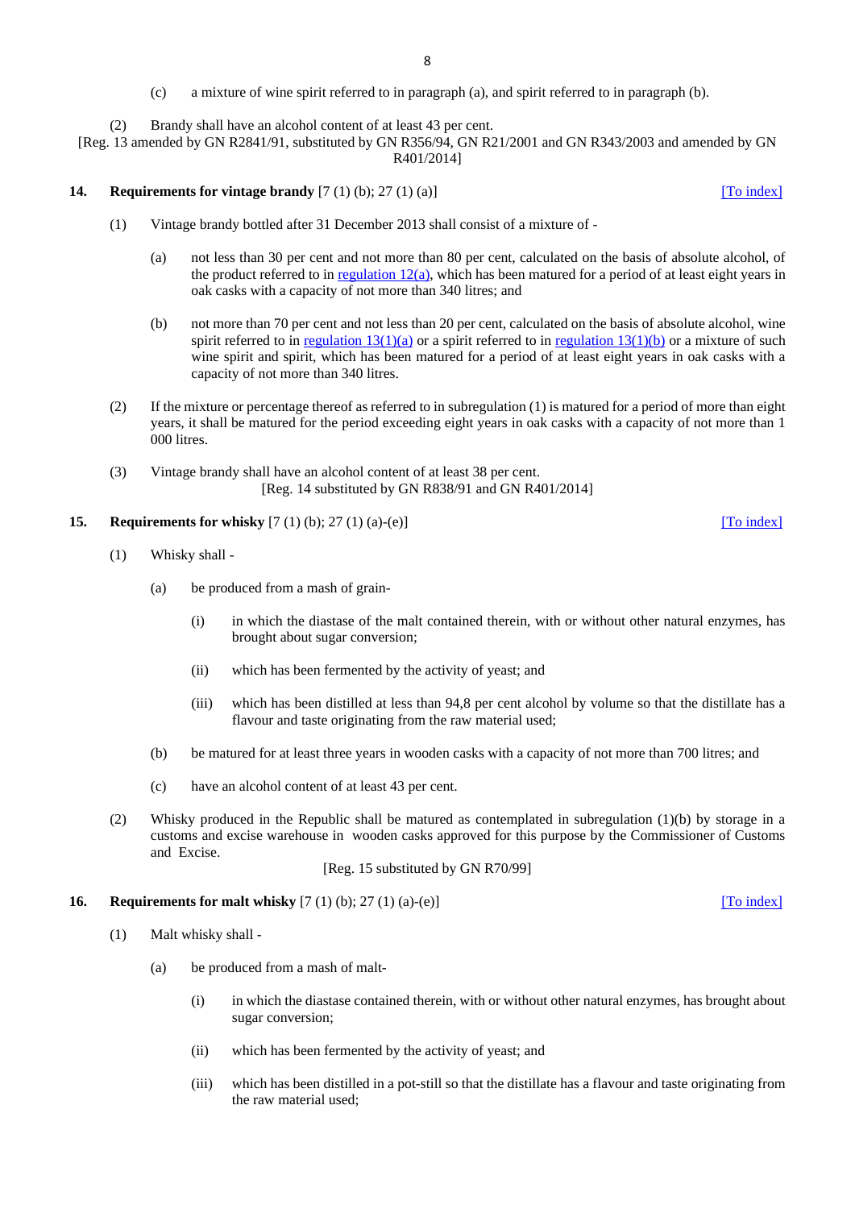(c) a mixture of wine spirit referred to in paragraph (a), and spirit referred to in paragraph (b).

(2) Brandy shall have an alcohol content of at least 43 per cent.

[Reg. 13 amended by GN R2841/91, substituted by GN R356/94, GN R21/2001 and GN R343/2003 and amended by GN R401/2014]

**14. Requirements for vintage brandy** [7 (1) (b); 27 (1) (a)] [To index]

(1) Vintage brandy bottled after 31 December 2013 shall consist of a mixture of -

(a) not less than 30 per cent and not more than 80 per cent, calculated on the basis of absolute alcohol, of the product referred to in regulation 12(a), which has been matured for a period of at least eight years in oak casks with a capacity of not more than 340 litres; and

(b) not more than 70 per cent and not less than 20 per cent, calculated on the basis of absolute alcohol, wine spirit referred to in regulation 13(1)(a) or a spirit referred to in regulation 13(1)(b) or a mixture of such wine spirit and spirit, which has been matured for a period of at least eight years in oak casks with a capacity of not more than 340 litres.

(2) If the mixture or percentage thereof as referred to in subregulation (1) is matured for a period of more than eight years, it shall be matured for the period exceeding eight years in oak casks with a capacity of not more than 1 000 litres.

(3) Vintage brandy shall have an alcohol content of at least 38 per cent.

[Reg. 14 substituted by GN R838/91 and GN R401/2014]

**15. Requirements for whisky** [7 (1) (b); 27 (1) (a)-(e)] [To index]

(1) Whisky shall -

(a) be produced from a mash of grain-

(i) in which the diastase of the malt contained therein, with or without other natural enzymes, has brought about sugar conversion;

(ii) which has been fermented by the activity of yeast; and

(iii) which has been distilled at less than 94,8 per cent alcohol by volume so that the distillate has a flavour and taste originating from the raw material used;

(b) be matured for at least three years in wooden casks with a capacity of not more than 700 litres; and

(c) have an alcohol content of at least 43 per cent.

(2) Whisky produced in the Republic shall be matured as contemplated in subregulation (1)(b) by storage in a customs and excise warehouse in wooden casks approved for this purpose by the Commissioner of Customs and Excise.

[Reg. 15 substituted by GN R70/99]

**16. Requirements for malt whisky** [7 (1) (b); 27 (1) (a)-(e)] [To index]

(1) Malt whisky shall -

(a) be produced from a mash of malt-

(i) in which the diastase contained therein, with or without other natural enzymes, has brought about sugar conversion;

(ii) which has been fermented by the activity of yeast; and

(iii) which has been distilled in a pot-still so that the distillate has a flavour and taste originating from the raw material used;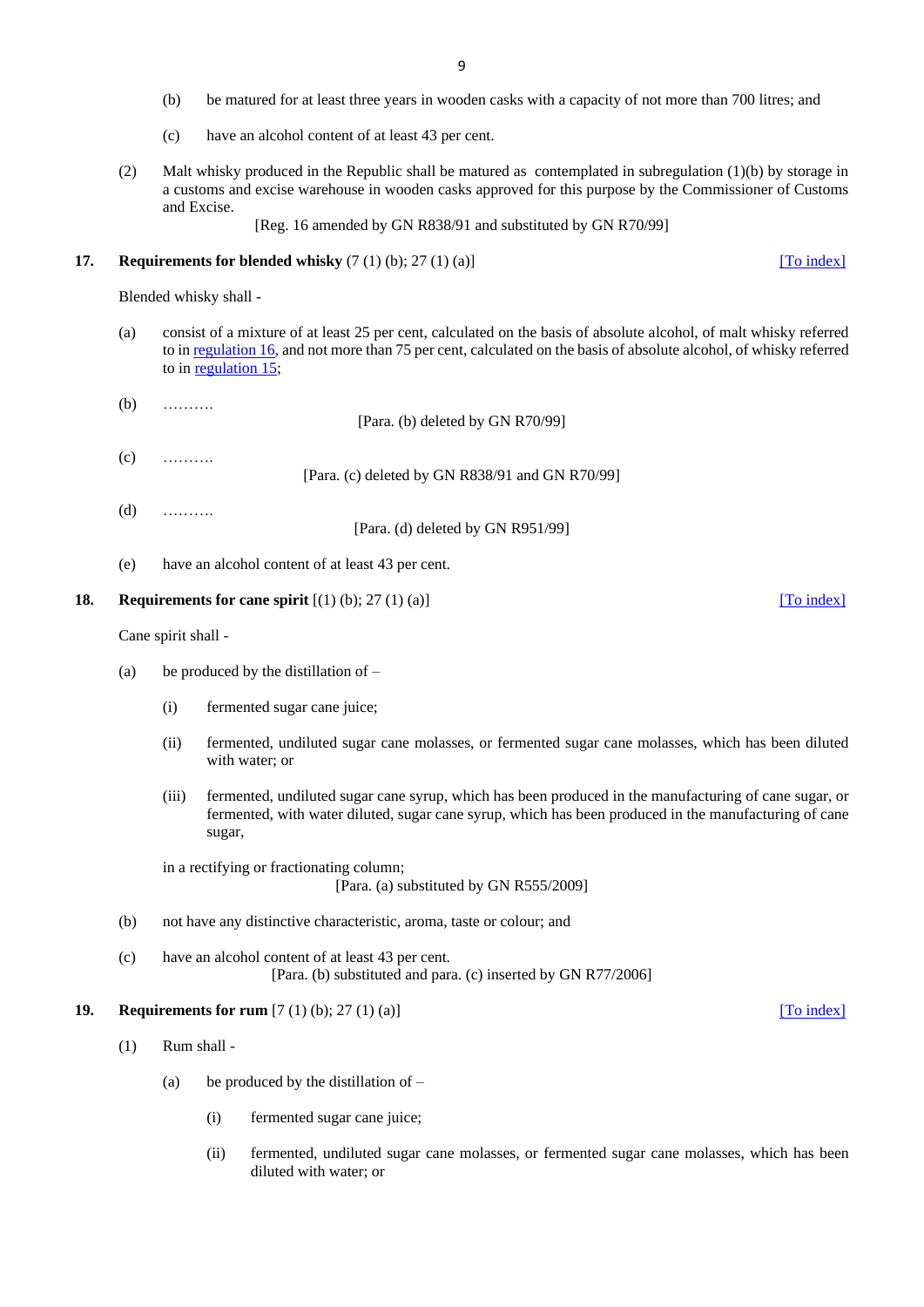(b) be matured for at least three years in wooden casks with a capacity of not more than 700 litres; and

(c) have an alcohol content of at least 43 per cent.

(2) Malt whisky produced in the Republic shall be matured as contemplated in subregulation (1)(b) by storage in a customs and excise warehouse in wooden casks approved for this purpose by the Commissioner of Customs and Excise.

[Reg. 16 amended by GN R838/91 and substituted by GN R70/99]

**17. Requirements for blended whisky** (7 (1) (b); 27 (1) (a)] [To index]

Blended whisky shall -

(a) consist of a mixture of at least 25 per cent, calculated on the basis of absolute alcohol, of malt whisky referred to in regulation 16, and not more than 75 per cent, calculated on the basis of absolute alcohol, of whisky referred to in regulation 15;

(b) ……….

[Para. (b) deleted by GN R70/99]

(c) ……….

[Para. (c) deleted by GN R838/91 and GN R70/99]

(d) ……….

[Para. (d) deleted by GN R951/99]

(e) have an alcohol content of at least 43 per cent.

**18. Requirements for cane spirit** [(1) (b); 27 (1) (a)] [To index]

Cane spirit shall -

(a) be produced by the distillation of –

(i) fermented sugar cane juice;

(ii) fermented, undiluted sugar cane molasses, or fermented sugar cane molasses, which has been diluted with water; or

(iii) fermented, undiluted sugar cane syrup, which has been produced in the manufacturing of cane sugar, or fermented, with water diluted, sugar cane syrup, which has been produced in the manufacturing of cane sugar,

in a rectifying or fractionating column;

[Para. (a) substituted by GN R555/2009]

(b) not have any distinctive characteristic, aroma, taste or colour; and

(c) have an alcohol content of at least 43 per cent.

[Para. (b) substituted and para. (c) inserted by GN R77/2006]

**19. Requirements for rum** [7 (1) (b); 27 (1) (a)] [To index]

(1) Rum shall -

(a) be produced by the distillation of –

(i) fermented sugar cane juice;

(ii) fermented, undiluted sugar cane molasses, or fermented sugar cane molasses, which has been diluted with water; or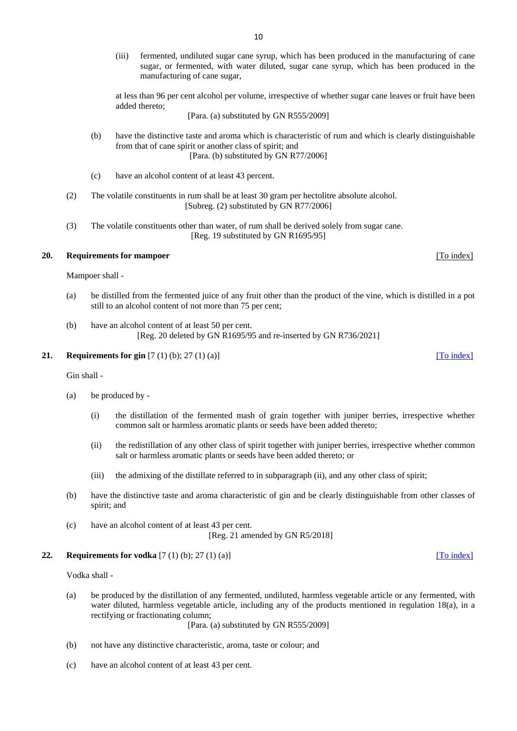(iii) fermented, undiluted sugar cane syrup, which has been produced in the manufacturing of cane sugar, or fermented, with water diluted, sugar cane syrup, which has been produced in the manufacturing of cane sugar,

at less than 96 per cent alcohol per volume, irrespective of whether sugar cane leaves or fruit have been added thereto;

[Para. (a) substituted by GN R555/2009]

(b) have the distinctive taste and aroma which is characteristic of rum and which is clearly distinguishable from that of cane spirit or another class of spirit; and

[Para. (b) substituted by GN R77/2006]

(c) have an alcohol content of at least 43 percent.

(2) The volatile constituents in rum shall be at least 30 gram per hectolitre absolute alcohol.

[Subreg. (2) substituted by GN R77/2006]

(3) The volatile constituents other than water, of rum shall be derived solely from sugar cane.

[Reg. 19 substituted by GN R1695/95]

**20. Requirements for mampoer** [To index]

Mampoer shall -

(a) be distilled from the fermented juice of any fruit other than the product of the vine, which is distilled in a pot still to an alcohol content of not more than 75 per cent;

(b) have an alcohol content of at least 50 per cent.

[Reg. 20 deleted by GN R1695/95 and re-inserted by GN R736/2021]

**21. Requirements for gin** [7 (1) (b); 27 (1) (a)] [To index]

Gin shall -

(a) be produced by -

(i) the distillation of the fermented mash of grain together with juniper berries, irrespective whether common salt or harmless aromatic plants or seeds have been added thereto;

(ii) the redistillation of any other class of spirit together with juniper berries, irrespective whether common salt or harmless aromatic plants or seeds have been added thereto; or

(iii) the admixing of the distillate referred to in subparagraph (ii), and any other class of spirit;

(b) have the distinctive taste and aroma characteristic of gin and be clearly distinguishable from other classes of spirit; and

(c) have an alcohol content of at least 43 per cent.

[Reg. 21 amended by GN R5/2018]

**22. Requirements for vodka** [7 (1) (b); 27 (1) (a)] [To index]

Vodka shall -

(a) be produced by the distillation of any fermented, undiluted, harmless vegetable article or any fermented, with water diluted, harmless vegetable article, including any of the products mentioned in regulation 18(a), in a rectifying or fractionating column;

[Para. (a) substituted by GN R555/2009]

(b) not have any distinctive characteristic, aroma, taste or colour; and

(c) have an alcohol content of at least 43 per cent.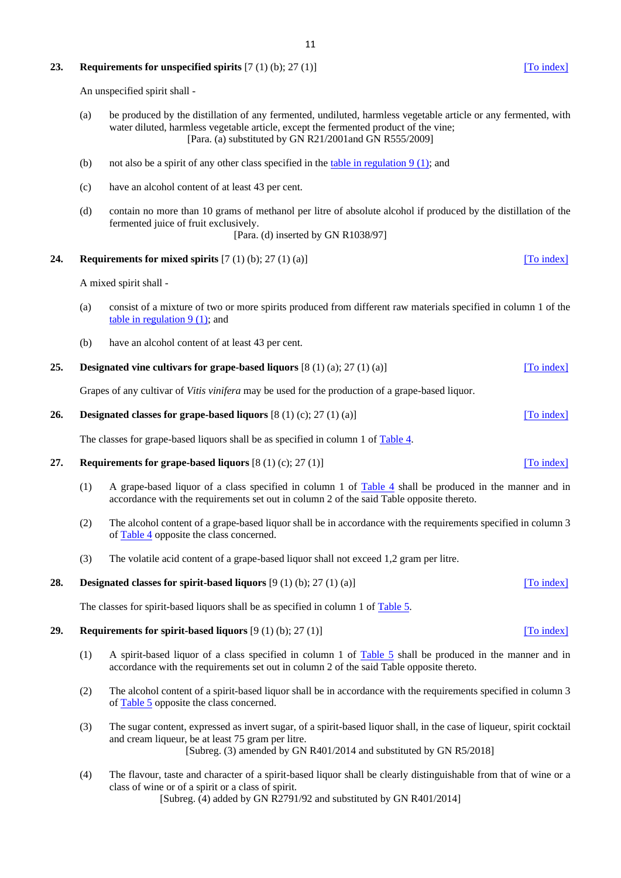**23. Requirements for unspecified spirits** [7 (1) (b); 27 (1)] [To index]

An unspecified spirit shall -

(a) be produced by the distillation of any fermented, undiluted, harmless vegetable article or any fermented, with water diluted, harmless vegetable article, except the fermented product of the vine;
[Para. (a) substituted by GN R21/2001and GN R555/2009]

(b) not also be a spirit of any other class specified in the table in regulation 9 (1); and

(c) have an alcohol content of at least 43 per cent.

(d) contain no more than 10 grams of methanol per litre of absolute alcohol if produced by the distillation of the fermented juice of fruit exclusively.
[Para. (d) inserted by GN R1038/97]

**24. Requirements for mixed spirits** [7 (1) (b); 27 (1) (a)] [To index]

A mixed spirit shall -

(a) consist of a mixture of two or more spirits produced from different raw materials specified in column 1 of the table in regulation 9 (1); and

(b) have an alcohol content of at least 43 per cent.

**25. Designated vine cultivars for grape-based liquors** [8 (1) (a); 27 (1) (a)] [To index]

Grapes of any cultivar of *Vitis vinifera* may be used for the production of a grape-based liquor.

**26. Designated classes for grape-based liquors** [8 (1) (c); 27 (1) (a)] [To index]

The classes for grape-based liquors shall be as specified in column 1 of Table 4.

**27. Requirements for grape-based liquors** [8 (1) (c); 27 (1)] [To index]

(1) A grape-based liquor of a class specified in column 1 of Table 4 shall be produced in the manner and in accordance with the requirements set out in column 2 of the said Table opposite thereto.

(2) The alcohol content of a grape-based liquor shall be in accordance with the requirements specified in column 3 of Table 4 opposite the class concerned.

(3) The volatile acid content of a grape-based liquor shall not exceed 1,2 gram per litre.

**28. Designated classes for spirit-based liquors** [9 (1) (b); 27 (1) (a)] [To index]

The classes for spirit-based liquors shall be as specified in column 1 of Table 5.

**29. Requirements for spirit-based liquors** [9 (1) (b); 27 (1)] [To index]

(1) A spirit-based liquor of a class specified in column 1 of Table 5 shall be produced in the manner and in accordance with the requirements set out in column 2 of the said Table opposite thereto.

(2) The alcohol content of a spirit-based liquor shall be in accordance with the requirements specified in column 3 of Table 5 opposite the class concerned.

(3) The sugar content, expressed as invert sugar, of a spirit-based liquor shall, in the case of liqueur, spirit cocktail and cream liqueur, be at least 75 gram per litre.
[Subreg. (3) amended by GN R401/2014 and substituted by GN R5/2018]

(4) The flavour, taste and character of a spirit-based liquor shall be clearly distinguishable from that of wine or a class of wine or of a spirit or a class of spirit.
[Subreg. (4) added by GN R2791/92 and substituted by GN R401/2014]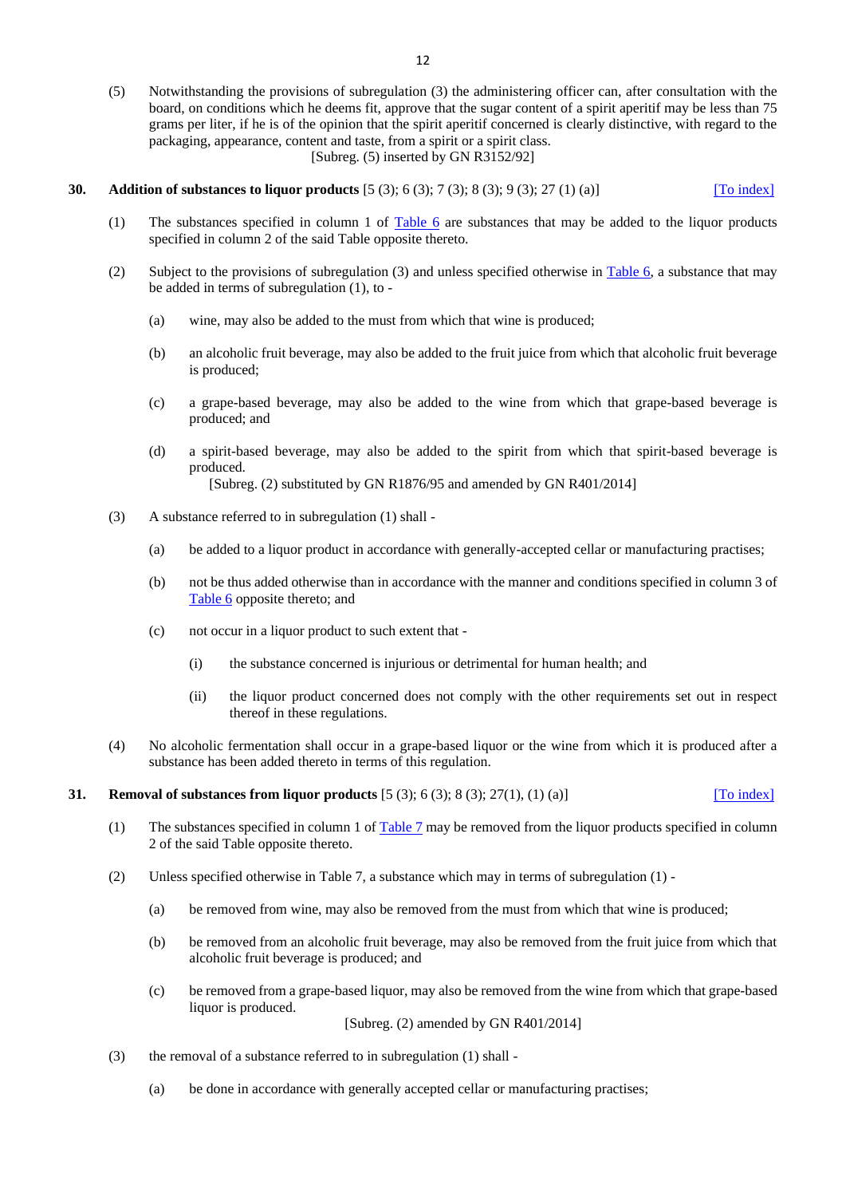(5) Notwithstanding the provisions of subregulation (3) the administering officer can, after consultation with the board, on conditions which he deems fit, approve that the sugar content of a spirit aperitif may be less than 75 grams per liter, if he is of the opinion that the spirit aperitif concerned is clearly distinctive, with regard to the packaging, appearance, content and taste, from a spirit or a spirit class.

[Subreg. (5) inserted by GN R3152/92]

**30. Addition of substances to liquor products** [5 (3); 6 (3); 7 (3); 8 (3); 9 (3); 27 (1) (a)] [To index]

(1) The substances specified in column 1 of Table 6 are substances that may be added to the liquor products specified in column 2 of the said Table opposite thereto.

(2) Subject to the provisions of subregulation (3) and unless specified otherwise in Table 6, a substance that may be added in terms of subregulation (1), to -

(a) wine, may also be added to the must from which that wine is produced;

(b) an alcoholic fruit beverage, may also be added to the fruit juice from which that alcoholic fruit beverage is produced;

(c) a grape-based beverage, may also be added to the wine from which that grape-based beverage is produced; and

(d) a spirit-based beverage, may also be added to the spirit from which that spirit-based beverage is produced.

[Subreg. (2) substituted by GN R1876/95 and amended by GN R401/2014]

(3) A substance referred to in subregulation (1) shall -

(a) be added to a liquor product in accordance with generally-accepted cellar or manufacturing practises;

(b) not be thus added otherwise than in accordance with the manner and conditions specified in column 3 of Table 6 opposite thereto; and

(c) not occur in a liquor product to such extent that -

(i) the substance concerned is injurious or detrimental for human health; and

(ii) the liquor product concerned does not comply with the other requirements set out in respect thereof in these regulations.

(4) No alcoholic fermentation shall occur in a grape-based liquor or the wine from which it is produced after a substance has been added thereto in terms of this regulation.

**31. Removal of substances from liquor products** [5 (3); 6 (3); 8 (3); 27(1), (1) (a)] [To index]

(1) The substances specified in column 1 of Table 7 may be removed from the liquor products specified in column 2 of the said Table opposite thereto.

(2) Unless specified otherwise in Table 7, a substance which may in terms of subregulation (1) -

(a) be removed from wine, may also be removed from the must from which that wine is produced;

(b) be removed from an alcoholic fruit beverage, may also be removed from the fruit juice from which that alcoholic fruit beverage is produced; and

(c) be removed from a grape-based liquor, may also be removed from the wine from which that grape-based liquor is produced.

[Subreg. (2) amended by GN R401/2014]

(3) the removal of a substance referred to in subregulation (1) shall -

(a) be done in accordance with generally accepted cellar or manufacturing practises;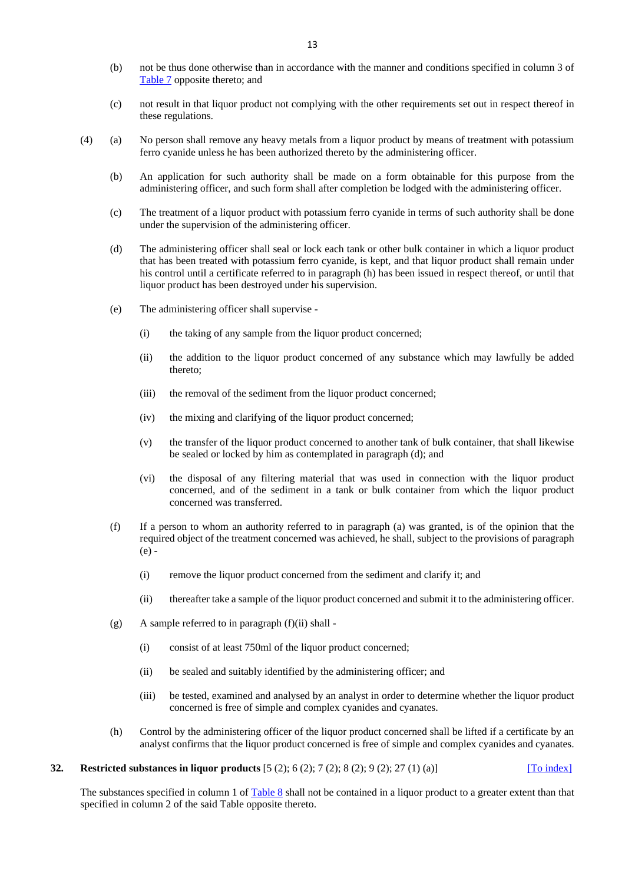(b) not be thus done otherwise than in accordance with the manner and conditions specified in column 3 of Table 7 opposite thereto; and

(c) not result in that liquor product not complying with the other requirements set out in respect thereof in these regulations.

(4) (a) No person shall remove any heavy metals from a liquor product by means of treatment with potassium ferro cyanide unless he has been authorized thereto by the administering officer.

(b) An application for such authority shall be made on a form obtainable for this purpose from the administering officer, and such form shall after completion be lodged with the administering officer.

(c) The treatment of a liquor product with potassium ferro cyanide in terms of such authority shall be done under the supervision of the administering officer.

(d) The administering officer shall seal or lock each tank or other bulk container in which a liquor product that has been treated with potassium ferro cyanide, is kept, and that liquor product shall remain under his control until a certificate referred to in paragraph (h) has been issued in respect thereof, or until that liquor product has been destroyed under his supervision.

(e) The administering officer shall supervise -

(i) the taking of any sample from the liquor product concerned;

(ii) the addition to the liquor product concerned of any substance which may lawfully be added thereto;

(iii) the removal of the sediment from the liquor product concerned;

(iv) the mixing and clarifying of the liquor product concerned;

(v) the transfer of the liquor product concerned to another tank of bulk container, that shall likewise be sealed or locked by him as contemplated in paragraph (d); and

(vi) the disposal of any filtering material that was used in connection with the liquor product concerned, and of the sediment in a tank or bulk container from which the liquor product concerned was transferred.

(f) If a person to whom an authority referred to in paragraph (a) was granted, is of the opinion that the required object of the treatment concerned was achieved, he shall, subject to the provisions of paragraph (e) -

(i) remove the liquor product concerned from the sediment and clarify it; and

(ii) thereafter take a sample of the liquor product concerned and submit it to the administering officer.

(g) A sample referred to in paragraph (f)(ii) shall -

(i) consist of at least 750ml of the liquor product concerned;

(ii) be sealed and suitably identified by the administering officer; and

(iii) be tested, examined and analysed by an analyst in order to determine whether the liquor product concerned is free of simple and complex cyanides and cyanates.

(h) Control by the administering officer of the liquor product concerned shall be lifted if a certificate by an analyst confirms that the liquor product concerned is free of simple and complex cyanides and cyanates.

**32. Restricted substances in liquor products** [5 (2); 6 (2); 7 (2); 8 (2); 9 (2); 27 (1) (a)] [To index]

The substances specified in column 1 of Table 8 shall not be contained in a liquor product to a greater extent than that specified in column 2 of the said Table opposite thereto.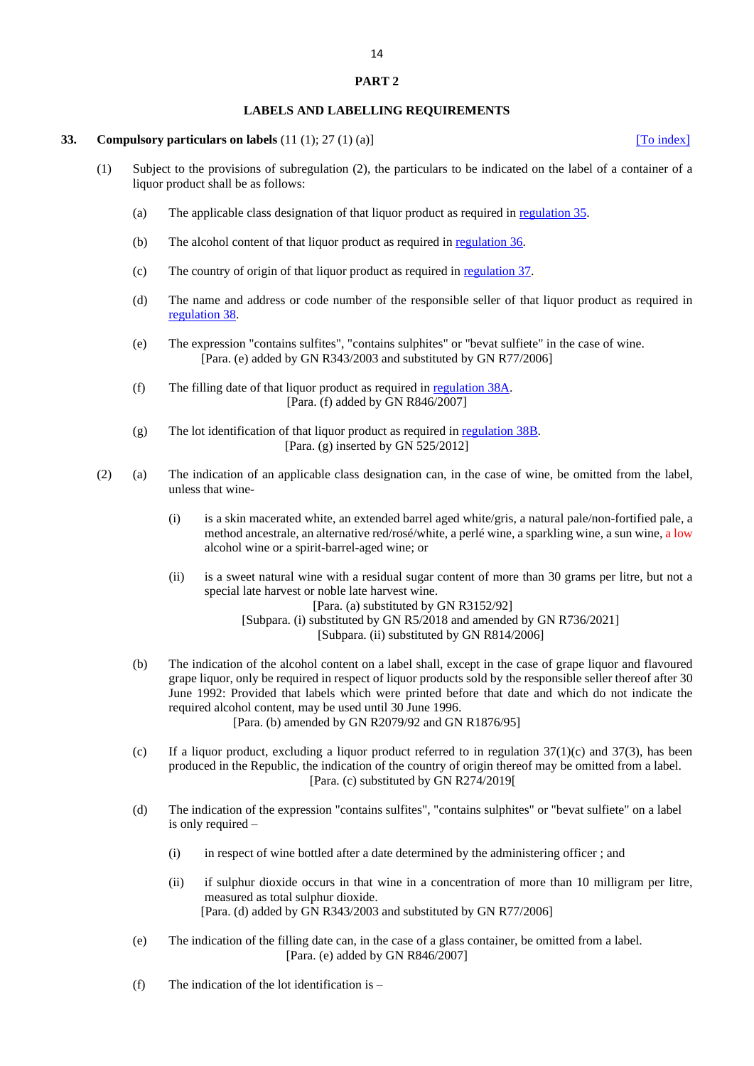## PART 2

## LABELS AND LABELLING REQUIREMENTS

**33. Compulsory particulars on labels** (11 (1); 27 (1) (a)] [To index]

(1) Subject to the provisions of subregulation (2), the particulars to be indicated on the label of a container of a liquor product shall be as follows:

(a) The applicable class designation of that liquor product as required in regulation 35.

(b) The alcohol content of that liquor product as required in regulation 36.

(c) The country of origin of that liquor product as required in regulation 37.

(d) The name and address or code number of the responsible seller of that liquor product as required in regulation 38.

(e) The expression "contains sulfites", "contains sulphites" or "bevat sulfiete" in the case of wine.
[Para. (e) added by GN R343/2003 and substituted by GN R77/2006]

(f) The filling date of that liquor product as required in regulation 38A.
[Para. (f) added by GN R846/2007]

(g) The lot identification of that liquor product as required in regulation 38B.
[Para. (g) inserted by GN 525/2012]

(2) (a) The indication of an applicable class designation can, in the case of wine, be omitted from the label, unless that wine-

(i) is a skin macerated white, an extended barrel aged white/gris, a natural pale/non-fortified pale, a method ancestrale, an alternative red/rosé/white, a perlé wine, a sparkling wine, a sun wine, a low alcohol wine or a spirit-barrel-aged wine; or

(ii) is a sweet natural wine with a residual sugar content of more than 30 grams per litre, but not a special late harvest or noble late harvest wine.
[Para. (a) substituted by GN R3152/92]
[Subpara. (i) substituted by GN R5/2018 and amended by GN R736/2021]
[Subpara. (ii) substituted by GN R814/2006]

(b) The indication of the alcohol content on a label shall, except in the case of grape liquor and flavoured grape liquor, only be required in respect of liquor products sold by the responsible seller thereof after 30 June 1992: Provided that labels which were printed before that date and which do not indicate the required alcohol content, may be used until 30 June 1996.
[Para. (b) amended by GN R2079/92 and GN R1876/95]

(c) If a liquor product, excluding a liquor product referred to in regulation 37(1)(c) and 37(3), has been produced in the Republic, the indication of the country of origin thereof may be omitted from a label.
[Para. (c) substituted by GN R274/2019[

(d) The indication of the expression "contains sulfites", "contains sulphites" or "bevat sulfiete" on a label is only required –

(i) in respect of wine bottled after a date determined by the administering officer ; and

(ii) if sulphur dioxide occurs in that wine in a concentration of more than 10 milligram per litre, measured as total sulphur dioxide.
[Para. (d) added by GN R343/2003 and substituted by GN R77/2006]

(e) The indication of the filling date can, in the case of a glass container, be omitted from a label.
[Para. (e) added by GN R846/2007]

(f) The indication of the lot identification is –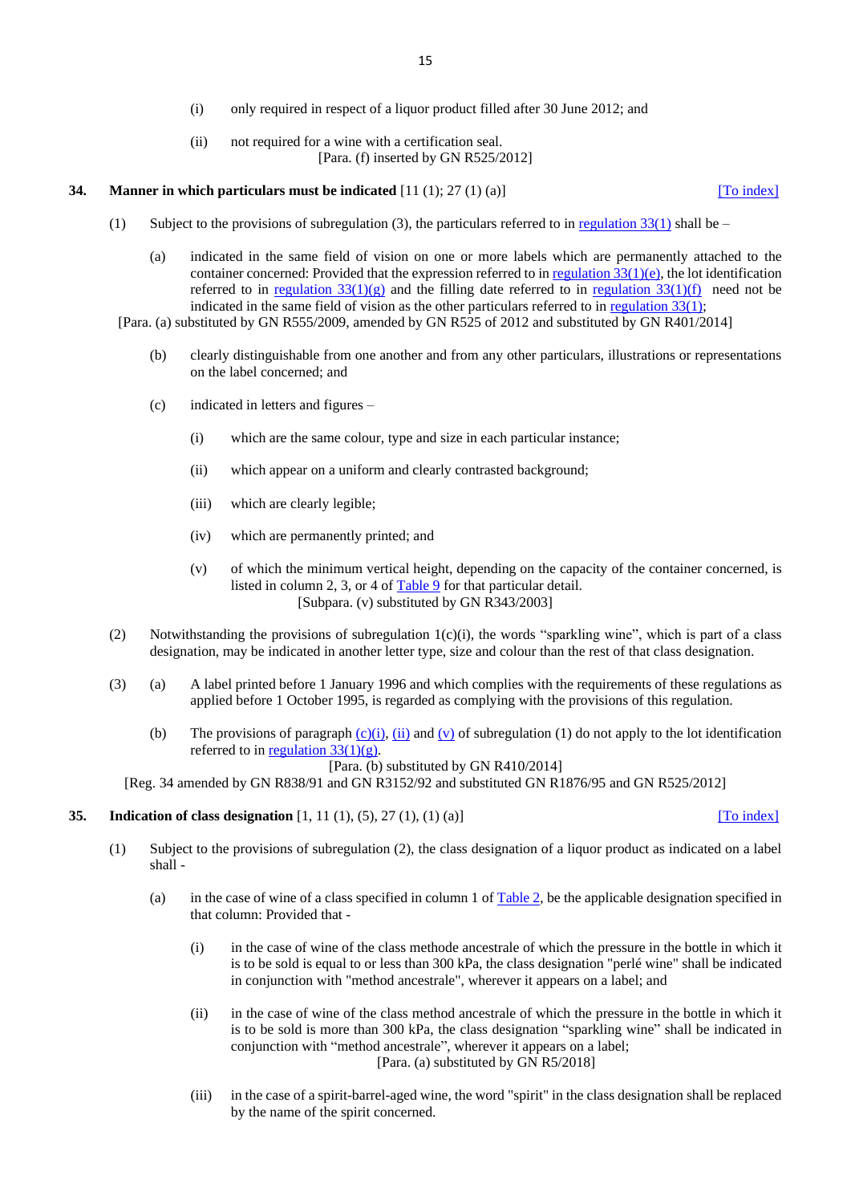(i) only required in respect of a liquor product filled after 30 June 2012; and

(ii) not required for a wine with a certification seal.
[Para. (f) inserted by GN R525/2012]

**34. Manner in which particulars must be indicated** [11 (1); 27 (1) (a)] [To index]

(1) Subject to the provisions of subregulation (3), the particulars referred to in regulation 33(1) shall be –

(a) indicated in the same field of vision on one or more labels which are permanently attached to the container concerned: Provided that the expression referred to in regulation 33(1)(e), the lot identification referred to in regulation 33(1)(g) and the filling date referred to in regulation 33(1)(f) need not be indicated in the same field of vision as the other particulars referred to in regulation 33(1);
[Para. (a) substituted by GN R555/2009, amended by GN R525 of 2012 and substituted by GN R401/2014]

(b) clearly distinguishable from one another and from any other particulars, illustrations or representations on the label concerned; and

(c) indicated in letters and figures –

(i) which are the same colour, type and size in each particular instance;

(ii) which appear on a uniform and clearly contrasted background;

(iii) which are clearly legible;

(iv) which are permanently printed; and

(v) of which the minimum vertical height, depending on the capacity of the container concerned, is listed in column 2, 3, or 4 of Table 9 for that particular detail.
[Subpara. (v) substituted by GN R343/2003]

(2) Notwithstanding the provisions of subregulation 1(c)(i), the words "sparkling wine", which is part of a class designation, may be indicated in another letter type, size and colour than the rest of that class designation.

(3) (a) A label printed before 1 January 1996 and which complies with the requirements of these regulations as applied before 1 October 1995, is regarded as complying with the provisions of this regulation.

(b) The provisions of paragraph (c)(i), (ii) and (v) of subregulation (1) do not apply to the lot identification referred to in regulation 33(1)(g).
[Para. (b) substituted by GN R410/2014]

[Reg. 34 amended by GN R838/91 and GN R3152/92 and substituted GN R1876/95 and GN R525/2012]

**35. Indication of class designation** [1, 11 (1), (5), 27 (1), (1) (a)] [To index]

(1) Subject to the provisions of subregulation (2), the class designation of a liquor product as indicated on a label shall -

(a) in the case of wine of a class specified in column 1 of Table 2, be the applicable designation specified in that column: Provided that -

(i) in the case of wine of the class methode ancestrale of which the pressure in the bottle in which it is to be sold is equal to or less than 300 kPa, the class designation "perlé wine" shall be indicated in conjunction with "method ancestrale", wherever it appears on a label; and

(ii) in the case of wine of the class method ancestrale of which the pressure in the bottle in which it is to be sold is more than 300 kPa, the class designation "sparkling wine" shall be indicated in conjunction with "method ancestrale", wherever it appears on a label;
[Para. (a) substituted by GN R5/2018]

(iii) in the case of a spirit-barrel-aged wine, the word "spirit" in the class designation shall be replaced by the name of the spirit concerned.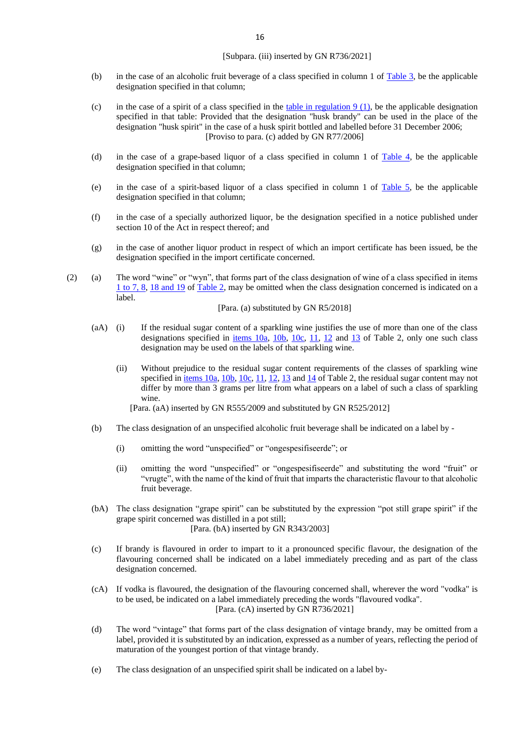[Subpara. (iii) inserted by GN R736/2021]

(b) in the case of an alcoholic fruit beverage of a class specified in column 1 of Table 3, be the applicable designation specified in that column;

(c) in the case of a spirit of a class specified in the table in regulation 9 (1), be the applicable designation specified in that table: Provided that the designation "husk brandy" can be used in the place of the designation "husk spirit" in the case of a husk spirit bottled and labelled before 31 December 2006;
[Proviso to para. (c) added by GN R77/2006]

(d) in the case of a grape-based liquor of a class specified in column 1 of Table 4, be the applicable designation specified in that column;

(e) in the case of a spirit-based liquor of a class specified in column 1 of Table 5, be the applicable designation specified in that column;

(f) in the case of a specially authorized liquor, be the designation specified in a notice published under section 10 of the Act in respect thereof; and

(g) in the case of another liquor product in respect of which an import certificate has been issued, be the designation specified in the import certificate concerned.

(2) (a) The word “wine” or “wyn”, that forms part of the class designation of wine of a class specified in items 1 to 7, 8, 18 and 19 of Table 2, may be omitted when the class designation concerned is indicated on a label.
[Para. (a) substituted by GN R5/2018]

(aA) (i) If the residual sugar content of a sparkling wine justifies the use of more than one of the class designations specified in items 10a, 10b, 10c, 11, 12 and 13 of Table 2, only one such class designation may be used on the labels of that sparkling wine.

(ii) Without prejudice to the residual sugar content requirements of the classes of sparkling wine specified in items 10a, 10b, 10c, 11, 12, 13 and 14 of Table 2, the residual sugar content may not differ by more than 3 grams per litre from what appears on a label of such a class of sparkling wine.

[Para. (aA) inserted by GN R555/2009 and substituted by GN R525/2012]

(b) The class designation of an unspecified alcoholic fruit beverage shall be indicated on a label by -

(i) omitting the word “unspecified” or “ongespesifiseerde”; or

(ii) omitting the word “unspecified” or “ongespesifiseerde” and substituting the word “fruit” or “vrugte”, with the name of the kind of fruit that imparts the characteristic flavour to that alcoholic fruit beverage.

(bA) The class designation “grape spirit” can be substituted by the expression “pot still grape spirit” if the grape spirit concerned was distilled in a pot still;
[Para. (bA) inserted by GN R343/2003]

(c) If brandy is flavoured in order to impart to it a pronounced specific flavour, the designation of the flavouring concerned shall be indicated on a label immediately preceding and as part of the class designation concerned.

(cA) If vodka is flavoured, the designation of the flavouring concerned shall, wherever the word "vodka" is to be used, be indicated on a label immediately preceding the words "flavoured vodka".
[Para. (cA) inserted by GN R736/2021]

(d) The word “vintage” that forms part of the class designation of vintage brandy, may be omitted from a label, provided it is substituted by an indication, expressed as a number of years, reflecting the period of maturation of the youngest portion of that vintage brandy.

(e) The class designation of an unspecified spirit shall be indicated on a label by-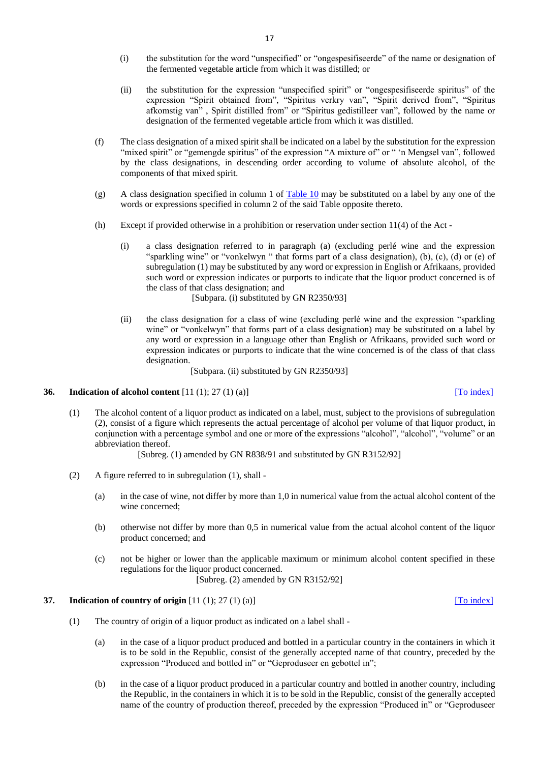(i) the substitution for the word "unspecified" or "ongespesifiseerde" of the name or designation of the fermented vegetable article from which it was distilled; or

(ii) the substitution for the expression "unspecified spirit" or "ongespesifiseerde spiritus" of the expression "Spirit obtained from", "Spiritus verkry van", "Spirit derived from", "Spiritus afkomstig van" , Spirit distilled from" or "Spiritus gedistilleer van", followed by the name or designation of the fermented vegetable article from which it was distilled.

(f) The class designation of a mixed spirit shall be indicated on a label by the substitution for the expression "mixed spirit" or "gemengde spiritus" of the expression "A mixture of" or " 'n Mengsel van", followed by the class designations, in descending order according to volume of absolute alcohol, of the components of that mixed spirit.

(g) A class designation specified in column 1 of Table 10 may be substituted on a label by any one of the words or expressions specified in column 2 of the said Table opposite thereto.

(h) Except if provided otherwise in a prohibition or reservation under section 11(4) of the Act -

(i) a class designation referred to in paragraph (a) (excluding perlé wine and the expression "sparkling wine" or "vonkelwyn " that forms part of a class designation), (b), (c), (d) or (e) of subregulation (1) may be substituted by any word or expression in English or Afrikaans, provided such word or expression indicates or purports to indicate that the liquor product concerned is of the class of that class designation; and

[Subpara. (i) substituted by GN R2350/93]

(ii) the class designation for a class of wine (excluding perlé wine and the expression "sparkling wine" or "vonkelwyn" that forms part of a class designation) may be substituted on a label by any word or expression in a language other than English or Afrikaans, provided such word or expression indicates or purports to indicate that the wine concerned is of the class of that class designation.

[Subpara. (ii) substituted by GN R2350/93]

**36. Indication of alcohol content** [11 (1); 27 (1) (a)] [To index]

(1) The alcohol content of a liquor product as indicated on a label, must, subject to the provisions of subregulation (2), consist of a figure which represents the actual percentage of alcohol per volume of that liquor product, in conjunction with a percentage symbol and one or more of the expressions "alcohol", "alcohol", "volume" or an abbreviation thereof.

[Subreg. (1) amended by GN R838/91 and substituted by GN R3152/92]

(2) A figure referred to in subregulation (1), shall -

(a) in the case of wine, not differ by more than 1,0 in numerical value from the actual alcohol content of the wine concerned;

(b) otherwise not differ by more than 0,5 in numerical value from the actual alcohol content of the liquor product concerned; and

(c) not be higher or lower than the applicable maximum or minimum alcohol content specified in these regulations for the liquor product concerned.

[Subreg. (2) amended by GN R3152/92]

**37. Indication of country of origin** [11 (1); 27 (1) (a)] [To index]

(1) The country of origin of a liquor product as indicated on a label shall -

(a) in the case of a liquor product produced and bottled in a particular country in the containers in which it is to be sold in the Republic, consist of the generally accepted name of that country, preceded by the expression "Produced and bottled in" or "Geproduseer en gebottel in";

(b) in the case of a liquor product produced in a particular country and bottled in another country, including the Republic, in the containers in which it is to be sold in the Republic, consist of the generally accepted name of the country of production thereof, preceded by the expression "Produced in" or "Geproduseer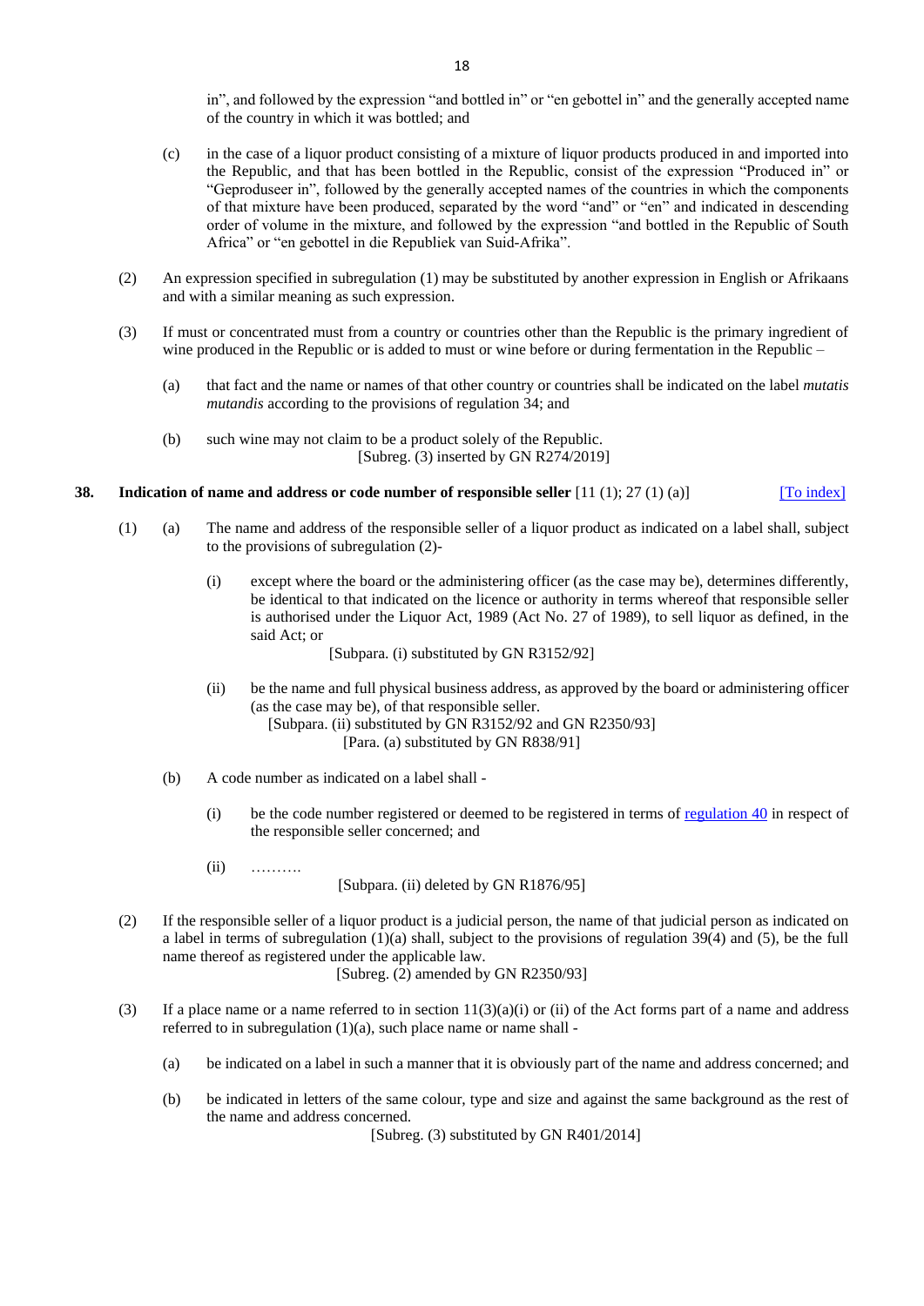in", and followed by the expression "and bottled in" or "en gebottel in" and the generally accepted name of the country in which it was bottled; and

(c) in the case of a liquor product consisting of a mixture of liquor products produced in and imported into the Republic, and that has been bottled in the Republic, consist of the expression "Produced in" or "Geproduseer in", followed by the generally accepted names of the countries in which the components of that mixture have been produced, separated by the word "and" or "en" and indicated in descending order of volume in the mixture, and followed by the expression "and bottled in the Republic of South Africa" or "en gebottel in die Republiek van Suid-Afrika".

(2) An expression specified in subregulation (1) may be substituted by another expression in English or Afrikaans and with a similar meaning as such expression.

(3) If must or concentrated must from a country or countries other than the Republic is the primary ingredient of wine produced in the Republic or is added to must or wine before or during fermentation in the Republic –

(a) that fact and the name or names of that other country or countries shall be indicated on the label *mutatis mutandis* according to the provisions of regulation 34; and

(b) such wine may not claim to be a product solely of the Republic.

[Subreg. (3) inserted by GN R274/2019]

**38. Indication of name and address or code number of responsible seller** [11 (1); 27 (1) (a)] [To index]

(1) (a) The name and address of the responsible seller of a liquor product as indicated on a label shall, subject to the provisions of subregulation (2)-

(i) except where the board or the administering officer (as the case may be), determines differently, be identical to that indicated on the licence or authority in terms whereof that responsible seller is authorised under the Liquor Act, 1989 (Act No. 27 of 1989), to sell liquor as defined, in the said Act; or

[Subpara. (i) substituted by GN R3152/92]

(ii) be the name and full physical business address, as approved by the board or administering officer (as the case may be), of that responsible seller.

[Subpara. (ii) substituted by GN R3152/92 and GN R2350/93]

[Para. (a) substituted by GN R838/91]

(b) A code number as indicated on a label shall -

(i) be the code number registered or deemed to be registered in terms of regulation 40 in respect of the responsible seller concerned; and

(ii) ……….

[Subpara. (ii) deleted by GN R1876/95]

(2) If the responsible seller of a liquor product is a judicial person, the name of that judicial person as indicated on a label in terms of subregulation (1)(a) shall, subject to the provisions of regulation 39(4) and (5), be the full name thereof as registered under the applicable law.

[Subreg. (2) amended by GN R2350/93]

(3) If a place name or a name referred to in section 11(3)(a)(i) or (ii) of the Act forms part of a name and address referred to in subregulation (1)(a), such place name or name shall -

(a) be indicated on a label in such a manner that it is obviously part of the name and address concerned; and

(b) be indicated in letters of the same colour, type and size and against the same background as the rest of the name and address concerned.

[Subreg. (3) substituted by GN R401/2014]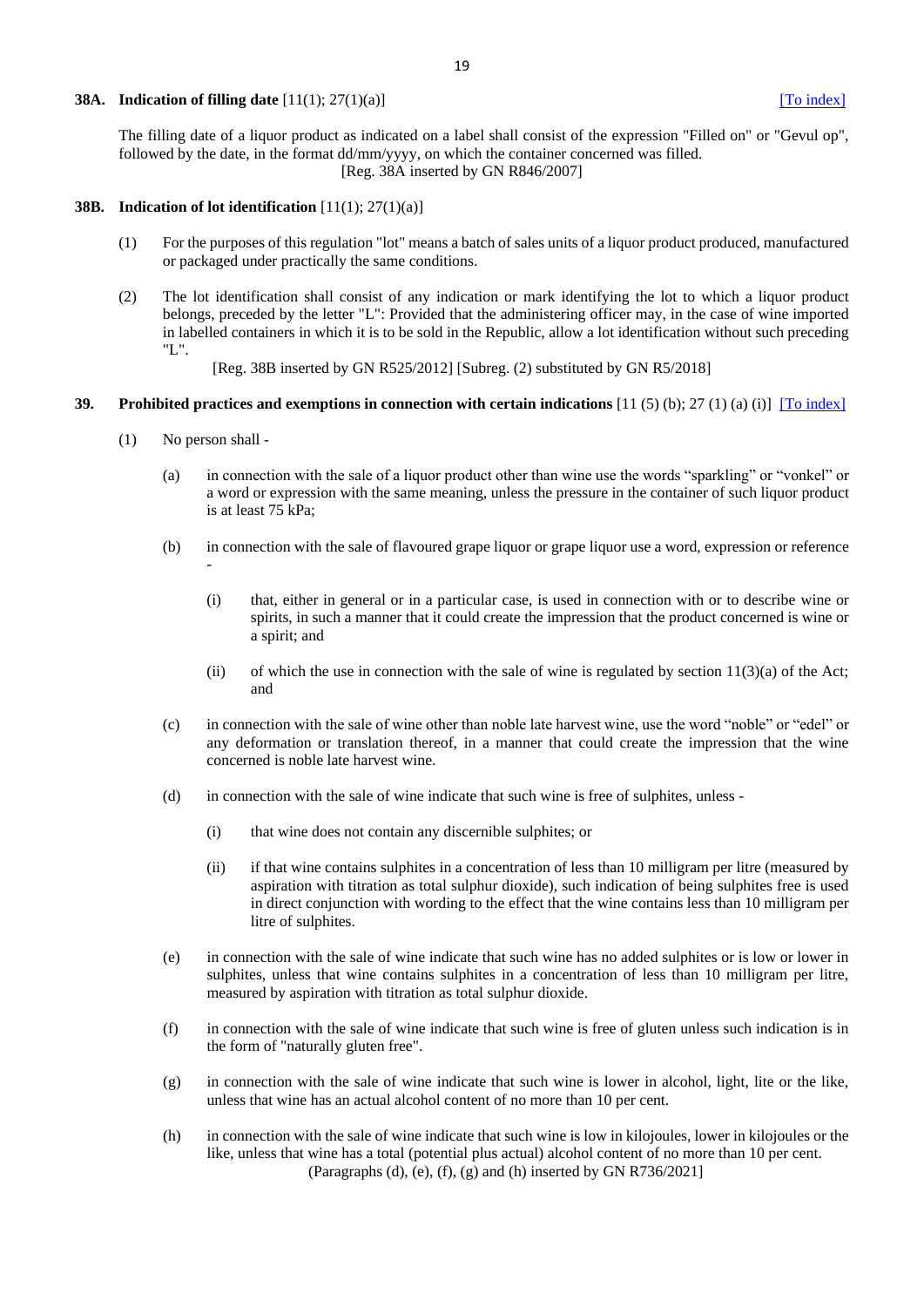**38A. Indication of filling date** [11(1); 27(1)(a)] [To index]

The filling date of a liquor product as indicated on a label shall consist of the expression "Filled on" or "Gevul op", followed by the date, in the format dd/mm/yyyy, on which the container concerned was filled.
[Reg. 38A inserted by GN R846/2007]

**38B. Indication of lot identification** [11(1); 27(1)(a)]

(1) For the purposes of this regulation "lot" means a batch of sales units of a liquor product produced, manufactured or packaged under practically the same conditions.

(2) The lot identification shall consist of any indication or mark identifying the lot to which a liquor product belongs, preceded by the letter "L": Provided that the administering officer may, in the case of wine imported in labelled containers in which it is to be sold in the Republic, allow a lot identification without such preceding "L".

[Reg. 38B inserted by GN R525/2012] [Subreg. (2) substituted by GN R5/2018]

**39. Prohibited practices and exemptions in connection with certain indications** [11 (5) (b); 27 (1) (a) (i)] [To index]

(1) No person shall -

(a) in connection with the sale of a liquor product other than wine use the words "sparkling" or "vonkel" or a word or expression with the same meaning, unless the pressure in the container of such liquor product is at least 75 kPa;

(b) in connection with the sale of flavoured grape liquor or grape liquor use a word, expression or reference -

(i) that, either in general or in a particular case, is used in connection with or to describe wine or spirits, in such a manner that it could create the impression that the product concerned is wine or a spirit; and

(ii) of which the use in connection with the sale of wine is regulated by section 11(3)(a) of the Act; and

(c) in connection with the sale of wine other than noble late harvest wine, use the word "noble" or "edel" or any deformation or translation thereof, in a manner that could create the impression that the wine concerned is noble late harvest wine.

(d) in connection with the sale of wine indicate that such wine is free of sulphites, unless -

(i) that wine does not contain any discernible sulphites; or

(ii) if that wine contains sulphites in a concentration of less than 10 milligram per litre (measured by aspiration with titration as total sulphur dioxide), such indication of being sulphites free is used in direct conjunction with wording to the effect that the wine contains less than 10 milligram per litre of sulphites.

(e) in connection with the sale of wine indicate that such wine has no added sulphites or is low or lower in sulphites, unless that wine contains sulphites in a concentration of less than 10 milligram per litre, measured by aspiration with titration as total sulphur dioxide.

(f) in connection with the sale of wine indicate that such wine is free of gluten unless such indication is in the form of "naturally gluten free".

(g) in connection with the sale of wine indicate that such wine is lower in alcohol, light, lite or the like, unless that wine has an actual alcohol content of no more than 10 per cent.

(h) in connection with the sale of wine indicate that such wine is low in kilojoules, lower in kilojoules or the like, unless that wine has a total (potential plus actual) alcohol content of no more than 10 per cent.
(Paragraphs (d), (e), (f), (g) and (h) inserted by GN R736/2021]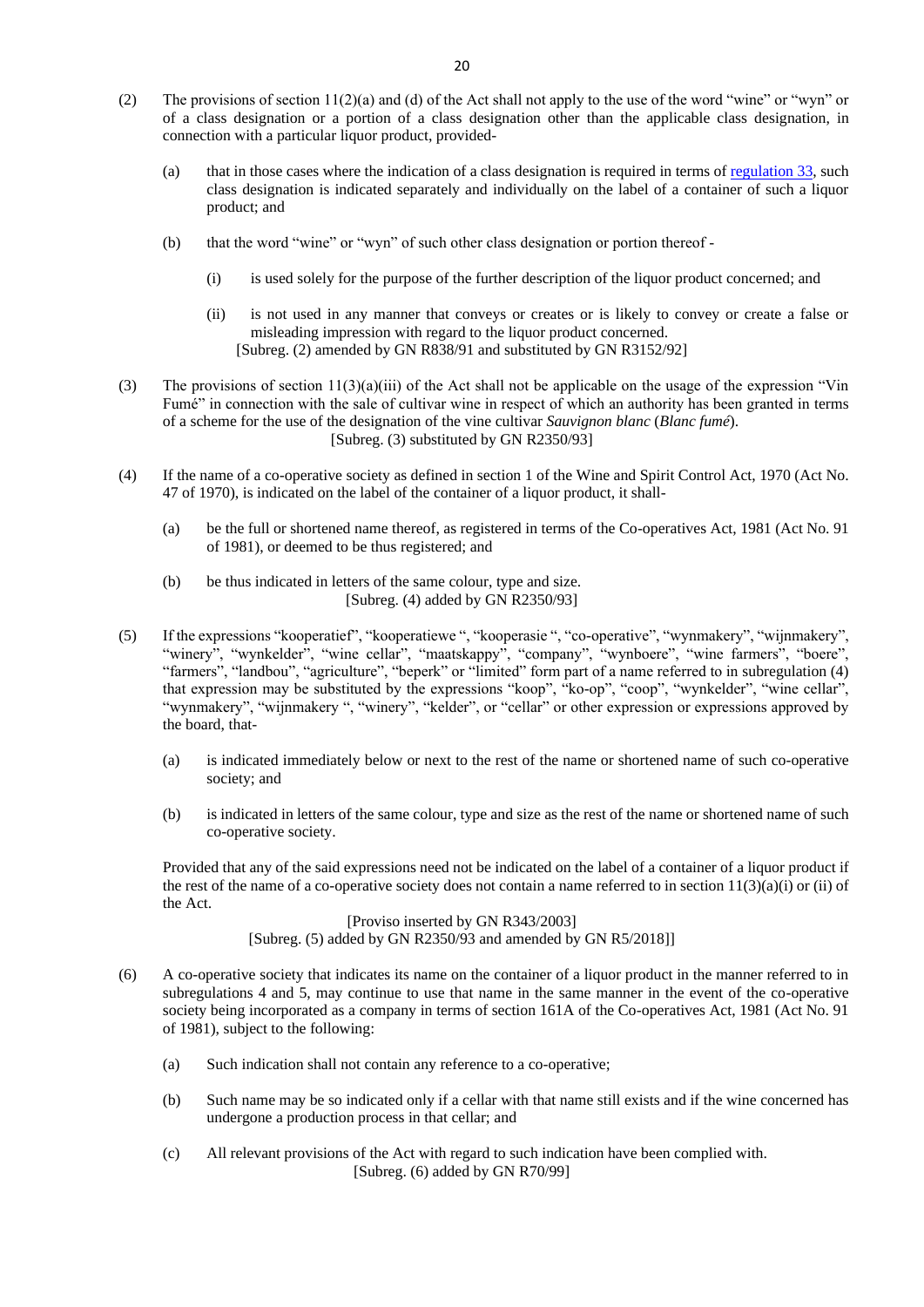(2) The provisions of section 11(2)(a) and (d) of the Act shall not apply to the use of the word "wine" or "wyn" or of a class designation or a portion of a class designation other than the applicable class designation, in connection with a particular liquor product, provided-

(a) that in those cases where the indication of a class designation is required in terms of regulation 33, such class designation is indicated separately and individually on the label of a container of such a liquor product; and

(b) that the word "wine" or "wyn" of such other class designation or portion thereof -

(i) is used solely for the purpose of the further description of the liquor product concerned; and

(ii) is not used in any manner that conveys or creates or is likely to convey or create a false or misleading impression with regard to the liquor product concerned.
[Subreg. (2) amended by GN R838/91 and substituted by GN R3152/92]

(3) The provisions of section 11(3)(a)(iii) of the Act shall not be applicable on the usage of the expression "Vin Fumé" in connection with the sale of cultivar wine in respect of which an authority has been granted in terms of a scheme for the use of the designation of the vine cultivar *Sauvignon blanc* (*Blanc fumé*).
[Subreg. (3) substituted by GN R2350/93]

(4) If the name of a co-operative society as defined in section 1 of the Wine and Spirit Control Act, 1970 (Act No. 47 of 1970), is indicated on the label of the container of a liquor product, it shall-

(a) be the full or shortened name thereof, as registered in terms of the Co-operatives Act, 1981 (Act No. 91 of 1981), or deemed to be thus registered; and

(b) be thus indicated in letters of the same colour, type and size.
[Subreg. (4) added by GN R2350/93]

(5) If the expressions "kooperatief", "kooperatiewe ", "kooperasie ", "co-operative", "wynmakery", "wijnmakery", "winery", "wynkelder", "wine cellar", "maatskappy", "company", "wynboere", "wine farmers", "boere", "farmers", "landbou", "agriculture", "beperk" or "limited" form part of a name referred to in subregulation (4) that expression may be substituted by the expressions "koop", "ko-op", "coop", "wynkelder", "wine cellar", "wynmakery", "wijnmakery ", "winery", "kelder", or "cellar" or other expression or expressions approved by the board, that-

(a) is indicated immediately below or next to the rest of the name or shortened name of such co-operative society; and

(b) is indicated in letters of the same colour, type and size as the rest of the name or shortened name of such co-operative society.

Provided that any of the said expressions need not be indicated on the label of a container of a liquor product if the rest of the name of a co-operative society does not contain a name referred to in section 11(3)(a)(i) or (ii) of the Act.

[Proviso inserted by GN R343/2003]
[Subreg. (5) added by GN R2350/93 and amended by GN R5/2018]]

(6) A co-operative society that indicates its name on the container of a liquor product in the manner referred to in subregulations 4 and 5, may continue to use that name in the same manner in the event of the co-operative society being incorporated as a company in terms of section 161A of the Co-operatives Act, 1981 (Act No. 91 of 1981), subject to the following:

(a) Such indication shall not contain any reference to a co-operative;

(b) Such name may be so indicated only if a cellar with that name still exists and if the wine concerned has undergone a production process in that cellar; and

(c) All relevant provisions of the Act with regard to such indication have been complied with.
[Subreg. (6) added by GN R70/99]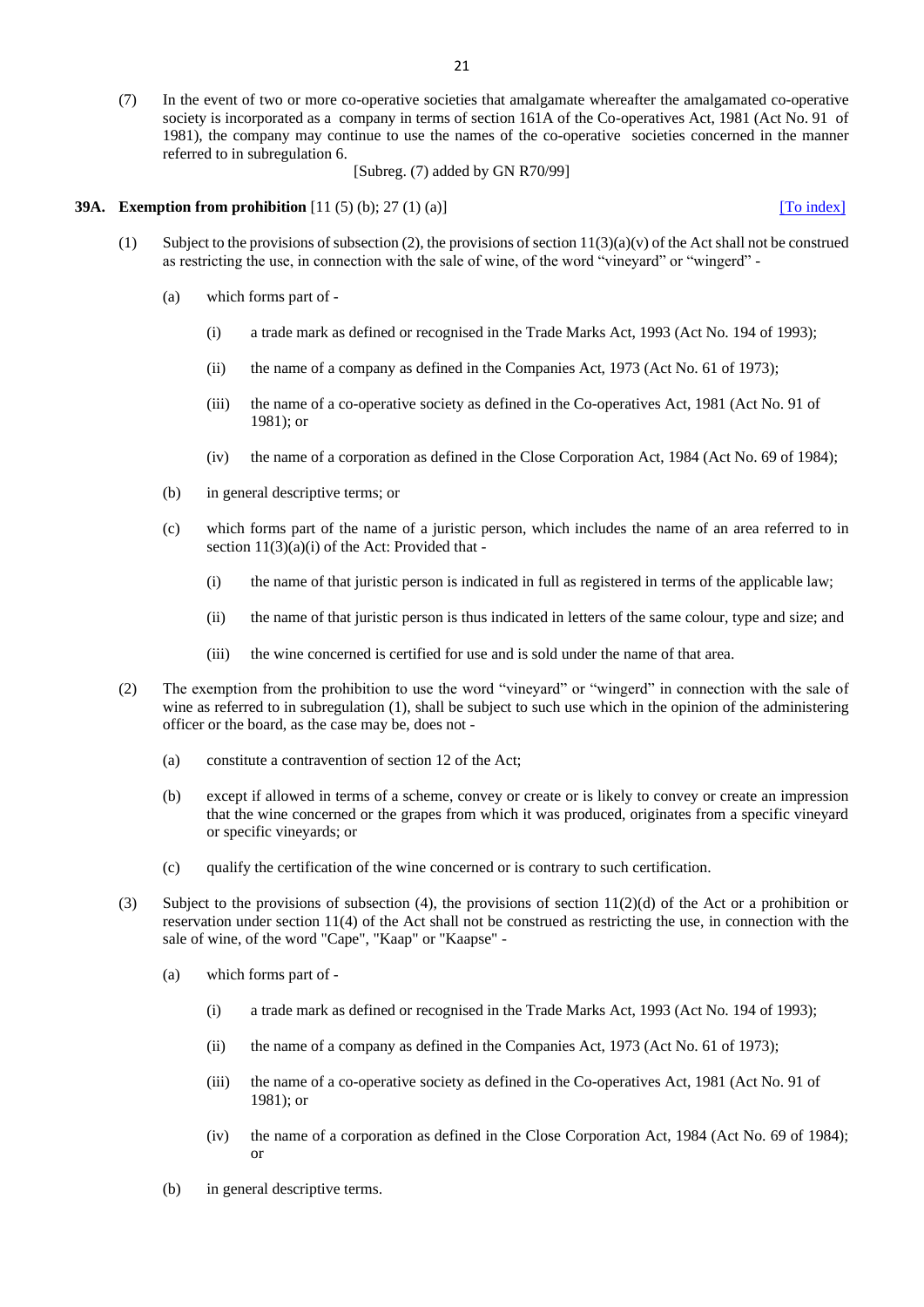(7) In the event of two or more co-operative societies that amalgamate whereafter the amalgamated co-operative society is incorporated as a company in terms of section 161A of the Co-operatives Act, 1981 (Act No. 91 of 1981), the company may continue to use the names of the co-operative societies concerned in the manner referred to in subregulation 6.

[Subreg. (7) added by GN R70/99]

**39A. Exemption from prohibition** [11 (5) (b); 27 (1) (a)] [To index]

(1) Subject to the provisions of subsection (2), the provisions of section 11(3)(a)(v) of the Act shall not be construed as restricting the use, in connection with the sale of wine, of the word "vineyard" or "wingerd" -

(a) which forms part of -

(i) a trade mark as defined or recognised in the Trade Marks Act, 1993 (Act No. 194 of 1993);

(ii) the name of a company as defined in the Companies Act, 1973 (Act No. 61 of 1973);

(iii) the name of a co-operative society as defined in the Co-operatives Act, 1981 (Act No. 91 of 1981); or

(iv) the name of a corporation as defined in the Close Corporation Act, 1984 (Act No. 69 of 1984);

(b) in general descriptive terms; or

(c) which forms part of the name of a juristic person, which includes the name of an area referred to in section 11(3)(a)(i) of the Act: Provided that -

(i) the name of that juristic person is indicated in full as registered in terms of the applicable law;

(ii) the name of that juristic person is thus indicated in letters of the same colour, type and size; and

(iii) the wine concerned is certified for use and is sold under the name of that area.

(2) The exemption from the prohibition to use the word "vineyard" or "wingerd" in connection with the sale of wine as referred to in subregulation (1), shall be subject to such use which in the opinion of the administering officer or the board, as the case may be, does not -

(a) constitute a contravention of section 12 of the Act;

(b) except if allowed in terms of a scheme, convey or create or is likely to convey or create an impression that the wine concerned or the grapes from which it was produced, originates from a specific vineyard or specific vineyards; or

(c) qualify the certification of the wine concerned or is contrary to such certification.

(3) Subject to the provisions of subsection (4), the provisions of section 11(2)(d) of the Act or a prohibition or reservation under section 11(4) of the Act shall not be construed as restricting the use, in connection with the sale of wine, of the word "Cape", "Kaap" or "Kaapse" -

(a) which forms part of -

(i) a trade mark as defined or recognised in the Trade Marks Act, 1993 (Act No. 194 of 1993);

(ii) the name of a company as defined in the Companies Act, 1973 (Act No. 61 of 1973);

(iii) the name of a co-operative society as defined in the Co-operatives Act, 1981 (Act No. 91 of 1981); or

(iv) the name of a corporation as defined in the Close Corporation Act, 1984 (Act No. 69 of 1984); or

(b) in general descriptive terms.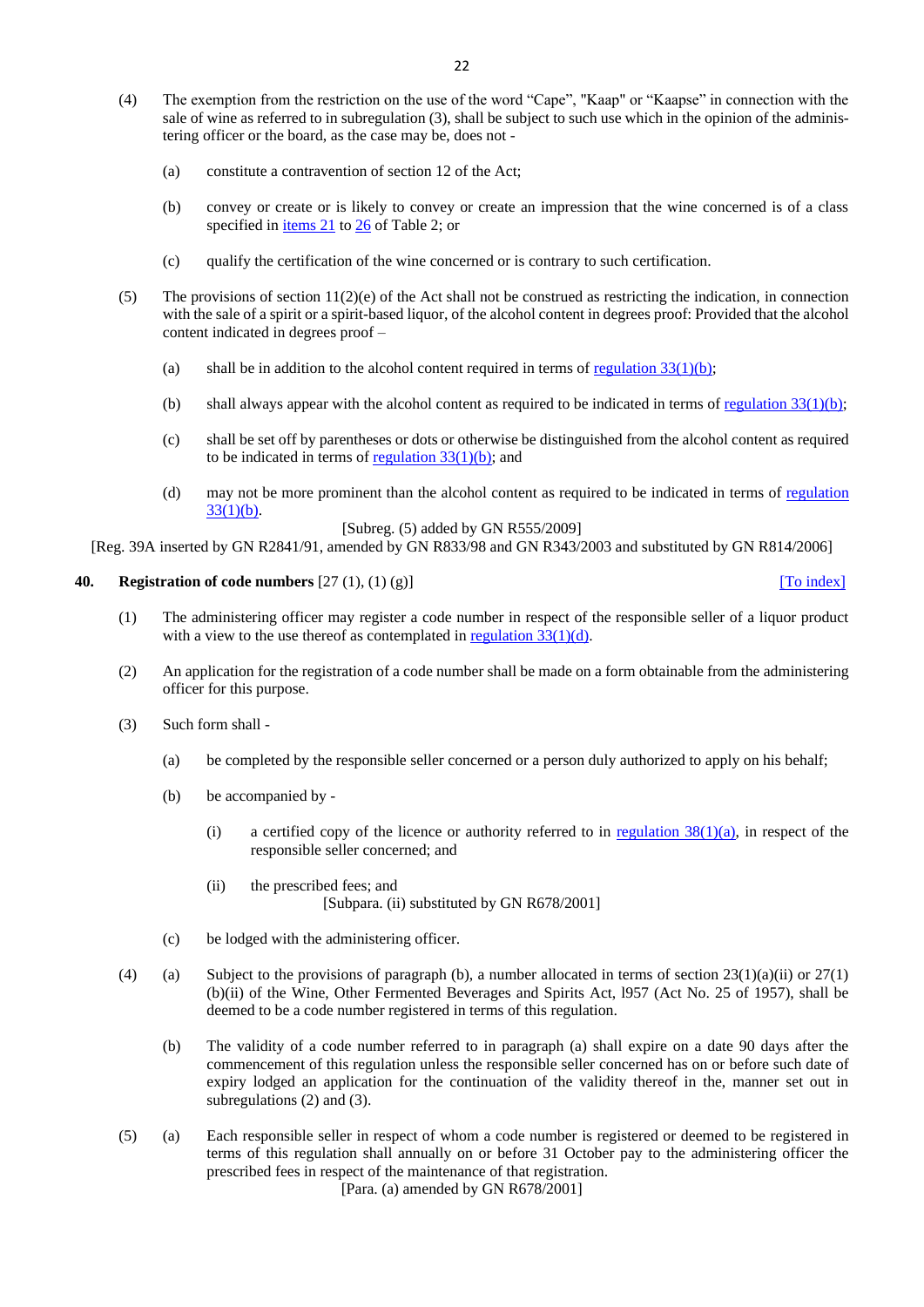(4) The exemption from the restriction on the use of the word "Cape", "Kaap" or "Kaapse" in connection with the sale of wine as referred to in subregulation (3), shall be subject to such use which in the opinion of the administering officer or the board, as the case may be, does not -

(a) constitute a contravention of section 12 of the Act;

(b) convey or create or is likely to convey or create an impression that the wine concerned is of a class specified in items 21 to 26 of Table 2; or

(c) qualify the certification of the wine concerned or is contrary to such certification.

(5) The provisions of section 11(2)(e) of the Act shall not be construed as restricting the indication, in connection with the sale of a spirit or a spirit-based liquor, of the alcohol content in degrees proof: Provided that the alcohol content indicated in degrees proof –

(a) shall be in addition to the alcohol content required in terms of regulation 33(1)(b);

(b) shall always appear with the alcohol content as required to be indicated in terms of regulation 33(1)(b);

(c) shall be set off by parentheses or dots or otherwise be distinguished from the alcohol content as required to be indicated in terms of regulation 33(1)(b); and

(d) may not be more prominent than the alcohol content as required to be indicated in terms of regulation 33(1)(b).

[Subreg. (5) added by GN R555/2009]

[Reg. 39A inserted by GN R2841/91, amended by GN R833/98 and GN R343/2003 and substituted by GN R814/2006]

**40. Registration of code numbers** [27 (1), (1) (g)] [To index]

(1) The administering officer may register a code number in respect of the responsible seller of a liquor product with a view to the use thereof as contemplated in regulation 33(1)(d).

(2) An application for the registration of a code number shall be made on a form obtainable from the administering officer for this purpose.

(3) Such form shall -

(a) be completed by the responsible seller concerned or a person duly authorized to apply on his behalf;

(b) be accompanied by -

(i) a certified copy of the licence or authority referred to in regulation 38(1)(a), in respect of the responsible seller concerned; and

(ii) the prescribed fees; and

[Subpara. (ii) substituted by GN R678/2001]

(c) be lodged with the administering officer.

(4) (a) Subject to the provisions of paragraph (b), a number allocated in terms of section 23(1)(a)(ii) or 27(1)(b)(ii) of the Wine, Other Fermented Beverages and Spirits Act, l957 (Act No. 25 of 1957), shall be deemed to be a code number registered in terms of this regulation.

(b) The validity of a code number referred to in paragraph (a) shall expire on a date 90 days after the commencement of this regulation unless the responsible seller concerned has on or before such date of expiry lodged an application for the continuation of the validity thereof in the, manner set out in subregulations (2) and (3).

(5) (a) Each responsible seller in respect of whom a code number is registered or deemed to be registered in terms of this regulation shall annually on or before 31 October pay to the administering officer the prescribed fees in respect of the maintenance of that registration.

[Para. (a) amended by GN R678/2001]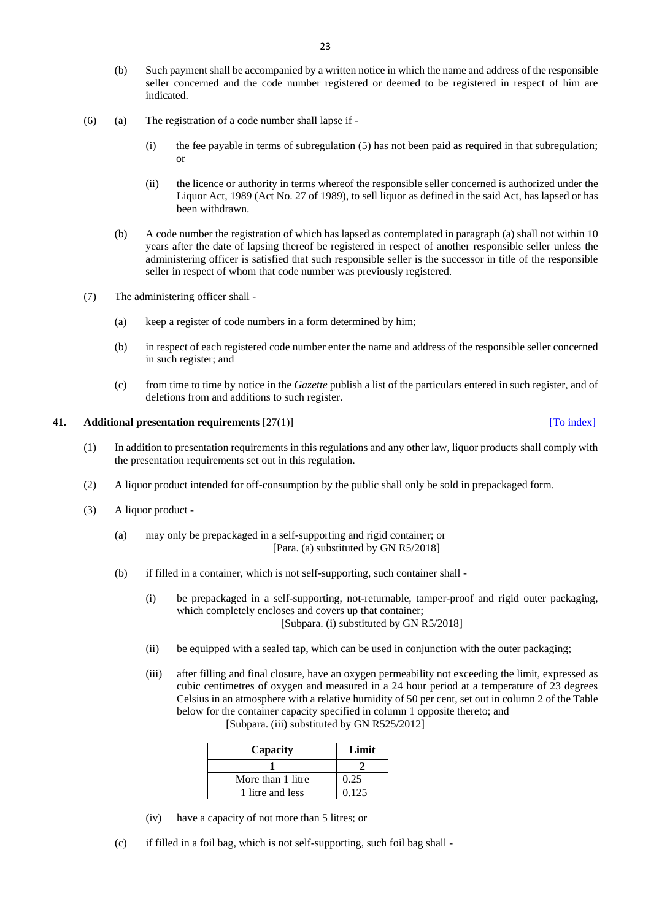(b) Such payment shall be accompanied by a written notice in which the name and address of the responsible seller concerned and the code number registered or deemed to be registered in respect of him are indicated.

(6) (a) The registration of a code number shall lapse if -

(i) the fee payable in terms of subregulation (5) has not been paid as required in that subregulation; or

(ii) the licence or authority in terms whereof the responsible seller concerned is authorized under the Liquor Act, 1989 (Act No. 27 of 1989), to sell liquor as defined in the said Act, has lapsed or has been withdrawn.

(b) A code number the registration of which has lapsed as contemplated in paragraph (a) shall not within 10 years after the date of lapsing thereof be registered in respect of another responsible seller unless the administering officer is satisfied that such responsible seller is the successor in title of the responsible seller in respect of whom that code number was previously registered.

(7) The administering officer shall -

(a) keep a register of code numbers in a form determined by him;

(b) in respect of each registered code number enter the name and address of the responsible seller concerned in such register; and

(c) from time to time by notice in the *Gazette* publish a list of the particulars entered in such register, and of deletions from and additions to such register.

### 41. Additional presentation requirements [27(1)]

[To index]

(1) In addition to presentation requirements in this regulations and any other law, liquor products shall comply with the presentation requirements set out in this regulation.

(2) A liquor product intended for off-consumption by the public shall only be sold in prepackaged form.

(3) A liquor product -

(a) may only be prepackaged in a self-supporting and rigid container; or
[Para. (a) substituted by GN R5/2018]

(b) if filled in a container, which is not self-supporting, such container shall -

(i) be prepackaged in a self-supporting, not-returnable, tamper-proof and rigid outer packaging, which completely encloses and covers up that container;
[Subpara. (i) substituted by GN R5/2018]

(ii) be equipped with a sealed tap, which can be used in conjunction with the outer packaging;

(iii) after filling and final closure, have an oxygen permeability not exceeding the limit, expressed as cubic centimetres of oxygen and measured in a 24 hour period at a temperature of 23 degrees Celsius in an atmosphere with a relative humidity of 50 per cent, set out in column 2 of the Table below for the container capacity specified in column 1 opposite thereto; and
[Subpara. (iii) substituted by GN R525/2012]

| Capacity | Limit |
|---|---|
| 1 | 2 |
| More than 1 litre | 0.25 |
| 1 litre and less | 0.125 |

(iv) have a capacity of not more than 5 litres; or

(c) if filled in a foil bag, which is not self-supporting, such foil bag shall -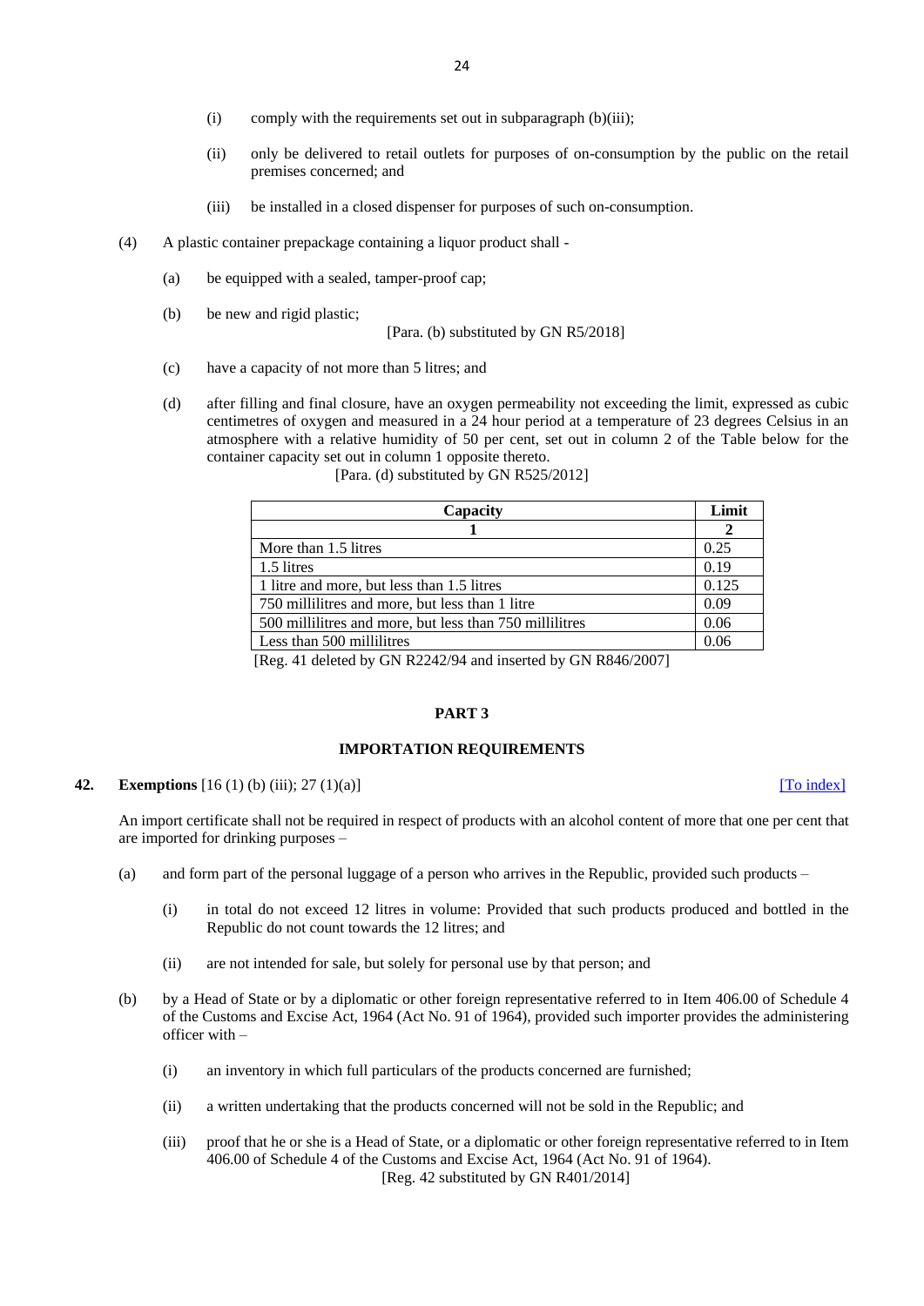(i) comply with the requirements set out in subparagraph (b)(iii);

(ii) only be delivered to retail outlets for purposes of on-consumption by the public on the retail premises concerned; and

(iii) be installed in a closed dispenser for purposes of such on-consumption.

(4) A plastic container prepackage containing a liquor product shall -

(a) be equipped with a sealed, tamper-proof cap;

(b) be new and rigid plastic;

[Para. (b) substituted by GN R5/2018]

(c) have a capacity of not more than 5 litres; and

(d) after filling and final closure, have an oxygen permeability not exceeding the limit, expressed as cubic centimetres of oxygen and measured in a 24 hour period at a temperature of 23 degrees Celsius in an atmosphere with a relative humidity of 50 per cent, set out in column 2 of the Table below for the container capacity set out in column 1 opposite thereto.

[Para. (d) substituted by GN R525/2012]

| Capacity | Limit |
|---|---|
| 1 | 2 |
| More than 1.5 litres | 0.25 |
| 1.5 litres | 0.19 |
| 1 litre and more, but less than 1.5 litres | 0.125 |
| 750 millilitres and more, but less than 1 litre | 0.09 |
| 500 millilitres and more, but less than 750 millilitres | 0.06 |
| Less than 500 millilitres | 0.06 |

[Reg. 41 deleted by GN R2242/94 and inserted by GN R846/2007]

## PART 3

## IMPORTATION REQUIREMENTS

**42. Exemptions** [16 (1) (b) (iii); 27 (1)(a)] [To index]

An import certificate shall not be required in respect of products with an alcohol content of more that one per cent that are imported for drinking purposes –

(a) and form part of the personal luggage of a person who arrives in the Republic, provided such products –

(i) in total do not exceed 12 litres in volume: Provided that such products produced and bottled in the Republic do not count towards the 12 litres; and

(ii) are not intended for sale, but solely for personal use by that person; and

(b) by a Head of State or by a diplomatic or other foreign representative referred to in Item 406.00 of Schedule 4 of the Customs and Excise Act, 1964 (Act No. 91 of 1964), provided such importer provides the administering officer with –

(i) an inventory in which full particulars of the products concerned are furnished;

(ii) a written undertaking that the products concerned will not be sold in the Republic; and

(iii) proof that he or she is a Head of State, or a diplomatic or other foreign representative referred to in Item 406.00 of Schedule 4 of the Customs and Excise Act, 1964 (Act No. 91 of 1964).

[Reg. 42 substituted by GN R401/2014]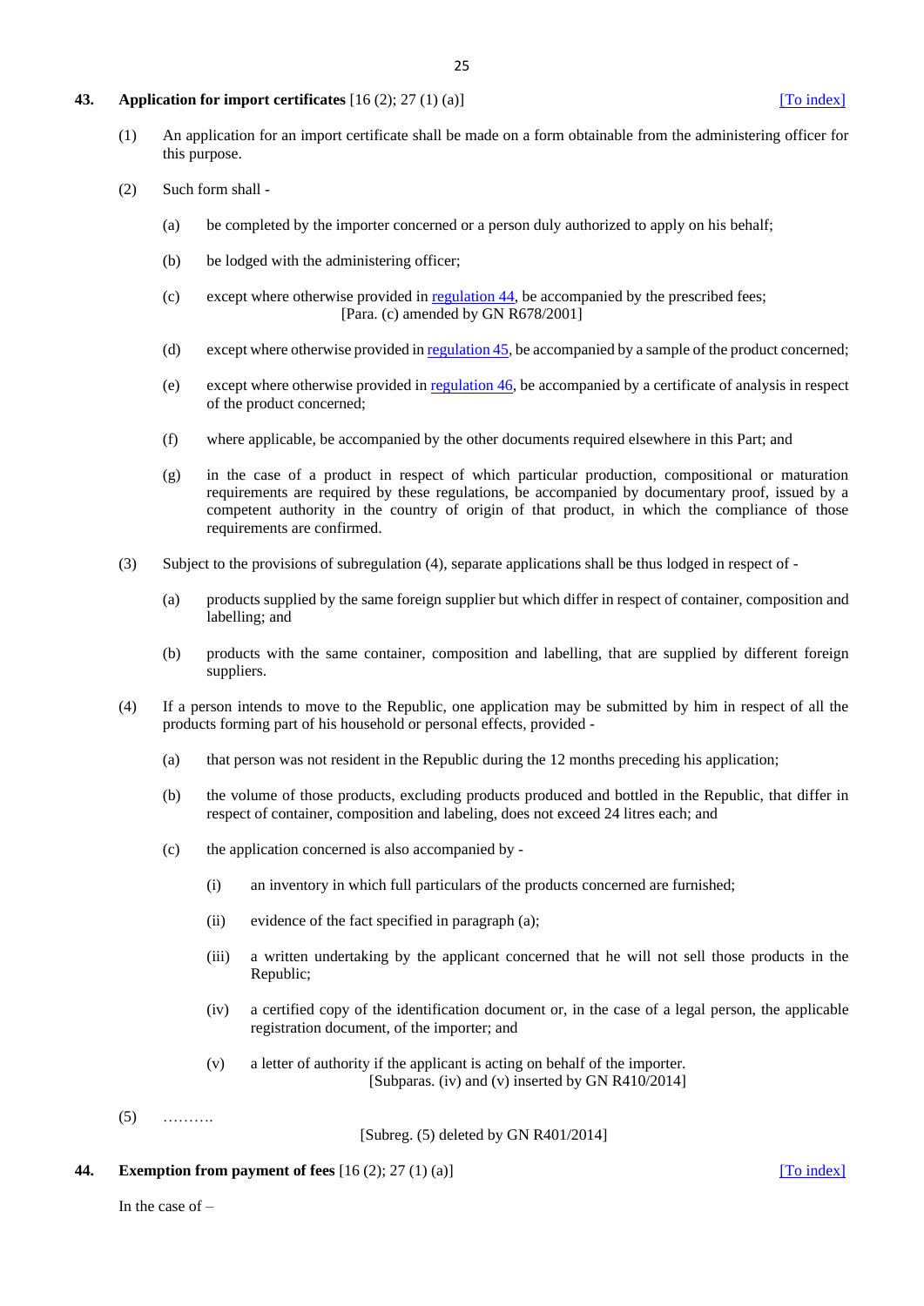**43. Application for import certificates** [16 (2); 27 (1) (a)] [To index]

(1) An application for an import certificate shall be made on a form obtainable from the administering officer for this purpose.

(2) Such form shall -

(a) be completed by the importer concerned or a person duly authorized to apply on his behalf;

(b) be lodged with the administering officer;

(c) except where otherwise provided in regulation 44, be accompanied by the prescribed fees;
[Para. (c) amended by GN R678/2001]

(d) except where otherwise provided in regulation 45, be accompanied by a sample of the product concerned;

(e) except where otherwise provided in regulation 46, be accompanied by a certificate of analysis in respect of the product concerned;

(f) where applicable, be accompanied by the other documents required elsewhere in this Part; and

(g) in the case of a product in respect of which particular production, compositional or maturation requirements are required by these regulations, be accompanied by documentary proof, issued by a competent authority in the country of origin of that product, in which the compliance of those requirements are confirmed.

(3) Subject to the provisions of subregulation (4), separate applications shall be thus lodged in respect of -

(a) products supplied by the same foreign supplier but which differ in respect of container, composition and labelling; and

(b) products with the same container, composition and labelling, that are supplied by different foreign suppliers.

(4) If a person intends to move to the Republic, one application may be submitted by him in respect of all the products forming part of his household or personal effects, provided -

(a) that person was not resident in the Republic during the 12 months preceding his application;

(b) the volume of those products, excluding products produced and bottled in the Republic, that differ in respect of container, composition and labeling, does not exceed 24 litres each; and

(c) the application concerned is also accompanied by -

(i) an inventory in which full particulars of the products concerned are furnished;

(ii) evidence of the fact specified in paragraph (a);

(iii) a written undertaking by the applicant concerned that he will not sell those products in the Republic;

(iv) a certified copy of the identification document or, in the case of a legal person, the applicable registration document, of the importer; and

(v) a letter of authority if the applicant is acting on behalf of the importer.
[Subparas. (iv) and (v) inserted by GN R410/2014]

(5) ……….
[Subreg. (5) deleted by GN R401/2014]

**44. Exemption from payment of fees** [16 (2); 27 (1) (a)] [To index]

In the case of –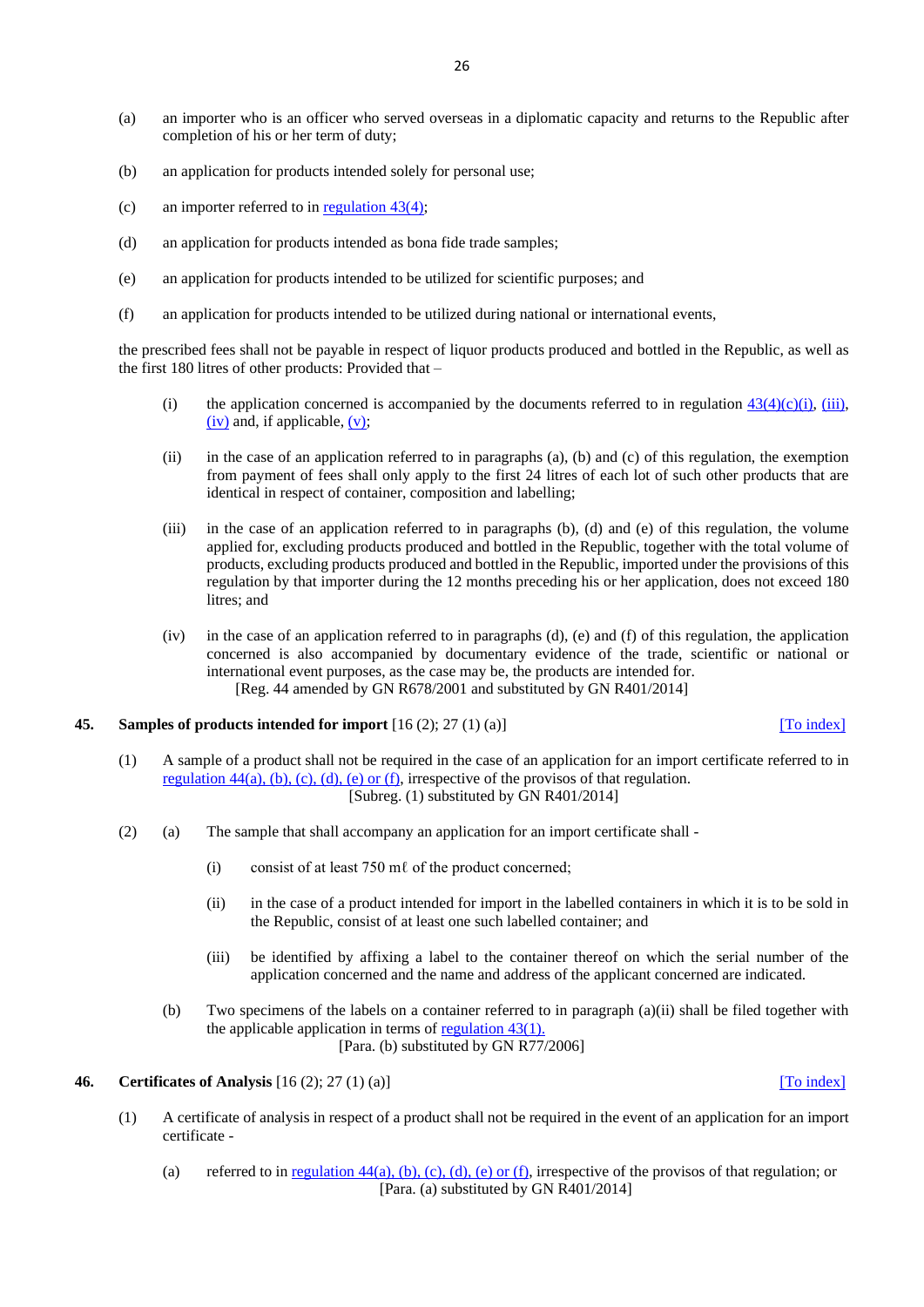(a) an importer who is an officer who served overseas in a diplomatic capacity and returns to the Republic after completion of his or her term of duty;

(b) an application for products intended solely for personal use;

(c) an importer referred to in regulation 43(4);

(d) an application for products intended as bona fide trade samples;

(e) an application for products intended to be utilized for scientific purposes; and

(f) an application for products intended to be utilized during national or international events,

the prescribed fees shall not be payable in respect of liquor products produced and bottled in the Republic, as well as the first 180 litres of other products: Provided that –

(i) the application concerned is accompanied by the documents referred to in regulation 43(4)(c)(i), (iii), (iv) and, if applicable, (v);

(ii) in the case of an application referred to in paragraphs (a), (b) and (c) of this regulation, the exemption from payment of fees shall only apply to the first 24 litres of each lot of such other products that are identical in respect of container, composition and labelling;

(iii) in the case of an application referred to in paragraphs (b), (d) and (e) of this regulation, the volume applied for, excluding products produced and bottled in the Republic, together with the total volume of products, excluding products produced and bottled in the Republic, imported under the provisions of this regulation by that importer during the 12 months preceding his or her application, does not exceed 180 litres; and

(iv) in the case of an application referred to in paragraphs (d), (e) and (f) of this regulation, the application concerned is also accompanied by documentary evidence of the trade, scientific or national or international event purposes, as the case may be, the products are intended for.
[Reg. 44 amended by GN R678/2001 and substituted by GN R401/2014]

**45. Samples of products intended for import** [16 (2); 27 (1) (a)] [To index]

(1) A sample of a product shall not be required in the case of an application for an import certificate referred to in regulation 44(a), (b), (c), (d), (e) or (f), irrespective of the provisos of that regulation.
[Subreg. (1) substituted by GN R401/2014]

(2) (a) The sample that shall accompany an application for an import certificate shall -

(i) consist of at least 750 mℓ of the product concerned;

(ii) in the case of a product intended for import in the labelled containers in which it is to be sold in the Republic, consist of at least one such labelled container; and

(iii) be identified by affixing a label to the container thereof on which the serial number of the application concerned and the name and address of the applicant concerned are indicated.

(b) Two specimens of the labels on a container referred to in paragraph (a)(ii) shall be filed together with the applicable application in terms of regulation 43(1).
[Para. (b) substituted by GN R77/2006]

**46. Certificates of Analysis** [16 (2); 27 (1) (a)] [To index]

(1) A certificate of analysis in respect of a product shall not be required in the event of an application for an import certificate -

(a) referred to in regulation 44(a), (b), (c), (d), (e) or (f), irrespective of the provisos of that regulation; or
[Para. (a) substituted by GN R401/2014]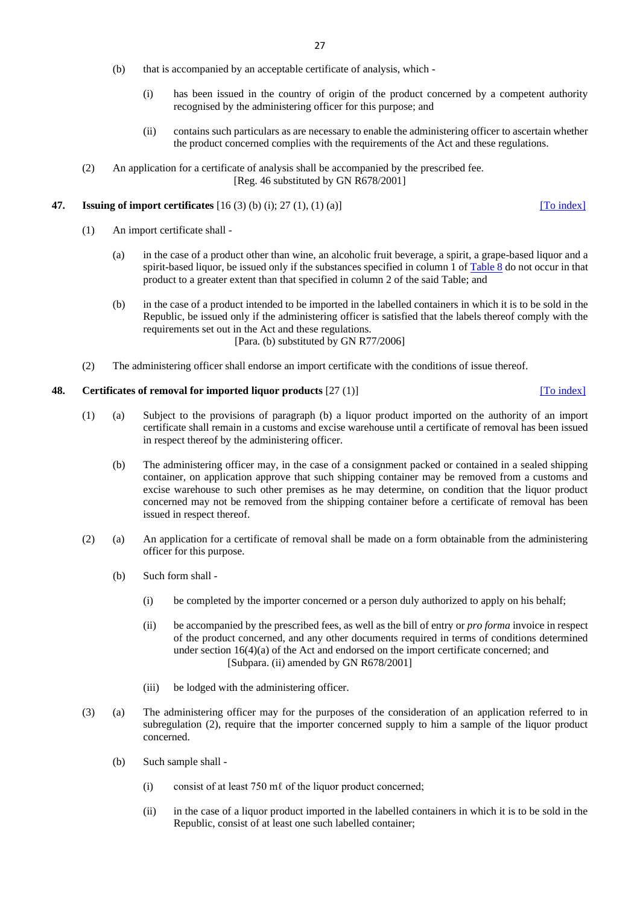(b) that is accompanied by an acceptable certificate of analysis, which -

(i) has been issued in the country of origin of the product concerned by a competent authority recognised by the administering officer for this purpose; and

(ii) contains such particulars as are necessary to enable the administering officer to ascertain whether the product concerned complies with the requirements of the Act and these regulations.

(2) An application for a certificate of analysis shall be accompanied by the prescribed fee.
[Reg. 46 substituted by GN R678/2001]

**47. Issuing of import certificates** [16 (3) (b) (i); 27 (1), (1) (a)] [To index]

(1) An import certificate shall -

(a) in the case of a product other than wine, an alcoholic fruit beverage, a spirit, a grape-based liquor and a spirit-based liquor, be issued only if the substances specified in column 1 of Table 8 do not occur in that product to a greater extent than that specified in column 2 of the said Table; and

(b) in the case of a product intended to be imported in the labelled containers in which it is to be sold in the Republic, be issued only if the administering officer is satisfied that the labels thereof comply with the requirements set out in the Act and these regulations.
[Para. (b) substituted by GN R77/2006]

(2) The administering officer shall endorse an import certificate with the conditions of issue thereof.

**48. Certificates of removal for imported liquor products** [27 (1)] [To index]

(1) (a) Subject to the provisions of paragraph (b) a liquor product imported on the authority of an import certificate shall remain in a customs and excise warehouse until a certificate of removal has been issued in respect thereof by the administering officer.

(b) The administering officer may, in the case of a consignment packed or contained in a sealed shipping container, on application approve that such shipping container may be removed from a customs and excise warehouse to such other premises as he may determine, on condition that the liquor product concerned may not be removed from the shipping container before a certificate of removal has been issued in respect thereof.

(2) (a) An application for a certificate of removal shall be made on a form obtainable from the administering officer for this purpose.

(b) Such form shall -

(i) be completed by the importer concerned or a person duly authorized to apply on his behalf;

(ii) be accompanied by the prescribed fees, as well as the bill of entry or *pro forma* invoice in respect of the product concerned, and any other documents required in terms of conditions determined under section 16(4)(a) of the Act and endorsed on the import certificate concerned; and
[Subpara. (ii) amended by GN R678/2001]

(iii) be lodged with the administering officer.

(3) (a) The administering officer may for the purposes of the consideration of an application referred to in subregulation (2), require that the importer concerned supply to him a sample of the liquor product concerned.

(b) Such sample shall -

(i) consist of at least 750 mℓ of the liquor product concerned;

(ii) in the case of a liquor product imported in the labelled containers in which it is to be sold in the Republic, consist of at least one such labelled container;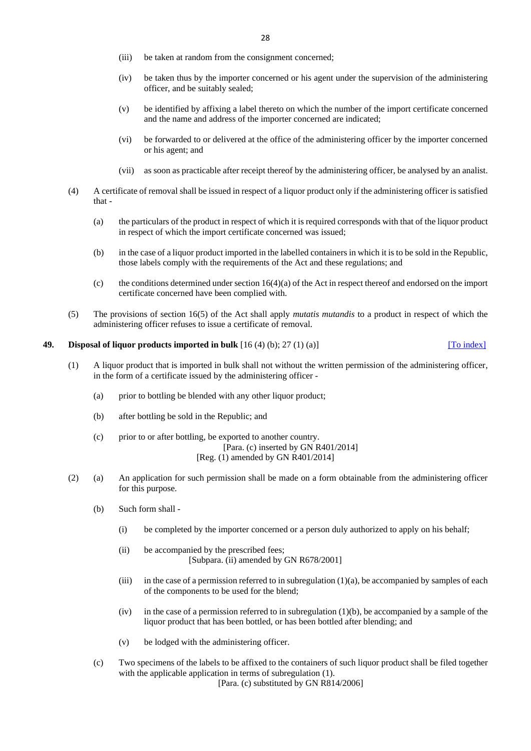(iii) be taken at random from the consignment concerned;

(iv) be taken thus by the importer concerned or his agent under the supervision of the administering officer, and be suitably sealed;

(v) be identified by affixing a label thereto on which the number of the import certificate concerned and the name and address of the importer concerned are indicated;

(vi) be forwarded to or delivered at the office of the administering officer by the importer concerned or his agent; and

(vii) as soon as practicable after receipt thereof by the administering officer, be analysed by an analist.

(4) A certificate of removal shall be issued in respect of a liquor product only if the administering officer is satisfied that -

(a) the particulars of the product in respect of which it is required corresponds with that of the liquor product in respect of which the import certificate concerned was issued;

(b) in the case of a liquor product imported in the labelled containers in which it is to be sold in the Republic, those labels comply with the requirements of the Act and these regulations; and

(c) the conditions determined under section 16(4)(a) of the Act in respect thereof and endorsed on the import certificate concerned have been complied with.

(5) The provisions of section 16(5) of the Act shall apply *mutatis mutandis* to a product in respect of which the administering officer refuses to issue a certificate of removal.

**49. Disposal of liquor products imported in bulk** [16 (4) (b); 27 (1) (a)] [To index]

(1) A liquor product that is imported in bulk shall not without the written permission of the administering officer, in the form of a certificate issued by the administering officer -

(a) prior to bottling be blended with any other liquor product;

(b) after bottling be sold in the Republic; and

(c) prior to or after bottling, be exported to another country.
[Para. (c) inserted by GN R401/2014]
[Reg. (1) amended by GN R401/2014]

(2) (a) An application for such permission shall be made on a form obtainable from the administering officer for this purpose.

(b) Such form shall -

(i) be completed by the importer concerned or a person duly authorized to apply on his behalf;

(ii) be accompanied by the prescribed fees;
[Subpara. (ii) amended by GN R678/2001]

(iii) in the case of a permission referred to in subregulation (1)(a), be accompanied by samples of each of the components to be used for the blend;

(iv) in the case of a permission referred to in subregulation (1)(b), be accompanied by a sample of the liquor product that has been bottled, or has been bottled after blending; and

(v) be lodged with the administering officer.

(c) Two specimens of the labels to be affixed to the containers of such liquor product shall be filed together with the applicable application in terms of subregulation (1).
[Para. (c) substituted by GN R814/2006]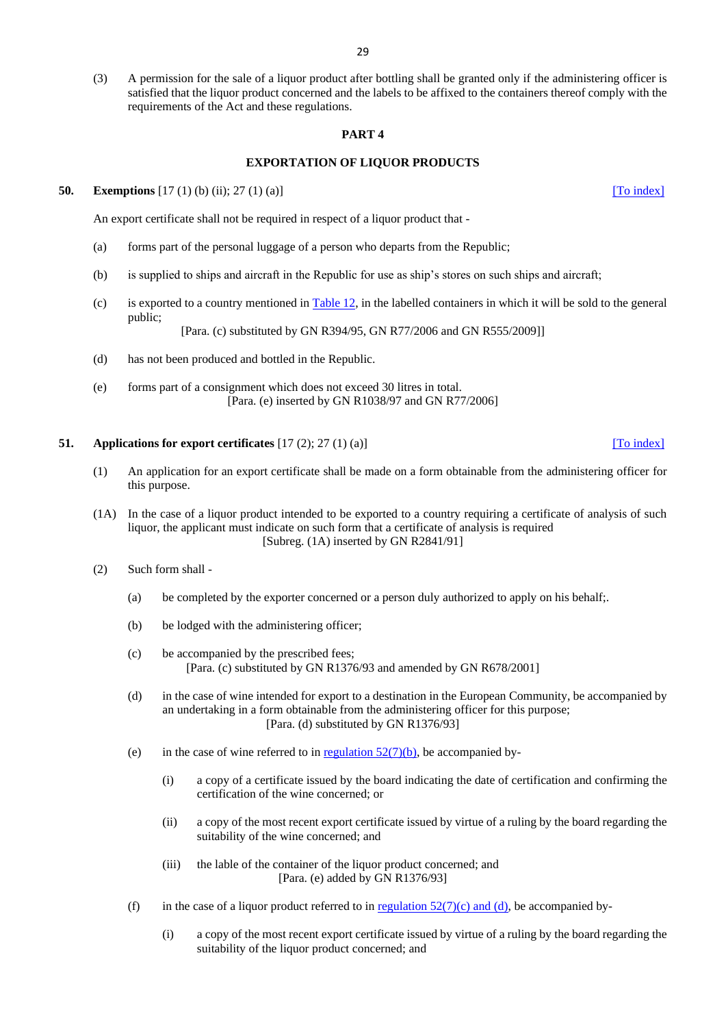(3) A permission for the sale of a liquor product after bottling shall be granted only if the administering officer is satisfied that the liquor product concerned and the labels to be affixed to the containers thereof comply with the requirements of the Act and these regulations.

## PART 4

## EXPORTATION OF LIQUOR PRODUCTS

**50. Exemptions** [17 (1) (b) (ii); 27 (1) (a)] [To index]

An export certificate shall not be required in respect of a liquor product that -

(a) forms part of the personal luggage of a person who departs from the Republic;

(b) is supplied to ships and aircraft in the Republic for use as ship's stores on such ships and aircraft;

(c) is exported to a country mentioned in Table 12, in the labelled containers in which it will be sold to the general public;
[Para. (c) substituted by GN R394/95, GN R77/2006 and GN R555/2009]]

(d) has not been produced and bottled in the Republic.

(e) forms part of a consignment which does not exceed 30 litres in total.
[Para. (e) inserted by GN R1038/97 and GN R77/2006]

**51. Applications for export certificates** [17 (2); 27 (1) (a)] [To index]

(1) An application for an export certificate shall be made on a form obtainable from the administering officer for this purpose.

(1A) In the case of a liquor product intended to be exported to a country requiring a certificate of analysis of such liquor, the applicant must indicate on such form that a certificate of analysis is required
[Subreg. (1A) inserted by GN R2841/91]

(2) Such form shall -

(a) be completed by the exporter concerned or a person duly authorized to apply on his behalf;.

(b) be lodged with the administering officer;

(c) be accompanied by the prescribed fees;
[Para. (c) substituted by GN R1376/93 and amended by GN R678/2001]

(d) in the case of wine intended for export to a destination in the European Community, be accompanied by an undertaking in a form obtainable from the administering officer for this purpose;
[Para. (d) substituted by GN R1376/93]

(e) in the case of wine referred to in regulation 52(7)(b), be accompanied by-

(i) a copy of a certificate issued by the board indicating the date of certification and confirming the certification of the wine concerned; or

(ii) a copy of the most recent export certificate issued by virtue of a ruling by the board regarding the suitability of the wine concerned; and

(iii) the lable of the container of the liquor product concerned; and
[Para. (e) added by GN R1376/93]

(f) in the case of a liquor product referred to in regulation 52(7)(c) and (d), be accompanied by-

(i) a copy of the most recent export certificate issued by virtue of a ruling by the board regarding the suitability of the liquor product concerned; and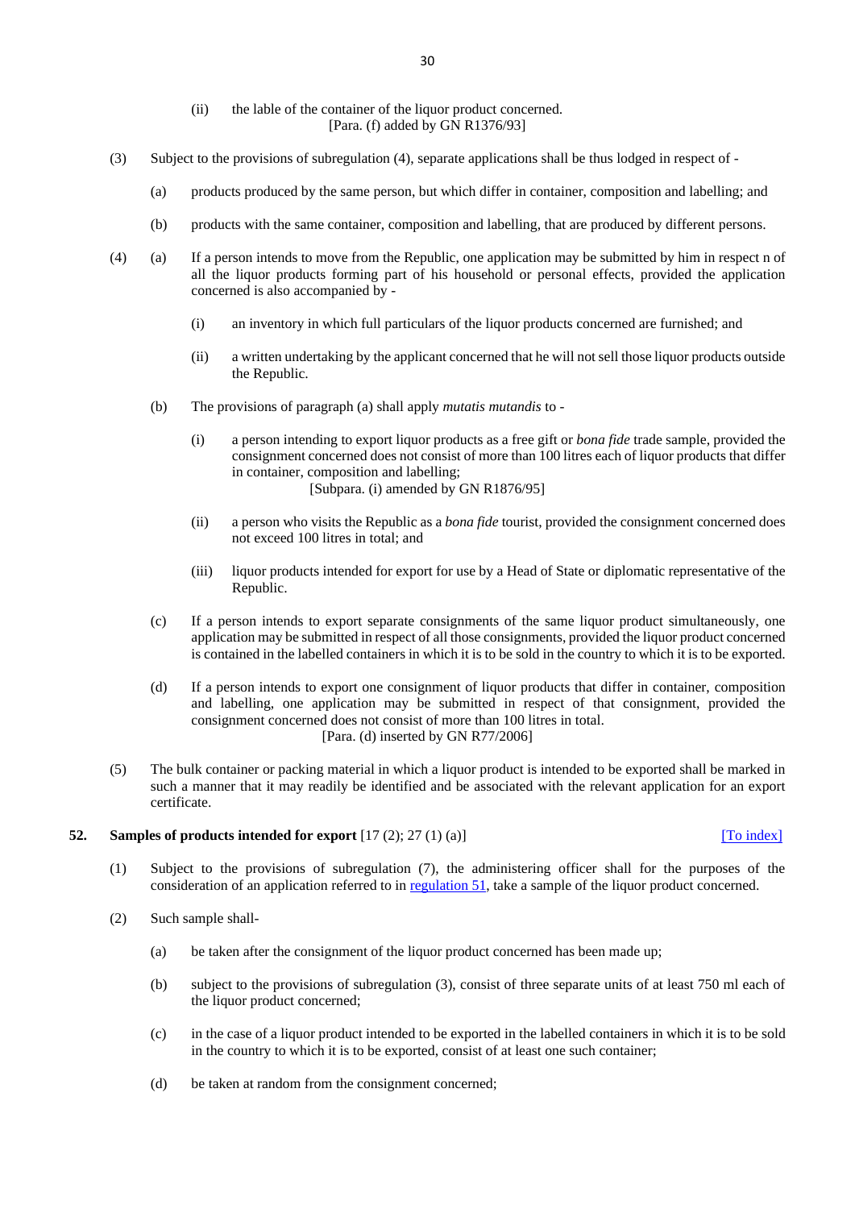(ii) the lable of the container of the liquor product concerned.
[Para. (f) added by GN R1376/93]

(3) Subject to the provisions of subregulation (4), separate applications shall be thus lodged in respect of -

(a) products produced by the same person, but which differ in container, composition and labelling; and

(b) products with the same container, composition and labelling, that are produced by different persons.

(4) (a) If a person intends to move from the Republic, one application may be submitted by him in respect n of all the liquor products forming part of his household or personal effects, provided the application concerned is also accompanied by -

(i) an inventory in which full particulars of the liquor products concerned are furnished; and

(ii) a written undertaking by the applicant concerned that he will not sell those liquor products outside the Republic.

(b) The provisions of paragraph (a) shall apply *mutatis mutandis* to -

(i) a person intending to export liquor products as a free gift or *bona fide* trade sample, provided the consignment concerned does not consist of more than 100 litres each of liquor products that differ in container, composition and labelling;
[Subpara. (i) amended by GN R1876/95]

(ii) a person who visits the Republic as a *bona fide* tourist, provided the consignment concerned does not exceed 100 litres in total; and

(iii) liquor products intended for export for use by a Head of State or diplomatic representative of the Republic.

(c) If a person intends to export separate consignments of the same liquor product simultaneously, one application may be submitted in respect of all those consignments, provided the liquor product concerned is contained in the labelled containers in which it is to be sold in the country to which it is to be exported.

(d) If a person intends to export one consignment of liquor products that differ in container, composition and labelling, one application may be submitted in respect of that consignment, provided the consignment concerned does not consist of more than 100 litres in total.
[Para. (d) inserted by GN R77/2006]

(5) The bulk container or packing material in which a liquor product is intended to be exported shall be marked in such a manner that it may readily be identified and be associated with the relevant application for an export certificate.

**52. Samples of products intended for export** [17 (2); 27 (1) (a)] [To index]

(1) Subject to the provisions of subregulation (7), the administering officer shall for the purposes of the consideration of an application referred to in regulation 51, take a sample of the liquor product concerned.

(2) Such sample shall-

(a) be taken after the consignment of the liquor product concerned has been made up;

(b) subject to the provisions of subregulation (3), consist of three separate units of at least 750 ml each of the liquor product concerned;

(c) in the case of a liquor product intended to be exported in the labelled containers in which it is to be sold in the country to which it is to be exported, consist of at least one such container;

(d) be taken at random from the consignment concerned;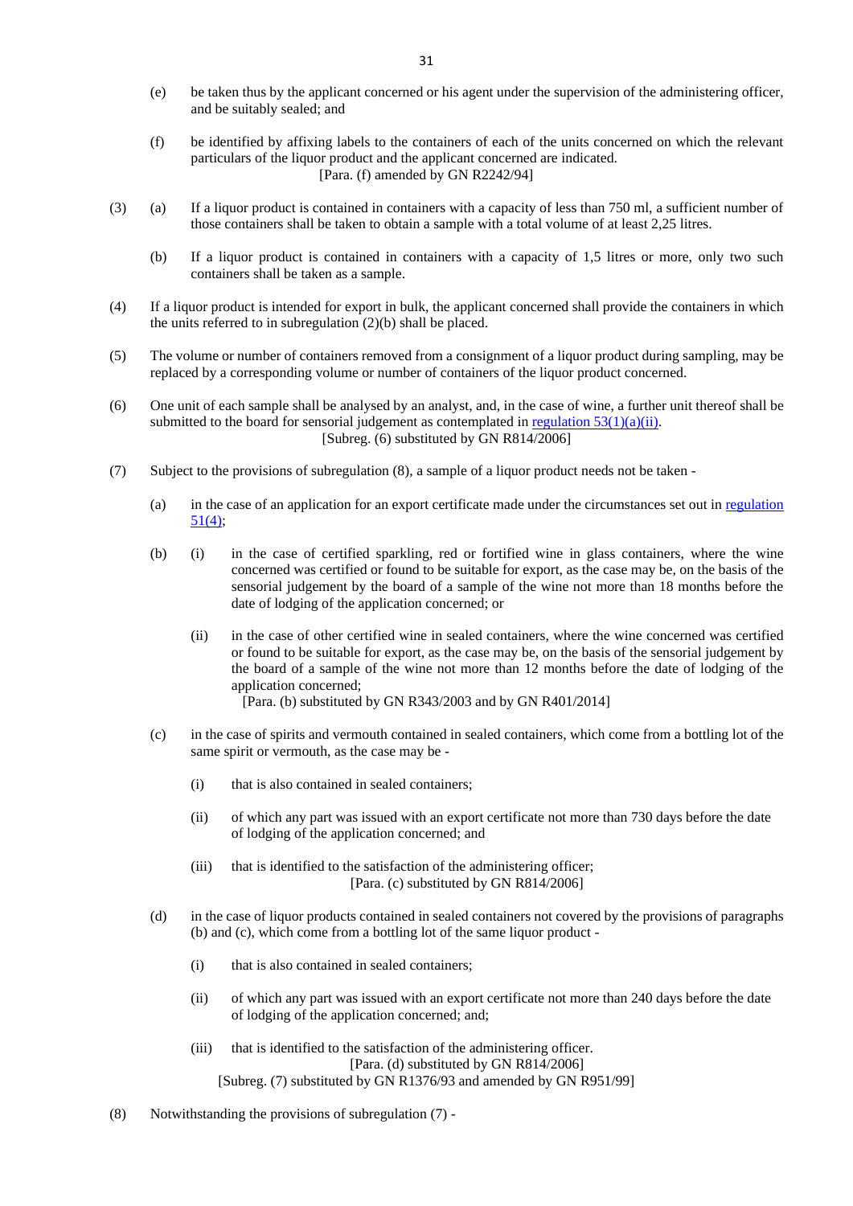(e) be taken thus by the applicant concerned or his agent under the supervision of the administering officer, and be suitably sealed; and

(f) be identified by affixing labels to the containers of each of the units concerned on which the relevant particulars of the liquor product and the applicant concerned are indicated.
[Para. (f) amended by GN R2242/94]

(3) (a) If a liquor product is contained in containers with a capacity of less than 750 ml, a sufficient number of those containers shall be taken to obtain a sample with a total volume of at least 2,25 litres.

(b) If a liquor product is contained in containers with a capacity of 1,5 litres or more, only two such containers shall be taken as a sample.

(4) If a liquor product is intended for export in bulk, the applicant concerned shall provide the containers in which the units referred to in subregulation (2)(b) shall be placed.

(5) The volume or number of containers removed from a consignment of a liquor product during sampling, may be replaced by a corresponding volume or number of containers of the liquor product concerned.

(6) One unit of each sample shall be analysed by an analyst, and, in the case of wine, a further unit thereof shall be submitted to the board for sensorial judgement as contemplated in regulation 53(1)(a)(ii).
[Subreg. (6) substituted by GN R814/2006]

(7) Subject to the provisions of subregulation (8), a sample of a liquor product needs not be taken -

(a) in the case of an application for an export certificate made under the circumstances set out in regulation 51(4);

(b) (i) in the case of certified sparkling, red or fortified wine in glass containers, where the wine concerned was certified or found to be suitable for export, as the case may be, on the basis of the sensorial judgement by the board of a sample of the wine not more than 18 months before the date of lodging of the application concerned; or

(ii) in the case of other certified wine in sealed containers, where the wine concerned was certified or found to be suitable for export, as the case may be, on the basis of the sensorial judgement by the board of a sample of the wine not more than 12 months before the date of lodging of the application concerned;
[Para. (b) substituted by GN R343/2003 and by GN R401/2014]

(c) in the case of spirits and vermouth contained in sealed containers, which come from a bottling lot of the same spirit or vermouth, as the case may be -

(i) that is also contained in sealed containers;

(ii) of which any part was issued with an export certificate not more than 730 days before the date of lodging of the application concerned; and

(iii) that is identified to the satisfaction of the administering officer;
[Para. (c) substituted by GN R814/2006]

(d) in the case of liquor products contained in sealed containers not covered by the provisions of paragraphs (b) and (c), which come from a bottling lot of the same liquor product -

(i) that is also contained in sealed containers;

(ii) of which any part was issued with an export certificate not more than 240 days before the date of lodging of the application concerned; and;

(iii) that is identified to the satisfaction of the administering officer.
[Para. (d) substituted by GN R814/2006]
[Subreg. (7) substituted by GN R1376/93 and amended by GN R951/99]

(8) Notwithstanding the provisions of subregulation (7) -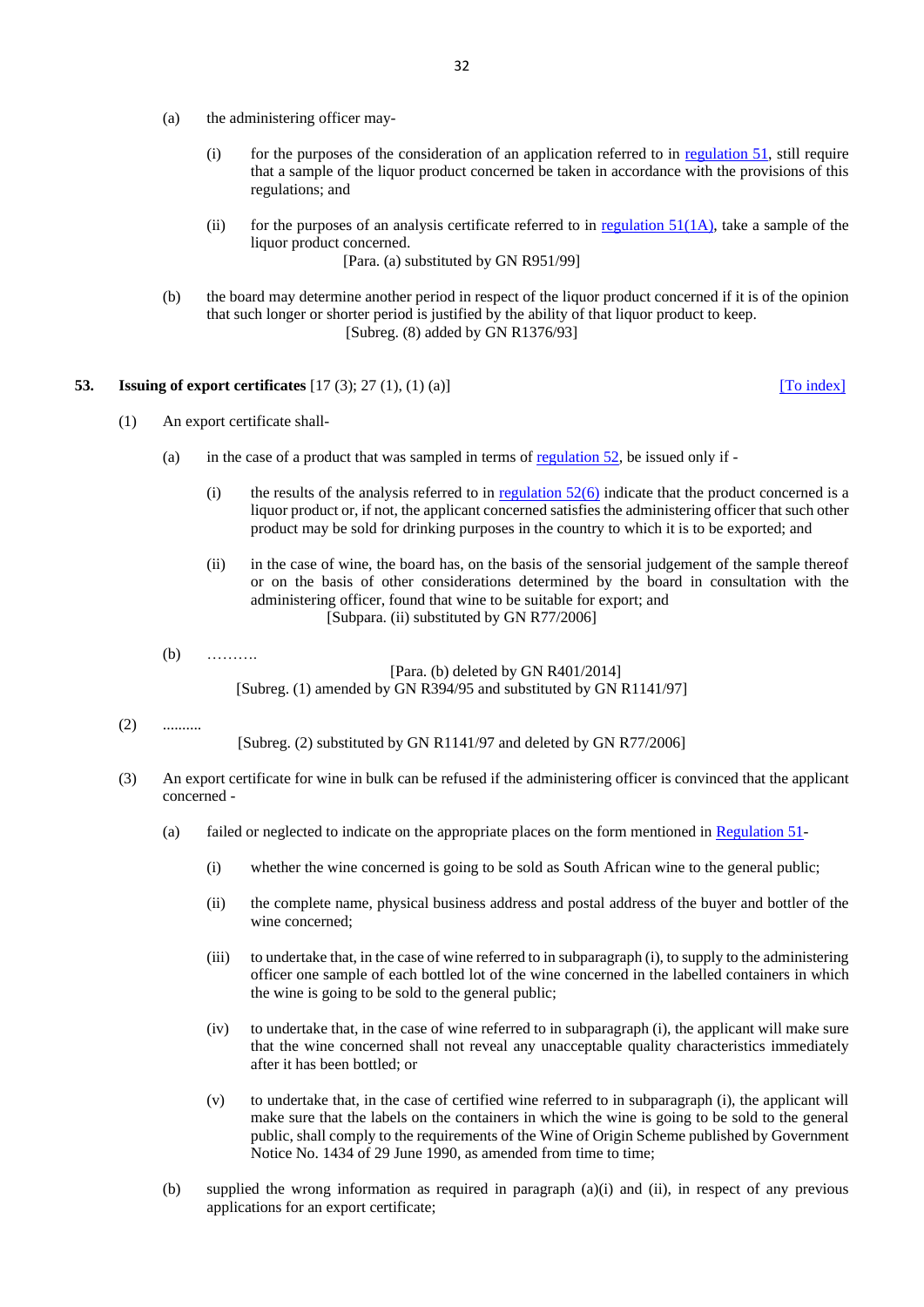(a) the administering officer may-

(i) for the purposes of the consideration of an application referred to in regulation 51, still require that a sample of the liquor product concerned be taken in accordance with the provisions of this regulations; and

(ii) for the purposes of an analysis certificate referred to in regulation 51(1A), take a sample of the liquor product concerned.

[Para. (a) substituted by GN R951/99]

(b) the board may determine another period in respect of the liquor product concerned if it is of the opinion that such longer or shorter period is justified by the ability of that liquor product to keep.

[Subreg. (8) added by GN R1376/93]

**53. Issuing of export certificates** [17 (3); 27 (1), (1) (a)] [To index]

(1) An export certificate shall-

(a) in the case of a product that was sampled in terms of regulation 52, be issued only if -

(i) the results of the analysis referred to in regulation 52(6) indicate that the product concerned is a liquor product or, if not, the applicant concerned satisfies the administering officer that such other product may be sold for drinking purposes in the country to which it is to be exported; and

(ii) in the case of wine, the board has, on the basis of the sensorial judgement of the sample thereof or on the basis of other considerations determined by the board in consultation with the administering officer, found that wine to be suitable for export; and

[Subpara. (ii) substituted by GN R77/2006]

(b) ……….

[Para. (b) deleted by GN R401/2014]

[Subreg. (1) amended by GN R394/95 and substituted by GN R1141/97]

(2) ..........

[Subreg. (2) substituted by GN R1141/97 and deleted by GN R77/2006]

(3) An export certificate for wine in bulk can be refused if the administering officer is convinced that the applicant concerned -

(a) failed or neglected to indicate on the appropriate places on the form mentioned in Regulation 51-

(i) whether the wine concerned is going to be sold as South African wine to the general public;

(ii) the complete name, physical business address and postal address of the buyer and bottler of the wine concerned;

(iii) to undertake that, in the case of wine referred to in subparagraph (i), to supply to the administering officer one sample of each bottled lot of the wine concerned in the labelled containers in which the wine is going to be sold to the general public;

(iv) to undertake that, in the case of wine referred to in subparagraph (i), the applicant will make sure that the wine concerned shall not reveal any unacceptable quality characteristics immediately after it has been bottled; or

(v) to undertake that, in the case of certified wine referred to in subparagraph (i), the applicant will make sure that the labels on the containers in which the wine is going to be sold to the general public, shall comply to the requirements of the Wine of Origin Scheme published by Government Notice No. 1434 of 29 June 1990, as amended from time to time;

(b) supplied the wrong information as required in paragraph (a)(i) and (ii), in respect of any previous applications for an export certificate;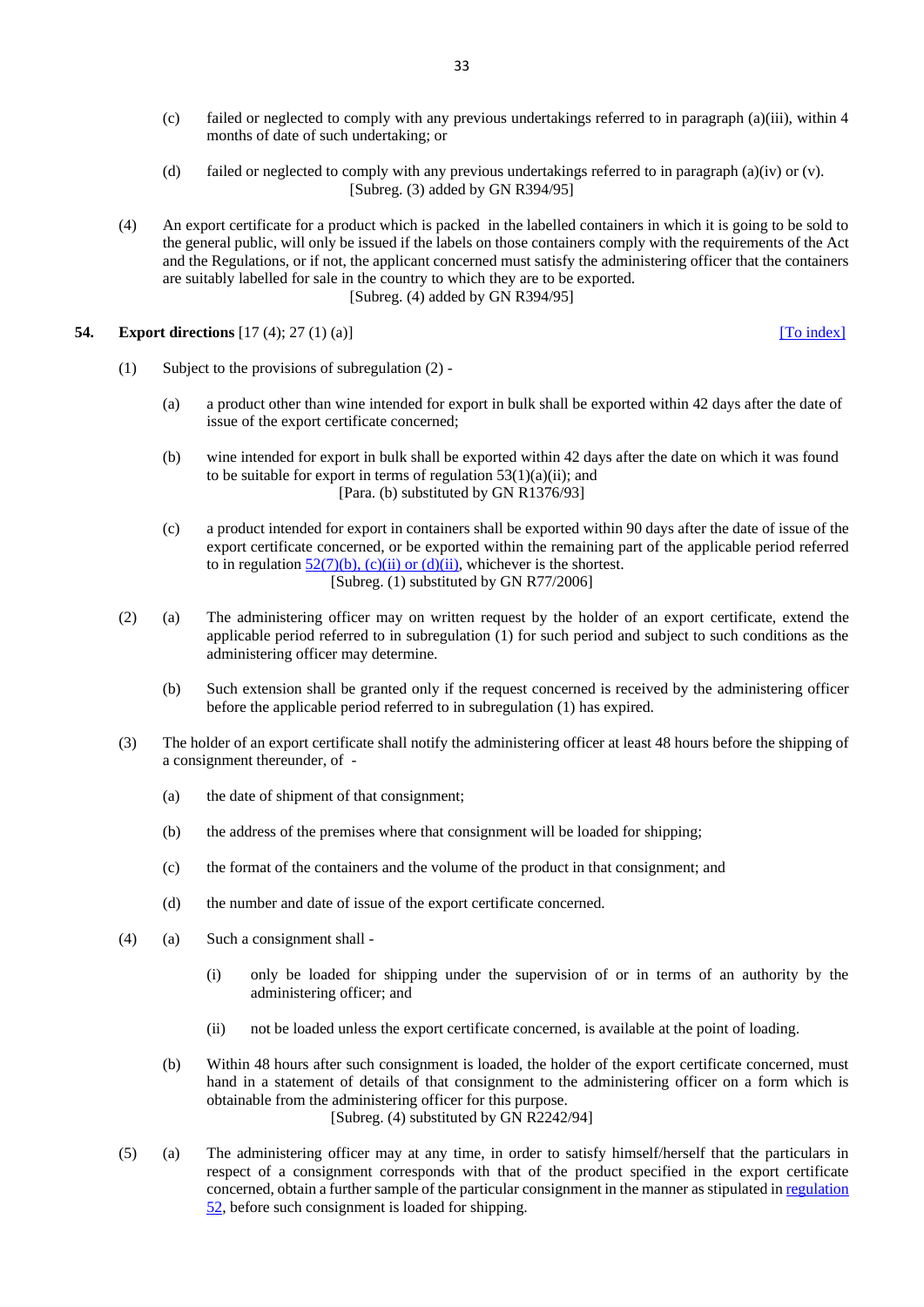(c) failed or neglected to comply with any previous undertakings referred to in paragraph (a)(iii), within 4 months of date of such undertaking; or

(d) failed or neglected to comply with any previous undertakings referred to in paragraph (a)(iv) or (v).
[Subreg. (3) added by GN R394/95]

(4) An export certificate for a product which is packed in the labelled containers in which it is going to be sold to the general public, will only be issued if the labels on those containers comply with the requirements of the Act and the Regulations, or if not, the applicant concerned must satisfy the administering officer that the containers are suitably labelled for sale in the country to which they are to be exported.
[Subreg. (4) added by GN R394/95]

**54. Export directions** [17 (4); 27 (1) (a)] [To index]

(1) Subject to the provisions of subregulation (2) -

(a) a product other than wine intended for export in bulk shall be exported within 42 days after the date of issue of the export certificate concerned;

(b) wine intended for export in bulk shall be exported within 42 days after the date on which it was found to be suitable for export in terms of regulation 53(1)(a)(ii); and
[Para. (b) substituted by GN R1376/93]

(c) a product intended for export in containers shall be exported within 90 days after the date of issue of the export certificate concerned, or be exported within the remaining part of the applicable period referred to in regulation 52(7)(b), (c)(ii) or (d)(ii), whichever is the shortest.
[Subreg. (1) substituted by GN R77/2006]

(2) (a) The administering officer may on written request by the holder of an export certificate, extend the applicable period referred to in subregulation (1) for such period and subject to such conditions as the administering officer may determine.

(b) Such extension shall be granted only if the request concerned is received by the administering officer before the applicable period referred to in subregulation (1) has expired.

(3) The holder of an export certificate shall notify the administering officer at least 48 hours before the shipping of a consignment thereunder, of -

(a) the date of shipment of that consignment;

(b) the address of the premises where that consignment will be loaded for shipping;

(c) the format of the containers and the volume of the product in that consignment; and

(d) the number and date of issue of the export certificate concerned.

(4) (a) Such a consignment shall -

(i) only be loaded for shipping under the supervision of or in terms of an authority by the administering officer; and

(ii) not be loaded unless the export certificate concerned, is available at the point of loading.

(b) Within 48 hours after such consignment is loaded, the holder of the export certificate concerned, must hand in a statement of details of that consignment to the administering officer on a form which is obtainable from the administering officer for this purpose.
[Subreg. (4) substituted by GN R2242/94]

(5) (a) The administering officer may at any time, in order to satisfy himself/herself that the particulars in respect of a consignment corresponds with that of the product specified in the export certificate concerned, obtain a further sample of the particular consignment in the manner as stipulated in regulation 52, before such consignment is loaded for shipping.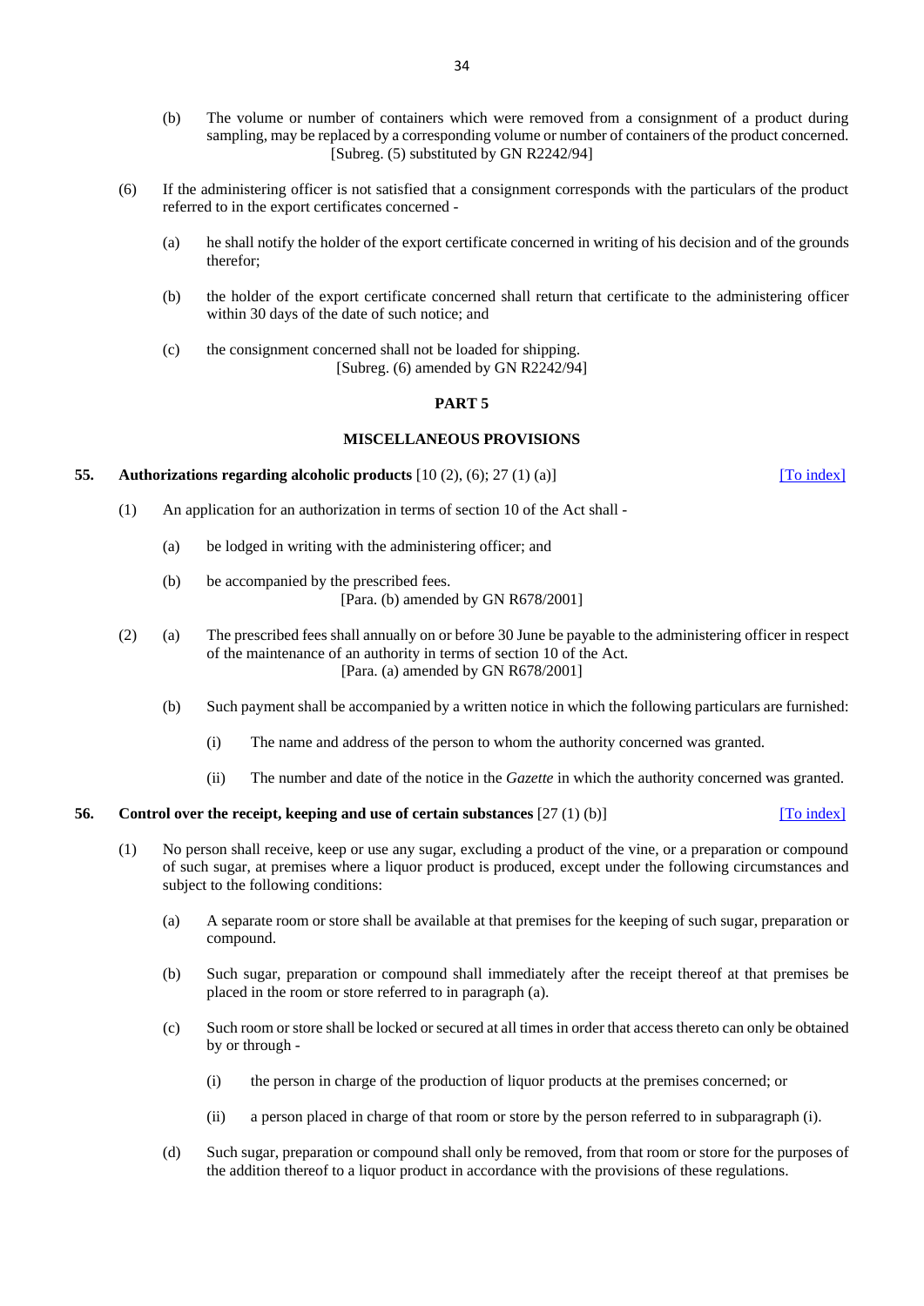(b) The volume or number of containers which were removed from a consignment of a product during sampling, may be replaced by a corresponding volume or number of containers of the product concerned.
[Subreg. (5) substituted by GN R2242/94]

(6) If the administering officer is not satisfied that a consignment corresponds with the particulars of the product referred to in the export certificates concerned -

(a) he shall notify the holder of the export certificate concerned in writing of his decision and of the grounds therefor;

(b) the holder of the export certificate concerned shall return that certificate to the administering officer within 30 days of the date of such notice; and

(c) the consignment concerned shall not be loaded for shipping.
[Subreg. (6) amended by GN R2242/94]

## PART 5

## MISCELLANEOUS PROVISIONS

**55. Authorizations regarding alcoholic products** [10 (2), (6); 27 (1) (a)] [To index]

(1) An application for an authorization in terms of section 10 of the Act shall -

(a) be lodged in writing with the administering officer; and

(b) be accompanied by the prescribed fees.
[Para. (b) amended by GN R678/2001]

(2) (a) The prescribed fees shall annually on or before 30 June be payable to the administering officer in respect of the maintenance of an authority in terms of section 10 of the Act.
[Para. (a) amended by GN R678/2001]

(b) Such payment shall be accompanied by a written notice in which the following particulars are furnished:

(i) The name and address of the person to whom the authority concerned was granted.

(ii) The number and date of the notice in the *Gazette* in which the authority concerned was granted.

**56. Control over the receipt, keeping and use of certain substances** [27 (1) (b)] [To index]

(1) No person shall receive, keep or use any sugar, excluding a product of the vine, or a preparation or compound of such sugar, at premises where a liquor product is produced, except under the following circumstances and subject to the following conditions:

(a) A separate room or store shall be available at that premises for the keeping of such sugar, preparation or compound.

(b) Such sugar, preparation or compound shall immediately after the receipt thereof at that premises be placed in the room or store referred to in paragraph (a).

(c) Such room or store shall be locked or secured at all times in order that access thereto can only be obtained by or through -

(i) the person in charge of the production of liquor products at the premises concerned; or

(ii) a person placed in charge of that room or store by the person referred to in subparagraph (i).

(d) Such sugar, preparation or compound shall only be removed, from that room or store for the purposes of the addition thereof to a liquor product in accordance with the provisions of these regulations.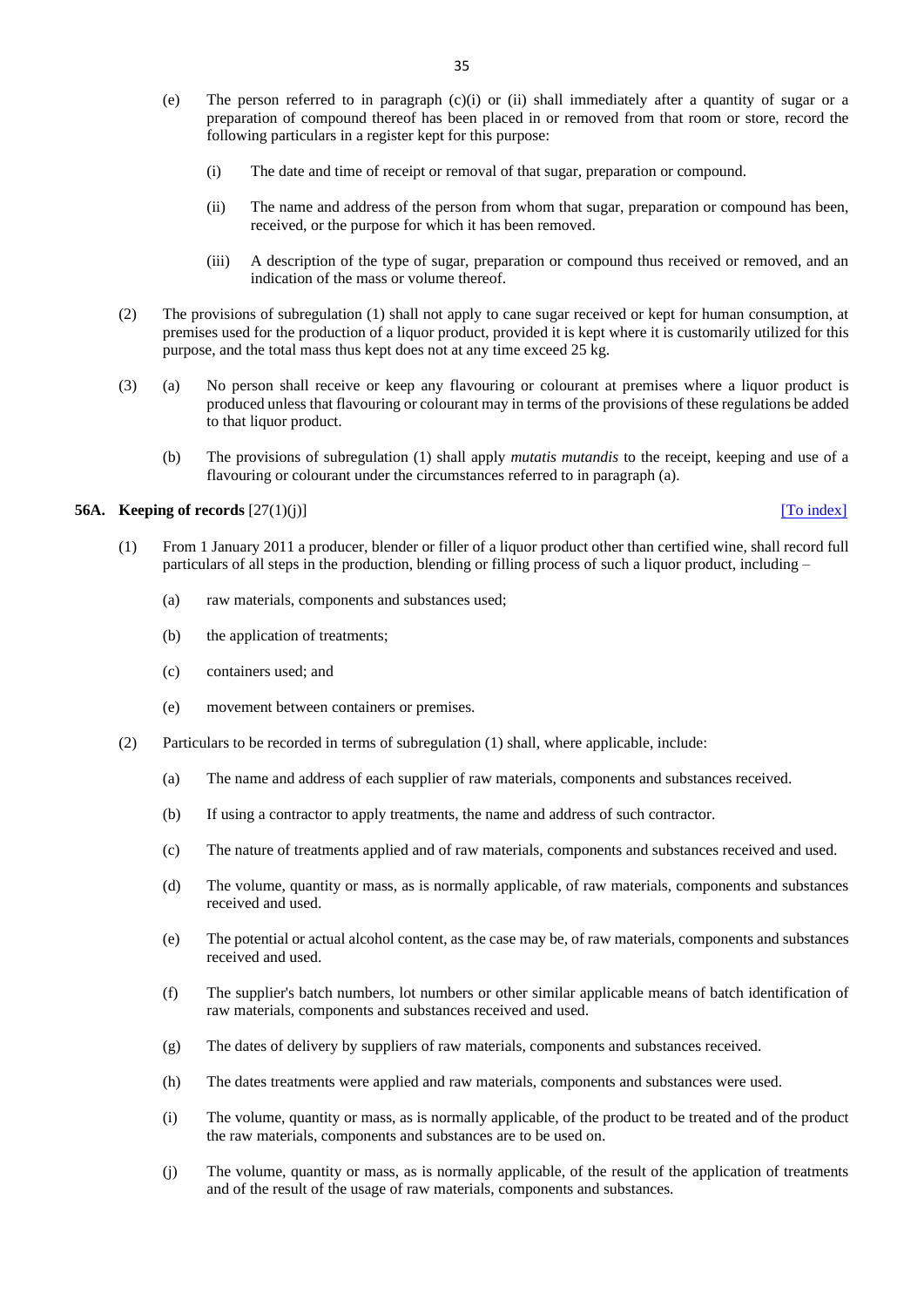(e) The person referred to in paragraph (c)(i) or (ii) shall immediately after a quantity of sugar or a preparation of compound thereof has been placed in or removed from that room or store, record the following particulars in a register kept for this purpose:

(i) The date and time of receipt or removal of that sugar, preparation or compound.

(ii) The name and address of the person from whom that sugar, preparation or compound has been, received, or the purpose for which it has been removed.

(iii) A description of the type of sugar, preparation or compound thus received or removed, and an indication of the mass or volume thereof.

(2) The provisions of subregulation (1) shall not apply to cane sugar received or kept for human consumption, at premises used for the production of a liquor product, provided it is kept where it is customarily utilized for this purpose, and the total mass thus kept does not at any time exceed 25 kg.

(3) (a) No person shall receive or keep any flavouring or colourant at premises where a liquor product is produced unless that flavouring or colourant may in terms of the provisions of these regulations be added to that liquor product.

(b) The provisions of subregulation (1) shall apply *mutatis mutandis* to the receipt, keeping and use of a flavouring or colourant under the circumstances referred to in paragraph (a).

**56A. Keeping of records** [27(1)(j)] [To index]

(1) From 1 January 2011 a producer, blender or filler of a liquor product other than certified wine, shall record full particulars of all steps in the production, blending or filling process of such a liquor product, including –

(a) raw materials, components and substances used;

(b) the application of treatments;

(c) containers used; and

(e) movement between containers or premises.

(2) Particulars to be recorded in terms of subregulation (1) shall, where applicable, include:

(a) The name and address of each supplier of raw materials, components and substances received.

(b) If using a contractor to apply treatments, the name and address of such contractor.

(c) The nature of treatments applied and of raw materials, components and substances received and used.

(d) The volume, quantity or mass, as is normally applicable, of raw materials, components and substances received and used.

(e) The potential or actual alcohol content, as the case may be, of raw materials, components and substances received and used.

(f) The supplier's batch numbers, lot numbers or other similar applicable means of batch identification of raw materials, components and substances received and used.

(g) The dates of delivery by suppliers of raw materials, components and substances received.

(h) The dates treatments were applied and raw materials, components and substances were used.

(i) The volume, quantity or mass, as is normally applicable, of the product to be treated and of the product the raw materials, components and substances are to be used on.

(j) The volume, quantity or mass, as is normally applicable, of the result of the application of treatments and of the result of the usage of raw materials, components and substances.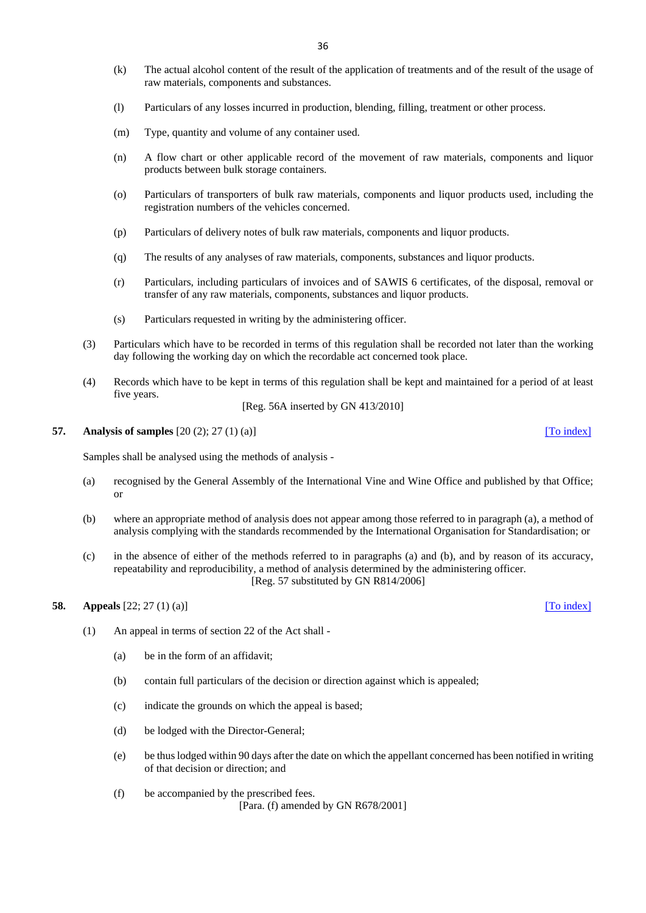(k) The actual alcohol content of the result of the application of treatments and of the result of the usage of raw materials, components and substances.

(l) Particulars of any losses incurred in production, blending, filling, treatment or other process.

(m) Type, quantity and volume of any container used.

(n) A flow chart or other applicable record of the movement of raw materials, components and liquor products between bulk storage containers.

(o) Particulars of transporters of bulk raw materials, components and liquor products used, including the registration numbers of the vehicles concerned.

(p) Particulars of delivery notes of bulk raw materials, components and liquor products.

(q) The results of any analyses of raw materials, components, substances and liquor products.

(r) Particulars, including particulars of invoices and of SAWIS 6 certificates, of the disposal, removal or transfer of any raw materials, components, substances and liquor products.

(s) Particulars requested in writing by the administering officer.

(3) Particulars which have to be recorded in terms of this regulation shall be recorded not later than the working day following the working day on which the recordable act concerned took place.

(4) Records which have to be kept in terms of this regulation shall be kept and maintained for a period of at least five years.

[Reg. 56A inserted by GN 413/2010]

**57. Analysis of samples** [20 (2); 27 (1) (a)] [To index]

Samples shall be analysed using the methods of analysis -

(a) recognised by the General Assembly of the International Vine and Wine Office and published by that Office; or

(b) where an appropriate method of analysis does not appear among those referred to in paragraph (a), a method of analysis complying with the standards recommended by the International Organisation for Standardisation; or

(c) in the absence of either of the methods referred to in paragraphs (a) and (b), and by reason of its accuracy, repeatability and reproducibility, a method of analysis determined by the administering officer.

[Reg. 57 substituted by GN R814/2006]

**58. Appeals** [22; 27 (1) (a)] [To index]

(1) An appeal in terms of section 22 of the Act shall -

(a) be in the form of an affidavit;

(b) contain full particulars of the decision or direction against which is appealed;

(c) indicate the grounds on which the appeal is based;

(d) be lodged with the Director-General;

(e) be thus lodged within 90 days after the date on which the appellant concerned has been notified in writing of that decision or direction; and

(f) be accompanied by the prescribed fees.

[Para. (f) amended by GN R678/2001]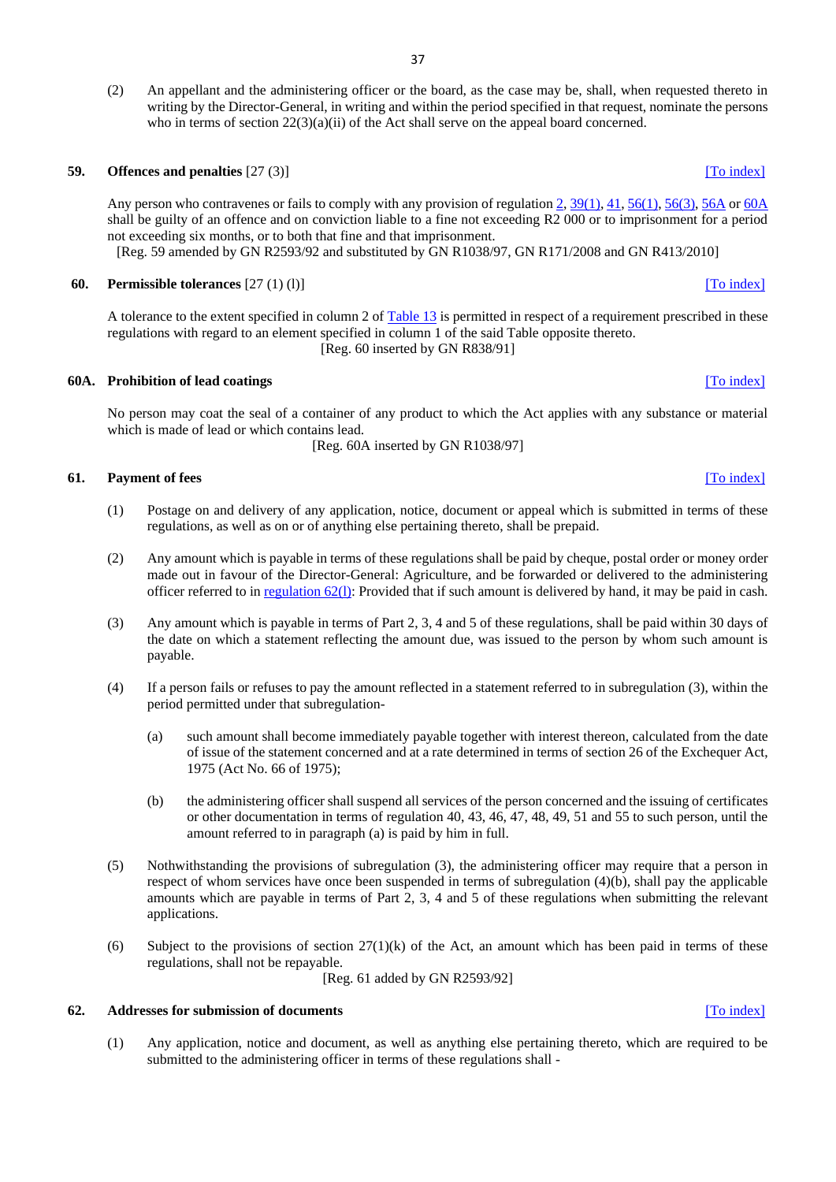(2) An appellant and the administering officer or the board, as the case may be, shall, when requested thereto in writing by the Director-General, in writing and within the period specified in that request, nominate the persons who in terms of section 22(3)(a)(ii) of the Act shall serve on the appeal board concerned.

## 59. Offences and penalties [27 (3)]

[To index]

Any person who contravenes or fails to comply with any provision of regulation 2, 39(1), 41, 56(1), 56(3), 56A or 60A shall be guilty of an offence and on conviction liable to a fine not exceeding R2 000 or to imprisonment for a period not exceeding six months, or to both that fine and that imprisonment.

[Reg. 59 amended by GN R2593/92 and substituted by GN R1038/97, GN R171/2008 and GN R413/2010]

## 60. Permissible tolerances [27 (1) (l)]

[To index]

A tolerance to the extent specified in column 2 of Table 13 is permitted in respect of a requirement prescribed in these regulations with regard to an element specified in column 1 of the said Table opposite thereto.

[Reg. 60 inserted by GN R838/91]

## 60A. Prohibition of lead coatings

[To index]

No person may coat the seal of a container of any product to which the Act applies with any substance or material which is made of lead or which contains lead.

[Reg. 60A inserted by GN R1038/97]

## 61. Payment of fees

[To index]

(1) Postage on and delivery of any application, notice, document or appeal which is submitted in terms of these regulations, as well as on or of anything else pertaining thereto, shall be prepaid.

(2) Any amount which is payable in terms of these regulations shall be paid by cheque, postal order or money order made out in favour of the Director-General: Agriculture, and be forwarded or delivered to the administering officer referred to in regulation 62(l): Provided that if such amount is delivered by hand, it may be paid in cash.

(3) Any amount which is payable in terms of Part 2, 3, 4 and 5 of these regulations, shall be paid within 30 days of the date on which a statement reflecting the amount due, was issued to the person by whom such amount is payable.

(4) If a person fails or refuses to pay the amount reflected in a statement referred to in subregulation (3), within the period permitted under that subregulation-

(a) such amount shall become immediately payable together with interest thereon, calculated from the date of issue of the statement concerned and at a rate determined in terms of section 26 of the Exchequer Act, 1975 (Act No. 66 of 1975);

(b) the administering officer shall suspend all services of the person concerned and the issuing of certificates or other documentation in terms of regulation 40, 43, 46, 47, 48, 49, 51 and 55 to such person, until the amount referred to in paragraph (a) is paid by him in full.

(5) Nothwithstanding the provisions of subregulation (3), the administering officer may require that a person in respect of whom services have once been suspended in terms of subregulation (4)(b), shall pay the applicable amounts which are payable in terms of Part 2, 3, 4 and 5 of these regulations when submitting the relevant applications.

(6) Subject to the provisions of section 27(1)(k) of the Act, an amount which has been paid in terms of these regulations, shall not be repayable.

[Reg. 61 added by GN R2593/92]

## 62. Addresses for submission of documents

[To index]

(1) Any application, notice and document, as well as anything else pertaining thereto, which are required to be submitted to the administering officer in terms of these regulations shall -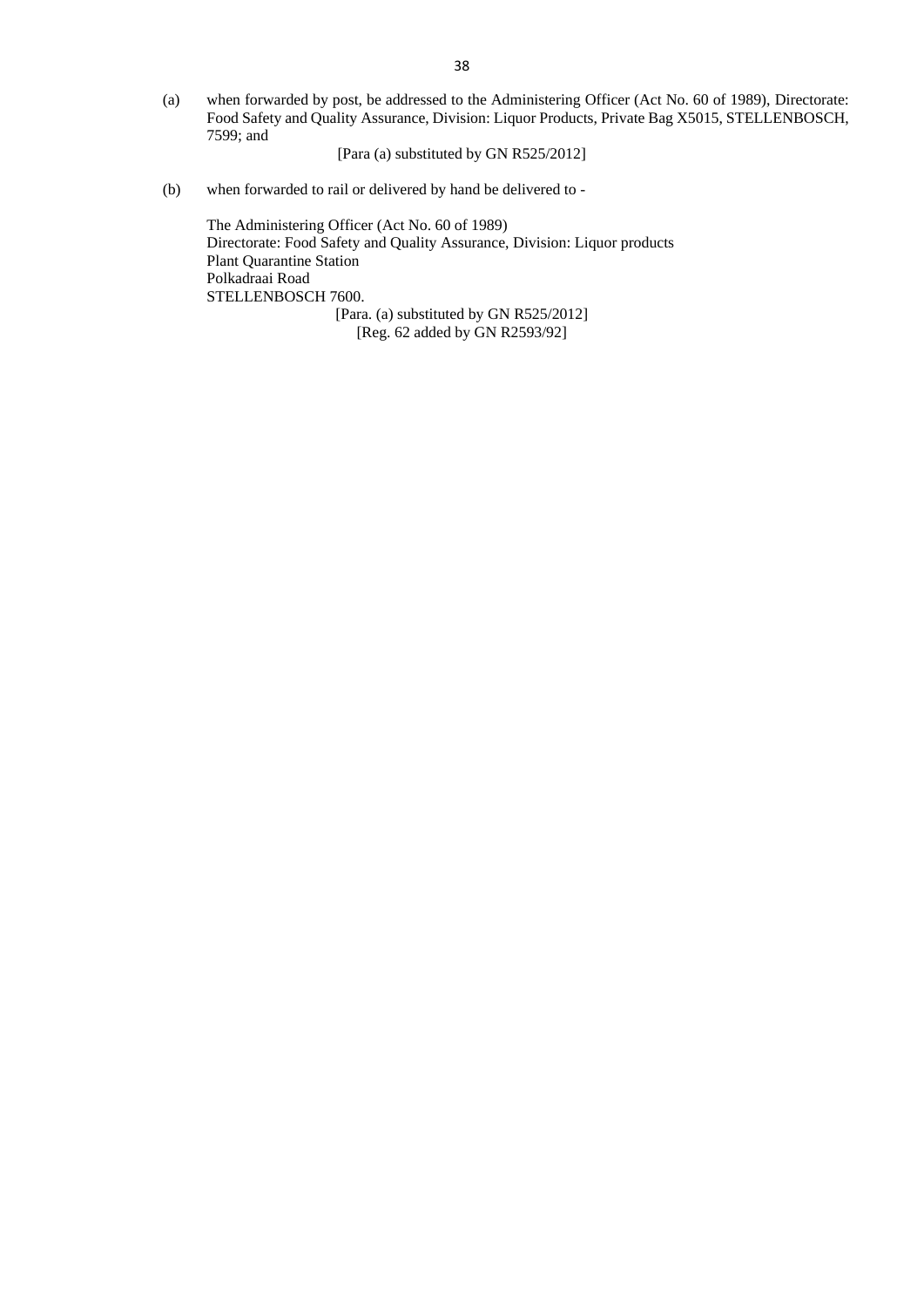(a) when forwarded by post, be addressed to the Administering Officer (Act No. 60 of 1989), Directorate: Food Safety and Quality Assurance, Division: Liquor Products, Private Bag X5015, STELLENBOSCH, 7599; and

[Para (a) substituted by GN R525/2012]

(b) when forwarded to rail or delivered by hand be delivered to -

The Administering Officer (Act No. 60 of 1989)
Directorate: Food Safety and Quality Assurance, Division: Liquor products
Plant Quarantine Station
Polkadraai Road
STELLENBOSCH 7600.

[Para. (a) substituted by GN R525/2012]
[Reg. 62 added by GN R2593/92]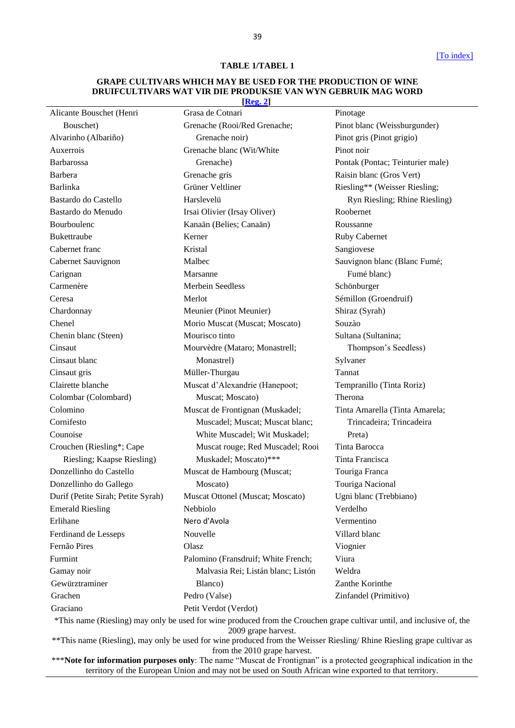[To index]

**TABLE 1/TABEL 1**

**GRAPE CULTIVARS WHICH MAY BE USED FOR THE PRODUCTION OF WINE**
**DRUIFCULTIVARS WAT VIR DIE PRODUKSIE VAN WYN GEBRUIK MAG WORD**
**[Reg. 2]**

| | | |
|---|---|---|
| Alicante Bouschet (Henri Bouschet) | Grasa de Cotnari | Pinotage |
| Alvarinho (Albariño) | Grenache (Rooi/Red Grenache; Grenache noir) | Pinot blanc (Weissburgunder) |
| Auxerrois | Grenache blanc (Wit/White Grenache) | Pinot gris (Pinot grigio) |
| Barbarossa | Grenache gris | Pinot noir |
| Barbera | Grüner Veltliner | Pontak (Pontac; Teinturier male) |
| Barlinka | Harslevelü | Raisin blanc (Gros Vert) |
| Bastardo do Castello | Irsai Olivier (Irsay Oliver) | Riesling** (Weisser Riesling; Ryn Riesling; Rhine Riesling) |
| Bastardo do Menudo | Kanaän (Belies; Canaän) | Roobernet |
| Bourboulenc | Kerner | Roussanne |
| Bukettraube | Kristal | Ruby Cabernet |
| Cabernet franc | Malbec | Sangiovese |
| Cabernet Sauvignon | Marsanne | Sauvignon blanc (Blanc Fumé; Fumé blanc) |
| Carignan | Merbein Seedless | Schönburger |
| Carmenère | Merlot | Sémillon (Groendruif) |
| Ceresa | Meunier (Pinot Meunier) | Shiraz (Syrah) |
| Chardonnay | Morio Muscat (Muscat; Moscato) | Souzào |
| Chenel | Mourisco tinto | Sultana (Sultanina; Thompson's Seedless) |
| Chenin blanc (Steen) | Mourvèdre (Mataro; Monastrell; Monastrel) | Sylvaner |
| Cinsaut | Müller-Thurgau | Tannat |
| Cinsaut blanc | Muscat d'Alexandrie (Hanepoot; Muscat; Moscato) | Tempranillo (Tinta Roriz) |
| Cinsaut gris | Muscat de Frontignan (Muskadel; Muscadel; Muscat; Muscat blanc; White Muscadel; Wit Muskadel; Muscat rouge; Red Muscadel; Rooi Muskadel; Moscato)*** | Therona |
| Clairette blanche | Muscat de Hambourg (Muscat; Moscato) | Tinta Amarella (Tinta Amarela; Trincadeira; Trincadeira Preta) |
| Colombar (Colombard) | Muscat Ottonel (Muscat; Moscato) | Tinta Barocca |
| Colomino | Nebbiolo | Tinta Francisca |
| Cornifesto | Nero d'Avola | Touriga Franca |
| Counoise | Nouvelle | Touriga Nacional |
| Crouchen (Riesling*; Cape Riesling; Kaapse Riesling) | Olasz | Ugni blanc (Trebbiano) |
| Donzellinho do Castello | Palomino (Fransdruif; White French; Malvasia Rei; Listán blanc; Listón Blanco) | Verdelho |
| Donzellinho do Gallego | Pedro (Valse) | Vermentino |
| Durif (Petite Sirah; Petite Syrah) | Petit Verdot (Verdot) | Villard blanc |
| Emerald Riesling | | Viognier |
| Erlihane | | Viura |
| Ferdinand de Lesseps | | Weldra |
| Fernão Pires | | Zanthe Korinthe |
| Furmint | | Zinfandel (Primitivo) |
| Gamay noir | | |
| Gewürztraminer | | |
| Grachen | | |
| Graciano | | |

*This name (Riesling) may only be used for wine produced from the Crouchen grape cultivar until, and inclusive of, the 2009 grape harvest.

**This name (Riesling), may only be used for wine produced from the Weisser Riesling/ Rhine Riesling grape cultivar as from the 2010 grape harvest.

***Note for information purposes only: The name "Muscat de Frontignan" is a protected geographical indication in the territory of the European Union and may not be used on South African wine exported to that territory.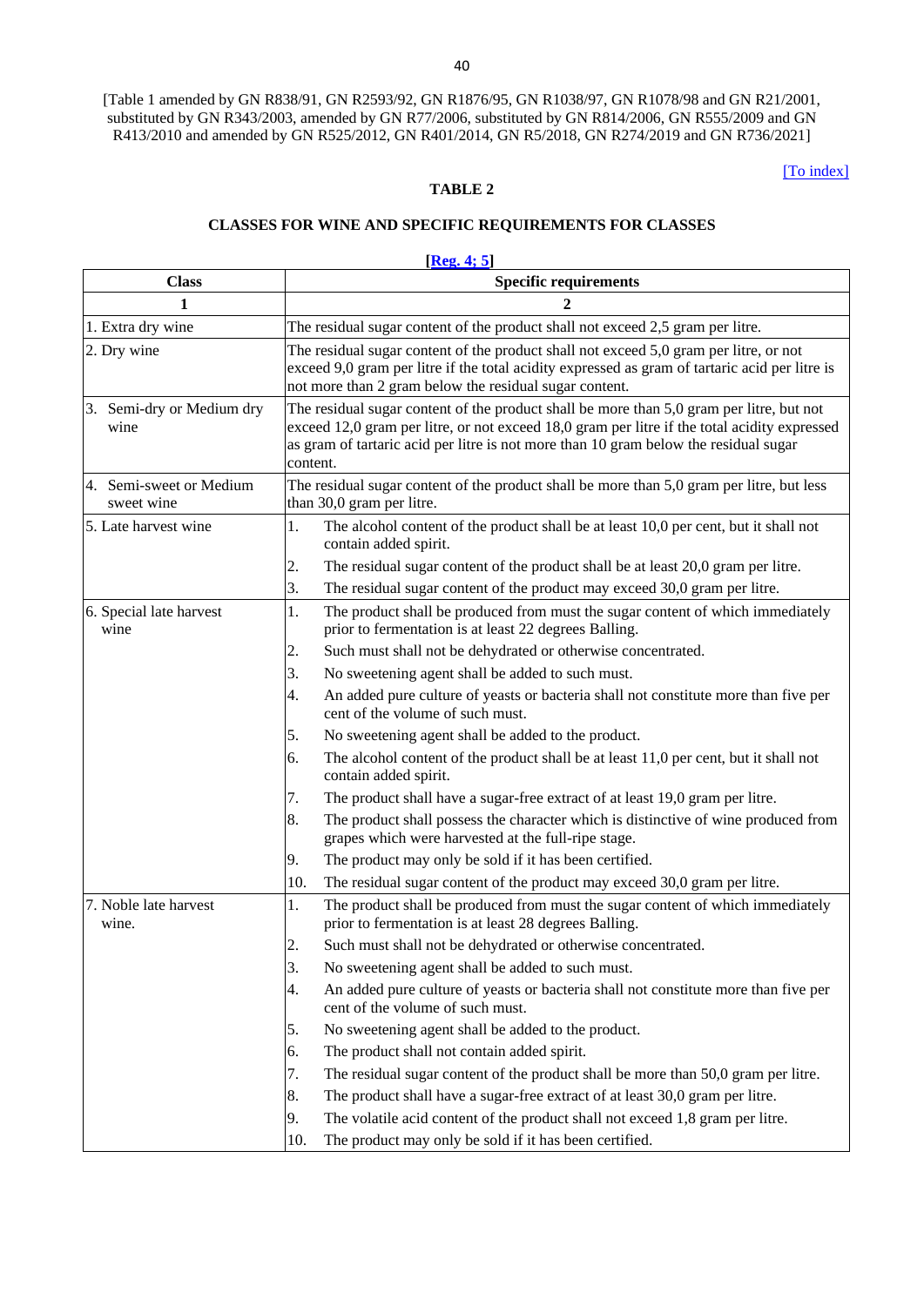[Table 1 amended by GN R838/91, GN R2593/92, GN R1876/95, GN R1038/97, GN R1078/98 and GN R21/2001, substituted by GN R343/2003, amended by GN R77/2006, substituted by GN R814/2006, GN R555/2009 and GN R413/2010 and amended by GN R525/2012, GN R401/2014, GN R5/2018, GN R274/2019 and GN R736/2021]

[To index]

**TABLE 2**

**CLASSES FOR WINE AND SPECIFIC REQUIREMENTS FOR CLASSES**

**[Reg. 4; 5]**

| Class | Specific requirements |
|---|---|
| **1** | **2** |
| 1. Extra dry wine | The residual sugar content of the product shall not exceed 2,5 gram per litre. |
| 2. Dry wine | The residual sugar content of the product shall not exceed 5,0 gram per litre, or not exceed 9,0 gram per litre if the total acidity expressed as gram of tartaric acid per litre is not more than 2 gram below the residual sugar content. |
| 3. Semi-dry or Medium dry wine | The residual sugar content of the product shall be more than 5,0 gram per litre, but not exceed 12,0 gram per litre, or not exceed 18,0 gram per litre if the total acidity expressed as gram of tartaric acid per litre is not more than 10 gram below the residual sugar content. |
| 4. Semi-sweet or Medium sweet wine | The residual sugar content of the product shall be more than 5,0 gram per litre, but less than 30,0 gram per litre. |
| 5. Late harvest wine | 1. The alcohol content of the product shall be at least 10,0 per cent, but it shall not contain added spirit.<br>2. The residual sugar content of the product shall be at least 20,0 gram per litre.<br>3. The residual sugar content of the product may exceed 30,0 gram per litre. |
| 6. Special late harvest wine | 1. The product shall be produced from must the sugar content of which immediately prior to fermentation is at least 22 degrees Balling.<br>2. Such must shall not be dehydrated or otherwise concentrated.<br>3. No sweetening agent shall be added to such must.<br>4. An added pure culture of yeasts or bacteria shall not constitute more than five per cent of the volume of such must.<br>5. No sweetening agent shall be added to the product.<br>6. The alcohol content of the product shall be at least 11,0 per cent, but it shall not contain added spirit.<br>7. The product shall have a sugar-free extract of at least 19,0 gram per litre.<br>8. The product shall possess the character which is distinctive of wine produced from grapes which were harvested at the full-ripe stage.<br>9. The product may only be sold if it has been certified.<br>10. The residual sugar content of the product may exceed 30,0 gram per litre. |
| 7. Noble late harvest wine. | 1. The product shall be produced from must the sugar content of which immediately prior to fermentation is at least 28 degrees Balling.<br>2. Such must shall not be dehydrated or otherwise concentrated.<br>3. No sweetening agent shall be added to such must.<br>4. An added pure culture of yeasts or bacteria shall not constitute more than five per cent of the volume of such must.<br>5. No sweetening agent shall be added to the product.<br>6. The product shall not contain added spirit.<br>7. The residual sugar content of the product shall be more than 50,0 gram per litre.<br>8. The product shall have a sugar-free extract of at least 30,0 gram per litre.<br>9. The volatile acid content of the product shall not exceed 1,8 gram per litre.<br>10. The product may only be sold if it has been certified. |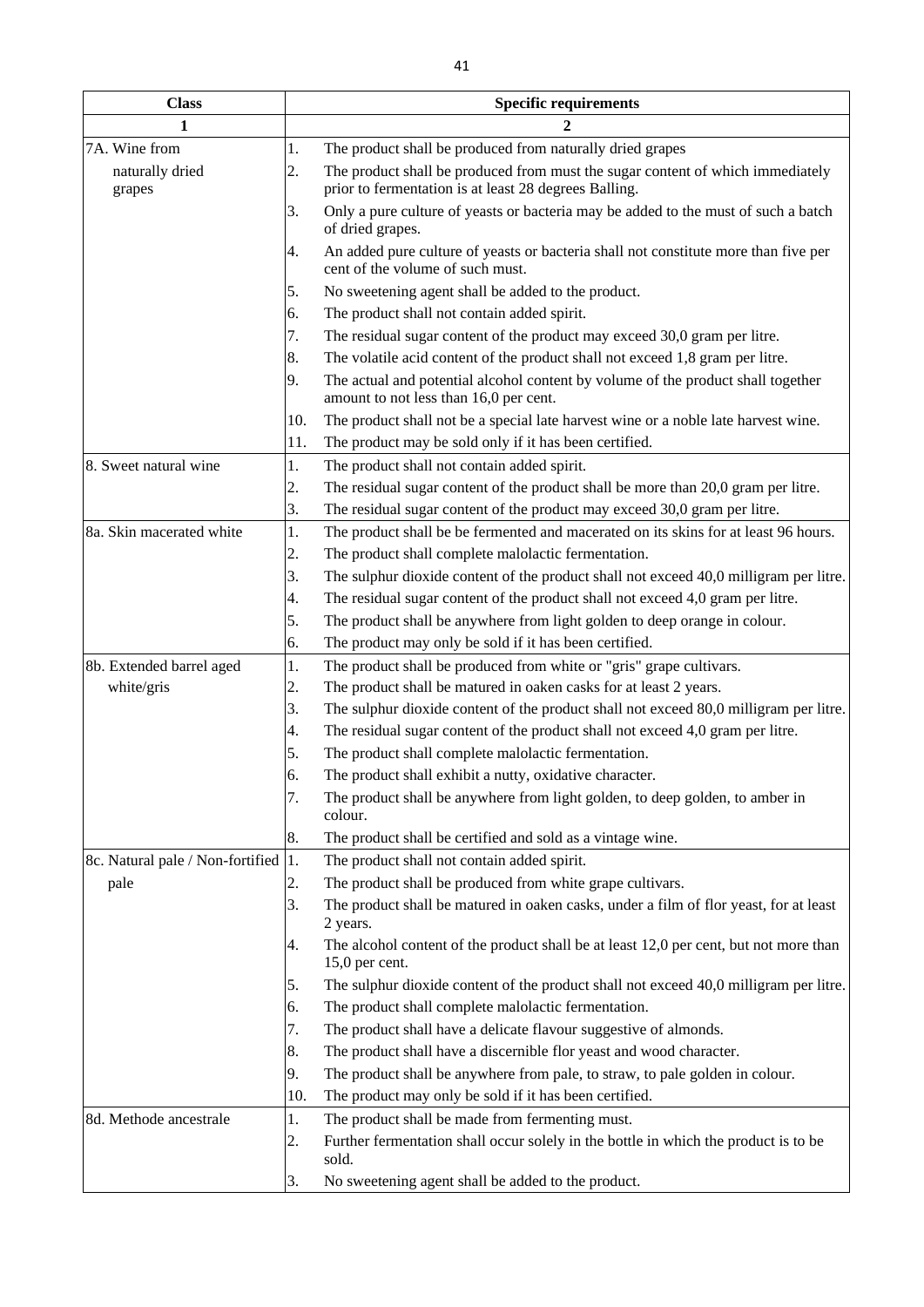| Class | Specific requirements |
|---|---|
| 1 | 2 |
| 7A. Wine from naturally dried grapes | 1. The product shall be produced from naturally dried grapes |
| | 2. The product shall be produced from must the sugar content of which immediately prior to fermentation is at least 28 degrees Balling. |
| | 3. Only a pure culture of yeasts or bacteria may be added to the must of such a batch of dried grapes. |
| | 4. An added pure culture of yeasts or bacteria shall not constitute more than five per cent of the volume of such must. |
| | 5. No sweetening agent shall be added to the product. |
| | 6. The product shall not contain added spirit. |
| | 7. The residual sugar content of the product may exceed 30,0 gram per litre. |
| | 8. The volatile acid content of the product shall not exceed 1,8 gram per litre. |
| | 9. The actual and potential alcohol content by volume of the product shall together amount to not less than 16,0 per cent. |
| | 10. The product shall not be a special late harvest wine or a noble late harvest wine. |
| | 11. The product may be sold only if it has been certified. |
| 8. Sweet natural wine | 1. The product shall not contain added spirit. |
| | 2. The residual sugar content of the product shall be more than 20,0 gram per litre. |
| | 3. The residual sugar content of the product may exceed 30,0 gram per litre. |
| 8a. Skin macerated white | 1. The product shall be be fermented and macerated on its skins for at least 96 hours. |
| | 2. The product shall complete malolactic fermentation. |
| | 3. The sulphur dioxide content of the product shall not exceed 40,0 milligram per litre. |
| | 4. The residual sugar content of the product shall not exceed 4,0 gram per litre. |
| | 5. The product shall be anywhere from light golden to deep orange in colour. |
| | 6. The product may only be sold if it has been certified. |
| 8b. Extended barrel aged white/gris | 1. The product shall be produced from white or "gris" grape cultivars. |
| | 2. The product shall be matured in oaken casks for at least 2 years. |
| | 3. The sulphur dioxide content of the product shall not exceed 80,0 milligram per litre. |
| | 4. The residual sugar content of the product shall not exceed 4,0 gram per litre. |
| | 5. The product shall complete malolactic fermentation. |
| | 6. The product shall exhibit a nutty, oxidative character. |
| | 7. The product shall be anywhere from light golden, to deep golden, to amber in colour. |
| | 8. The product shall be certified and sold as a vintage wine. |
| 8c. Natural pale / Non-fortified pale | 1. The product shall not contain added spirit. |
| | 2. The product shall be produced from white grape cultivars. |
| | 3. The product shall be matured in oaken casks, under a film of flor yeast, for at least 2 years. |
| | 4. The alcohol content of the product shall be at least 12,0 per cent, but not more than 15,0 per cent. |
| | 5. The sulphur dioxide content of the product shall not exceed 40,0 milligram per litre. |
| | 6. The product shall complete malolactic fermentation. |
| | 7. The product shall have a delicate flavour suggestive of almonds. |
| | 8. The product shall have a discernible flor yeast and wood character. |
| | 9. The product shall be anywhere from pale, to straw, to pale golden in colour. |
| | 10. The product may only be sold if it has been certified. |
| 8d. Methode ancestrale | 1. The product shall be made from fermenting must. |
| | 2. Further fermentation shall occur solely in the bottle in which the product is to be sold. |
| | 3. No sweetening agent shall be added to the product. |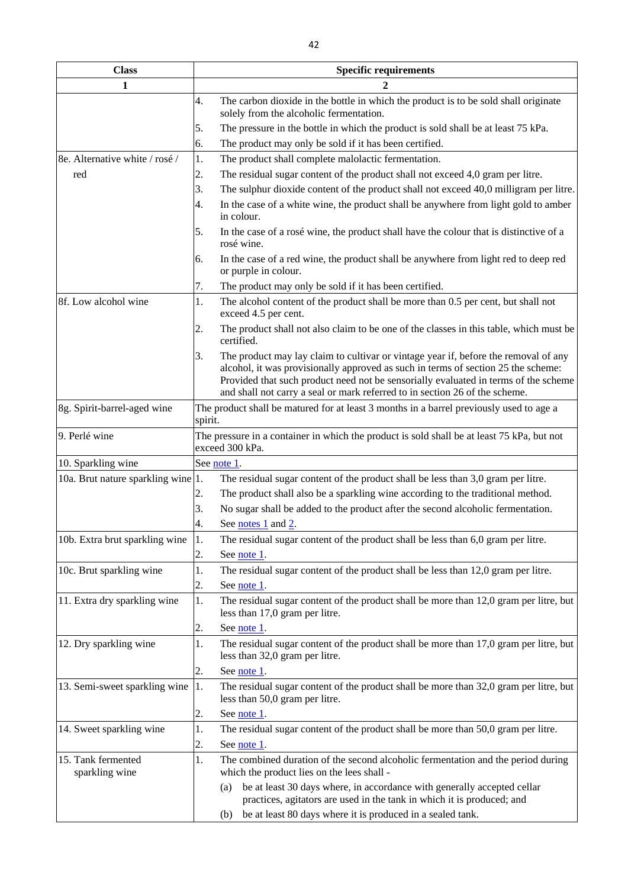| Class | Specific requirements |
|---|---|
| 1 | 2 |
| | 4. The carbon dioxide in the bottle in which the product is to be sold shall originate solely from the alcoholic fermentation.<br>5. The pressure in the bottle in which the product is sold shall be at least 75 kPa.<br>6. The product may only be sold if it has been certified. |
| 8e. Alternative white / rosé / red | 1. The product shall complete malolactic fermentation.<br>2. The residual sugar content of the product shall not exceed 4,0 gram per litre.<br>3. The sulphur dioxide content of the product shall not exceed 40,0 milligram per litre.<br>4. In the case of a white wine, the product shall be anywhere from light gold to amber in colour.<br>5. In the case of a rosé wine, the product shall have the colour that is distinctive of a rosé wine.<br>6. In the case of a red wine, the product shall be anywhere from light red to deep red or purple in colour.<br>7. The product may only be sold if it has been certified. |
| 8f. Low alcohol wine | 1. The alcohol content of the product shall be more than 0.5 per cent, but shall not exceed 4.5 per cent.<br>2. The product shall not also claim to be one of the classes in this table, which must be certified.<br>3. The product may lay claim to cultivar or vintage year if, before the removal of any alcohol, it was provisionally approved as such in terms of section 25 the scheme: Provided that such product need not be sensorially evaluated in terms of the scheme and shall not carry a seal or mark referred to in section 26 of the scheme. |
| 8g. Spirit-barrel-aged wine | The product shall be matured for at least 3 months in a barrel previously used to age a spirit. |
| 9. Perlé wine | The pressure in a container in which the product is sold shall be at least 75 kPa, but not exceed 300 kPa. |
| 10. Sparkling wine | See note 1. |
| 10a. Brut nature sparkling wine | 1. The residual sugar content of the product shall be less than 3,0 gram per litre.<br>2. The product shall also be a sparkling wine according to the traditional method.<br>3. No sugar shall be added to the product after the second alcoholic fermentation.<br>4. See notes 1 and 2. |
| 10b. Extra brut sparkling wine | 1. The residual sugar content of the product shall be less than 6,0 gram per litre.<br>2. See note 1. |
| 10c. Brut sparkling wine | 1. The residual sugar content of the product shall be less than 12,0 gram per litre.<br>2. See note 1. |
| 11. Extra dry sparkling wine | 1. The residual sugar content of the product shall be more than 12,0 gram per litre, but less than 17,0 gram per litre.<br>2. See note 1. |
| 12. Dry sparkling wine | 1. The residual sugar content of the product shall be more than 17,0 gram per litre, but less than 32,0 gram per litre.<br>2. See note 1. |
| 13. Semi-sweet sparkling wine | 1. The residual sugar content of the product shall be more than 32,0 gram per litre, but less than 50,0 gram per litre.<br>2. See note 1. |
| 14. Sweet sparkling wine | 1. The residual sugar content of the product shall be more than 50,0 gram per litre.<br>2. See note 1. |
| 15. Tank fermented sparkling wine | 1. The combined duration of the second alcoholic fermentation and the period during which the product lies on the lees shall -<br>(a) be at least 30 days where, in accordance with generally accepted cellar practices, agitators are used in the tank in which it is produced; and<br>(b) be at least 80 days where it is produced in a sealed tank. |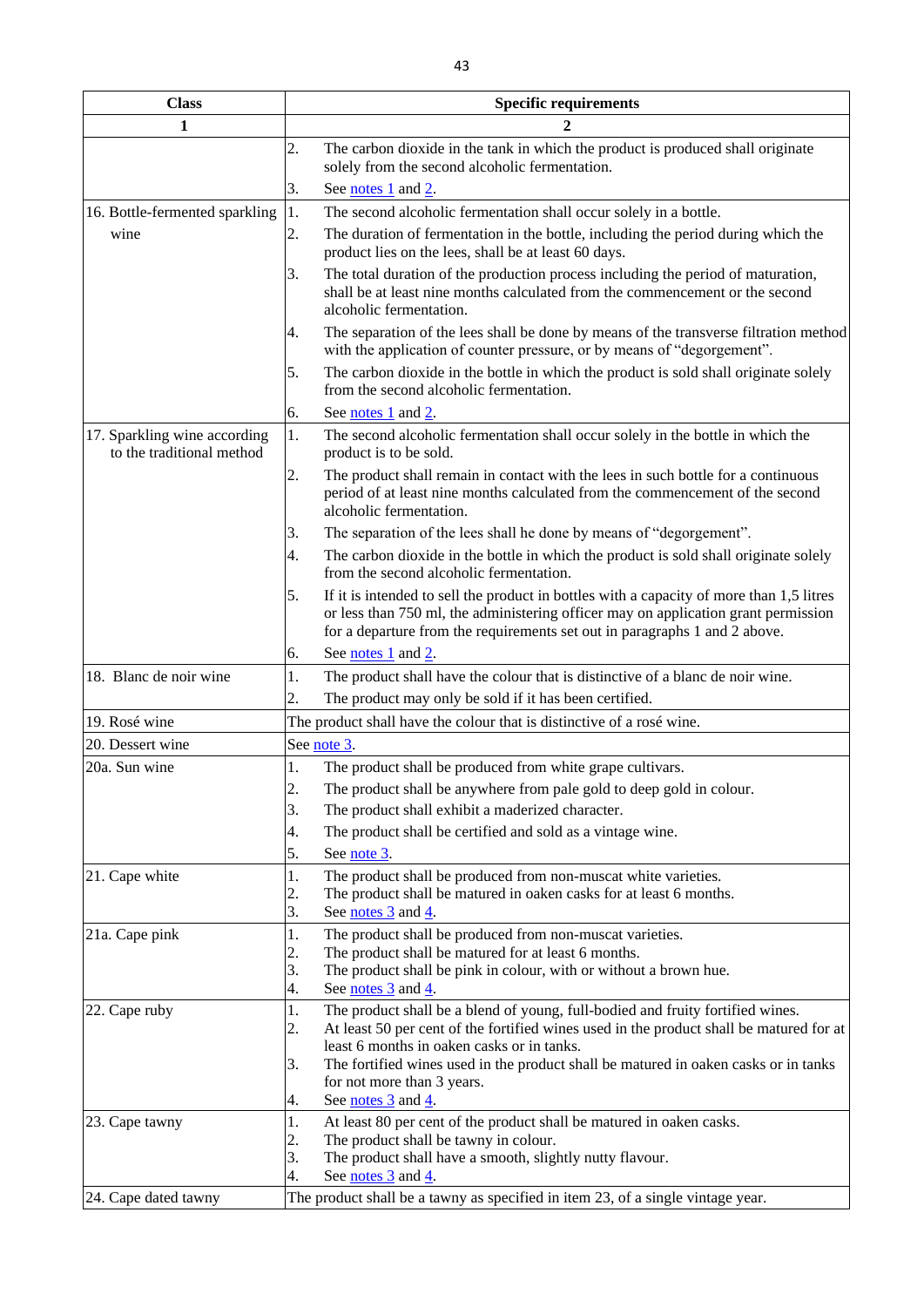| Class | Specific requirements |
|---|---|
| 1 | 2 |
| | 2. The carbon dioxide in the tank in which the product is produced shall originate solely from the second alcoholic fermentation.<br>3. See notes 1 and 2. |
| 16. Bottle-fermented sparkling wine | 1. The second alcoholic fermentation shall occur solely in a bottle.<br>2. The duration of fermentation in the bottle, including the period during which the product lies on the lees, shall be at least 60 days.<br>3. The total duration of the production process including the period of maturation, shall be at least nine months calculated from the commencement or the second alcoholic fermentation.<br>4. The separation of the lees shall be done by means of the transverse filtration method with the application of counter pressure, or by means of "degorgement".<br>5. The carbon dioxide in the bottle in which the product is sold shall originate solely from the second alcoholic fermentation.<br>6. See notes 1 and 2. |
| 17. Sparkling wine according to the traditional method | 1. The second alcoholic fermentation shall occur solely in the bottle in which the product is to be sold.<br>2. The product shall remain in contact with the lees in such bottle for a continuous period of at least nine months calculated from the commencement of the second alcoholic fermentation.<br>3. The separation of the lees shall he done by means of "degorgement".<br>4. The carbon dioxide in the bottle in which the product is sold shall originate solely from the second alcoholic fermentation.<br>5. If it is intended to sell the product in bottles with a capacity of more than 1,5 litres or less than 750 ml, the administering officer may on application grant permission for a departure from the requirements set out in paragraphs 1 and 2 above.<br>6. See notes 1 and 2. |
| 18. Blanc de noir wine | 1. The product shall have the colour that is distinctive of a blanc de noir wine.<br>2. The product may only be sold if it has been certified. |
| 19. Rosé wine | The product shall have the colour that is distinctive of a rosé wine. |
| 20. Dessert wine | See note 3. |
| 20a. Sun wine | 1. The product shall be produced from white grape cultivars.<br>2. The product shall be anywhere from pale gold to deep gold in colour.<br>3. The product shall exhibit a maderized character.<br>4. The product shall be certified and sold as a vintage wine.<br>5. See note 3. |
| 21. Cape white | 1. The product shall be produced from non-muscat white varieties.<br>2. The product shall be matured in oaken casks for at least 6 months.<br>3. See notes 3 and 4. |
| 21a. Cape pink | 1. The product shall be produced from non-muscat varieties.<br>2. The product shall be matured for at least 6 months.<br>3. The product shall be pink in colour, with or without a brown hue.<br>4. See notes 3 and 4. |
| 22. Cape ruby | 1. The product shall be a blend of young, full-bodied and fruity fortified wines.<br>2. At least 50 per cent of the fortified wines used in the product shall be matured for at least 6 months in oaken casks or in tanks.<br>3. The fortified wines used in the product shall be matured in oaken casks or in tanks for not more than 3 years.<br>4. See notes 3 and 4. |
| 23. Cape tawny | 1. At least 80 per cent of the product shall be matured in oaken casks.<br>2. The product shall be tawny in colour.<br>3. The product shall have a smooth, slightly nutty flavour.<br>4. See notes 3 and 4. |
| 24. Cape dated tawny | The product shall be a tawny as specified in item 23, of a single vintage year. |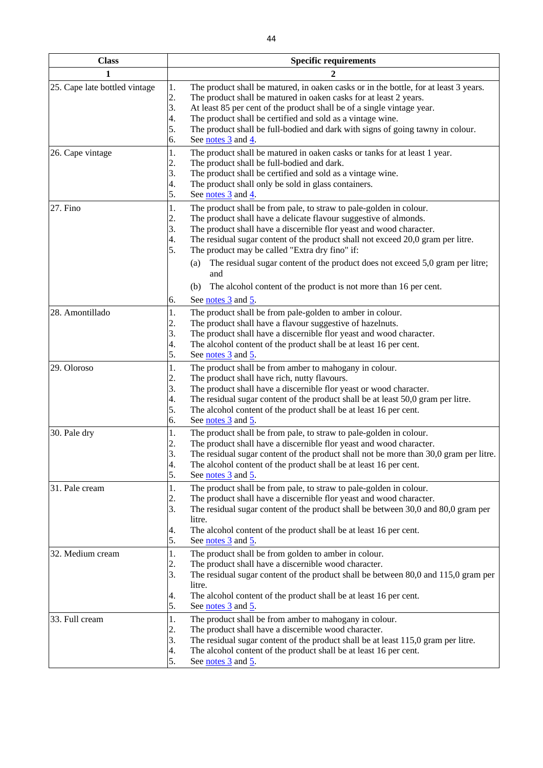| Class | Specific requirements |
|---|---|
| 1 | 2 |
| 25. Cape late bottled vintage | 1. The product shall be matured, in oaken casks or in the bottle, for at least 3 years.<br>2. The product shall be matured in oaken casks for at least 2 years.<br>3. At least 85 per cent of the product shall be of a single vintage year.<br>4. The product shall be certified and sold as a vintage wine.<br>5. The product shall be full-bodied and dark with signs of going tawny in colour.<br>6. See notes 3 and 4. |
| 26. Cape vintage | 1. The product shall be matured in oaken casks or tanks for at least 1 year.<br>2. The product shall be full-bodied and dark.<br>3. The product shall be certified and sold as a vintage wine.<br>4. The product shall only be sold in glass containers.<br>5. See notes 3 and 4. |
| 27. Fino | 1. The product shall be from pale, to straw to pale-golden in colour.<br>2. The product shall have a delicate flavour suggestive of almonds.<br>3. The product shall have a discernible flor yeast and wood character.<br>4. The residual sugar content of the product shall not exceed 20,0 gram per litre.<br>5. The product may be called "Extra dry fino" if:<br>(a) The residual sugar content of the product does not exceed 5,0 gram per litre; and<br>(b) The alcohol content of the product is not more than 16 per cent.<br>6. See notes 3 and 5. |
| 28. Amontillado | 1. The product shall be from pale-golden to amber in colour.<br>2. The product shall have a flavour suggestive of hazelnuts.<br>3. The product shall have a discernible flor yeast and wood character.<br>4. The alcohol content of the product shall be at least 16 per cent.<br>5. See notes 3 and 5. |
| 29. Oloroso | 1. The product shall be from amber to mahogany in colour.<br>2. The product shall have rich, nutty flavours.<br>3. The product shall have a discernible flor yeast or wood character.<br>4. The residual sugar content of the product shall be at least 50,0 gram per litre.<br>5. The alcohol content of the product shall be at least 16 per cent.<br>6. See notes 3 and 5. |
| 30. Pale dry | 1. The product shall be from pale, to straw to pale-golden in colour.<br>2. The product shall have a discernible flor yeast and wood character.<br>3. The residual sugar content of the product shall not be more than 30,0 gram per litre.<br>4. The alcohol content of the product shall be at least 16 per cent.<br>5. See notes 3 and 5. |
| 31. Pale cream | 1. The product shall be from pale, to straw to pale-golden in colour.<br>2. The product shall have a discernible flor yeast and wood character.<br>3. The residual sugar content of the product shall be between 30,0 and 80,0 gram per litre.<br>4. The alcohol content of the product shall be at least 16 per cent.<br>5. See notes 3 and 5. |
| 32. Medium cream | 1. The product shall be from golden to amber in colour.<br>2. The product shall have a discernible wood character.<br>3. The residual sugar content of the product shall be between 80,0 and 115,0 gram per litre.<br>4. The alcohol content of the product shall be at least 16 per cent.<br>5. See notes 3 and 5. |
| 33. Full cream | 1. The product shall be from amber to mahogany in colour.<br>2. The product shall have a discernible wood character.<br>3. The residual sugar content of the product shall be at least 115,0 gram per litre.<br>4. The alcohol content of the product shall be at least 16 per cent.<br>5. See notes 3 and 5. |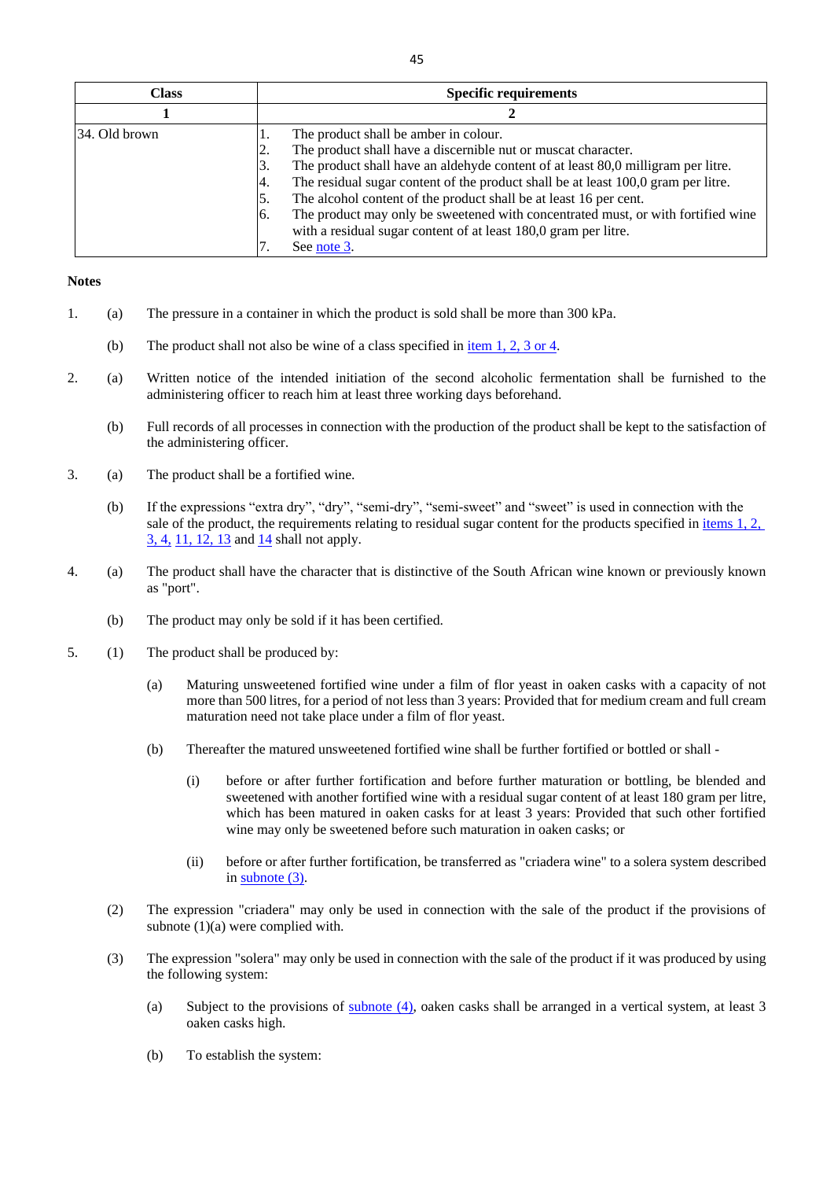| Class | Specific requirements |
|---|---|
| 1 | 2 |
| 34. Old brown | 1. The product shall be amber in colour.<br>2. The product shall have a discernible nut or muscat character.<br>3. The product shall have an aldehyde content of at least 80,0 milligram per litre.<br>4. The residual sugar content of the product shall be at least 100,0 gram per litre.<br>5. The alcohol content of the product shall be at least 16 per cent.<br>6. The product may only be sweetened with concentrated must, or with fortified wine with a residual sugar content of at least 180,0 gram per litre.<br>7. See note 3. |

**Notes**

1. (a) The pressure in a container in which the product is sold shall be more than 300 kPa.

   (b) The product shall not also be wine of a class specified in item 1, 2, 3 or 4.

2. (a) Written notice of the intended initiation of the second alcoholic fermentation shall be furnished to the administering officer to reach him at least three working days beforehand.

   (b) Full records of all processes in connection with the production of the product shall be kept to the satisfaction of the administering officer.

3. (a) The product shall be a fortified wine.

   (b) If the expressions "extra dry", "dry", "semi-dry", "semi-sweet" and "sweet" is used in connection with the sale of the product, the requirements relating to residual sugar content for the products specified in items 1, 2, 3, 4, 11, 12, 13 and 14 shall not apply.

4. (a) The product shall have the character that is distinctive of the South African wine known or previously known as "port".

   (b) The product may only be sold if it has been certified.

5. (1) The product shall be produced by:

      (a) Maturing unsweetened fortified wine under a film of flor yeast in oaken casks with a capacity of not more than 500 litres, for a period of not less than 3 years: Provided that for medium cream and full cream maturation need not take place under a film of flor yeast.

      (b) Thereafter the matured unsweetened fortified wine shall be further fortified or bottled or shall -

         (i) before or after further fortification and before further maturation or bottling, be blended and sweetened with another fortified wine with a residual sugar content of at least 180 gram per litre, which has been matured in oaken casks for at least 3 years: Provided that such other fortified wine may only be sweetened before such maturation in oaken casks; or

         (ii) before or after further fortification, be transferred as "criadera wine" to a solera system described in subnote (3).

   (2) The expression "criadera" may only be used in connection with the sale of the product if the provisions of subnote (1)(a) were complied with.

   (3) The expression "solera" may only be used in connection with the sale of the product if it was produced by using the following system:

      (a) Subject to the provisions of subnote (4), oaken casks shall be arranged in a vertical system, at least 3 oaken casks high.

      (b) To establish the system: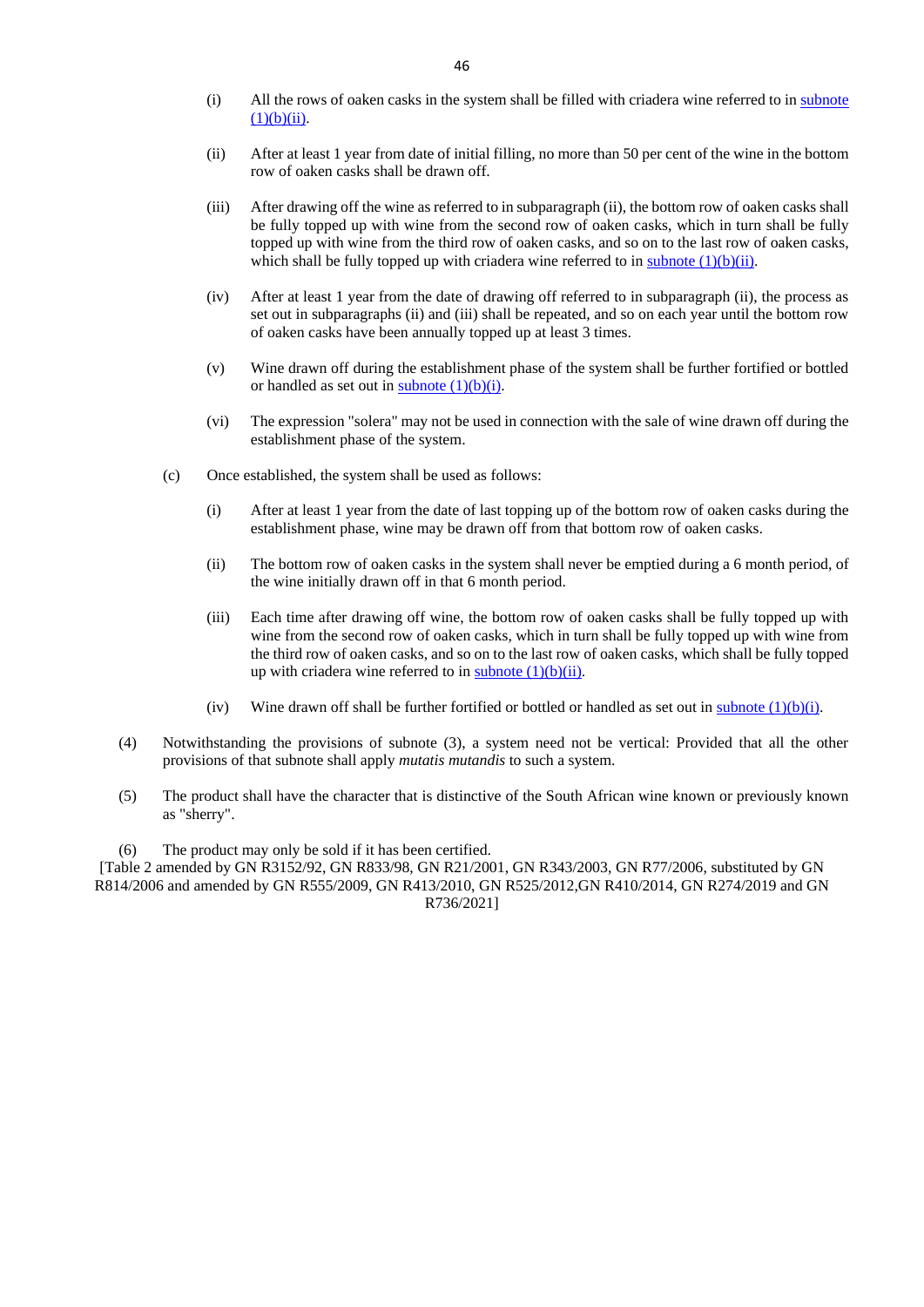(i) All the rows of oaken casks in the system shall be filled with criadera wine referred to in subnote (1)(b)(ii).

(ii) After at least 1 year from date of initial filling, no more than 50 per cent of the wine in the bottom row of oaken casks shall be drawn off.

(iii) After drawing off the wine as referred to in subparagraph (ii), the bottom row of oaken casks shall be fully topped up with wine from the second row of oaken casks, which in turn shall be fully topped up with wine from the third row of oaken casks, and so on to the last row of oaken casks, which shall be fully topped up with criadera wine referred to in subnote (1)(b)(ii).

(iv) After at least 1 year from the date of drawing off referred to in subparagraph (ii), the process as set out in subparagraphs (ii) and (iii) shall be repeated, and so on each year until the bottom row of oaken casks have been annually topped up at least 3 times.

(v) Wine drawn off during the establishment phase of the system shall be further fortified or bottled or handled as set out in subnote (1)(b)(i).

(vi) The expression "solera" may not be used in connection with the sale of wine drawn off during the establishment phase of the system.

(c) Once established, the system shall be used as follows:

(i) After at least 1 year from the date of last topping up of the bottom row of oaken casks during the establishment phase, wine may be drawn off from that bottom row of oaken casks.

(ii) The bottom row of oaken casks in the system shall never be emptied during a 6 month period, of the wine initially drawn off in that 6 month period.

(iii) Each time after drawing off wine, the bottom row of oaken casks shall be fully topped up with wine from the second row of oaken casks, which in turn shall be fully topped up with wine from the third row of oaken casks, and so on to the last row of oaken casks, which shall be fully topped up with criadera wine referred to in subnote (1)(b)(ii).

(iv) Wine drawn off shall be further fortified or bottled or handled as set out in subnote (1)(b)(i).

(4) Notwithstanding the provisions of subnote (3), a system need not be vertical: Provided that all the other provisions of that subnote shall apply *mutatis mutandis* to such a system.

(5) The product shall have the character that is distinctive of the South African wine known or previously known as "sherry".

(6) The product may only be sold if it has been certified.

[Table 2 amended by GN R3152/92, GN R833/98, GN R21/2001, GN R343/2003, GN R77/2006, substituted by GN R814/2006 and amended by GN R555/2009, GN R413/2010, GN R525/2012,GN R410/2014, GN R274/2019 and GN R736/2021]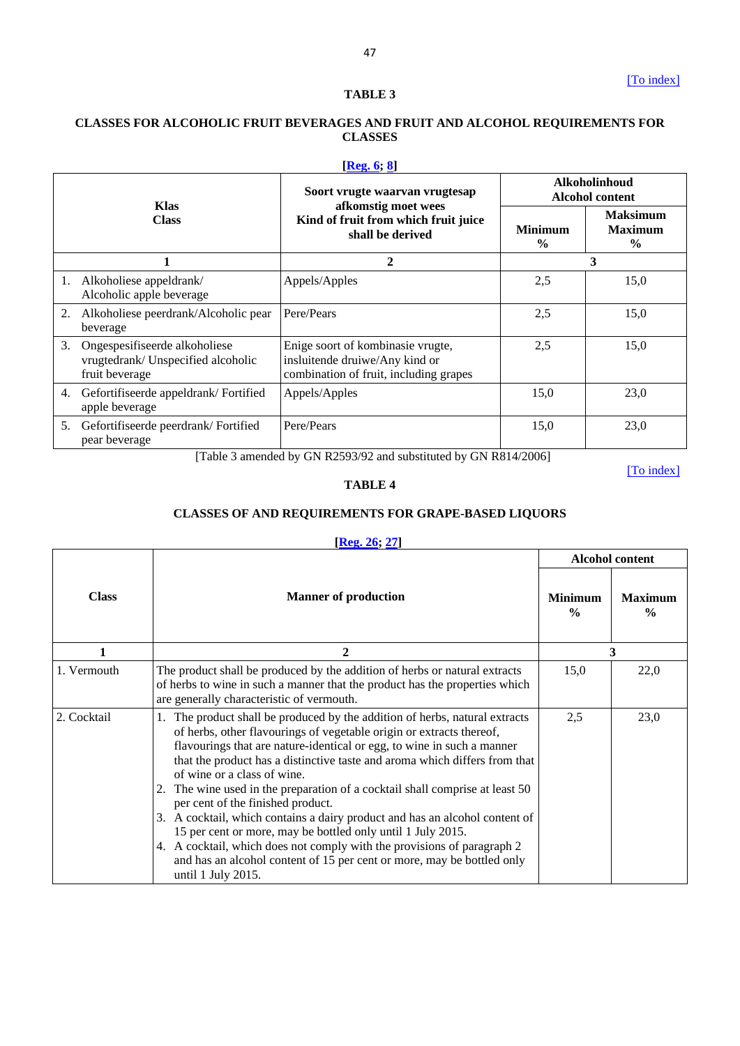[To index]

**TABLE 3**

**CLASSES FOR ALCOHOLIC FRUIT BEVERAGES AND FRUIT AND ALCOHOL REQUIREMENTS FOR CLASSES**

**[Reg. 6; 8]**

| Klas<br>Class | Soort vrugte waarvan vrugtesap afkomstig moet wees<br>Kind of fruit from which fruit juice shall be derived | Alkoholinhoud<br>Alcohol content | |
|---|---|---|---|
| | | Minimum % | Maksimum<br>Maximum % |
| 1 | 2 | 3 | |
| 1. Alkoholiese appeldrank/ Alcoholic apple beverage | Appels/Apples | 2,5 | 15,0 |
| 2. Alkoholiese peerdrank/Alcoholic pear beverage | Pere/Pears | 2,5 | 15,0 |
| 3. Ongespesifiseerde alkoholiese vrugtedrank/ Unspecified alcoholic fruit beverage | Enige soort of kombinasie vrugte, insluitende druiwe/Any kind or combination of fruit, including grapes | 2,5 | 15,0 |
| 4. Gefortifiseerde appeldrank/ Fortified apple beverage | Appels/Apples | 15,0 | 23,0 |
| 5. Gefortifiseerde peerdrank/ Fortified pear beverage | Pere/Pears | 15,0 | 23,0 |

[Table 3 amended by GN R2593/92 and substituted by GN R814/2006]

[To index]

**TABLE 4**

**CLASSES OF AND REQUIREMENTS FOR GRAPE-BASED LIQUORS**

**[Reg. 26; 27]**

| Class | Manner of production | Alcohol content | |
|---|---|---|---|
| | | Minimum % | Maximum % |
| 1 | 2 | 3 | |
| 1. Vermouth | The product shall be produced by the addition of herbs or natural extracts of herbs to wine in such a manner that the product has the properties which are generally characteristic of vermouth. | 15,0 | 22,0 |
| 2. Cocktail | 1. The product shall be produced by the addition of herbs, natural extracts of herbs, other flavourings of vegetable origin or extracts thereof, flavourings that are nature-identical or egg, to wine in such a manner that the product has a distinctive taste and aroma which differs from that of wine or a class of wine.<br>2. The wine used in the preparation of a cocktail shall comprise at least 50 per cent of the finished product.<br>3. A cocktail, which contains a dairy product and has an alcohol content of 15 per cent or more, may be bottled only until 1 July 2015.<br>4. A cocktail, which does not comply with the provisions of paragraph 2 and has an alcohol content of 15 per cent or more, may be bottled only until 1 July 2015. | 2,5 | 23,0 |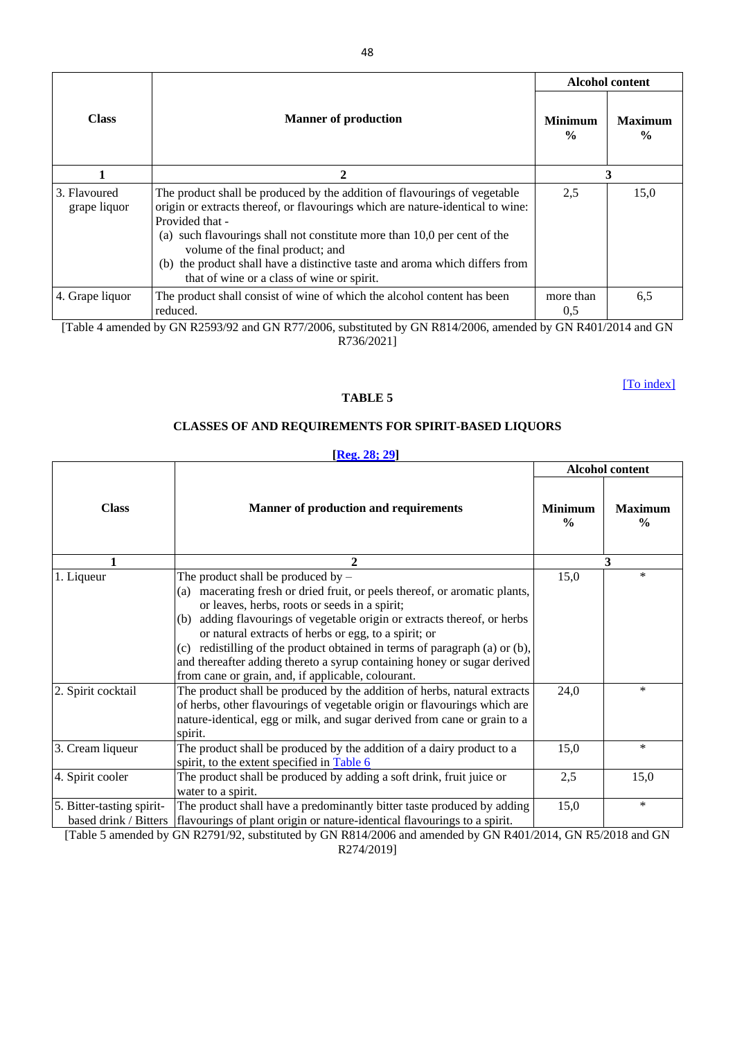| Class | Manner of production | Alcohol content | |
|---|---|---|---|
| | | Minimum % | Maximum % |
| 1 | 2 | 3 | |
| 3. Flavoured grape liquor | The product shall be produced by the addition of flavourings of vegetable origin or extracts thereof, or flavourings which are nature-identical to wine: Provided that - (a) such flavourings shall not constitute more than 10,0 per cent of the volume of the final product; and (b) the product shall have a distinctive taste and aroma which differs from that of wine or a class of wine or spirit. | 2,5 | 15,0 |
| 4. Grape liquor | The product shall consist of wine of which the alcohol content has been reduced. | more than 0,5 | 6,5 |

[Table 4 amended by GN R2593/92 and GN R77/2006, substituted by GN R814/2006, amended by GN R401/2014 and GN R736/2021]

[To index]

## TABLE 5

## CLASSES OF AND REQUIREMENTS FOR SPIRIT-BASED LIQUORS

**[Reg. 28; 29]**

| Class | Manner of production and requirements | Alcohol content | |
|---|---|---|---|
| | | Minimum % | Maximum % |
| 1 | 2 | 3 | |
| 1. Liqueur | The product shall be produced by – (a) macerating fresh or dried fruit, or peels thereof, or aromatic plants, or leaves, herbs, roots or seeds in a spirit; (b) adding flavourings of vegetable origin or extracts thereof, or herbs or natural extracts of herbs or egg, to a spirit; or (c) redistilling of the product obtained in terms of paragraph (a) or (b), and thereafter adding thereto a syrup containing honey or sugar derived from cane or grain, and, if applicable, colourant. | 15,0 | * |
| 2. Spirit cocktail | The product shall be produced by the addition of herbs, natural extracts of herbs, other flavourings of vegetable origin or flavourings which are nature-identical, egg or milk, and sugar derived from cane or grain to a spirit. | 24,0 | * |
| 3. Cream liqueur | The product shall be produced by the addition of a dairy product to a spirit, to the extent specified in Table 6 | 15,0 | * |
| 4. Spirit cooler | The product shall be produced by adding a soft drink, fruit juice or water to a spirit. | 2,5 | 15,0 |
| 5. Bitter-tasting spirit-based drink / Bitters | The product shall have a predominantly bitter taste produced by adding flavourings of plant origin or nature-identical flavourings to a spirit. | 15,0 | * |

[Table 5 amended by GN R2791/92, substituted by GN R814/2006 and amended by GN R401/2014, GN R5/2018 and GN R274/2019]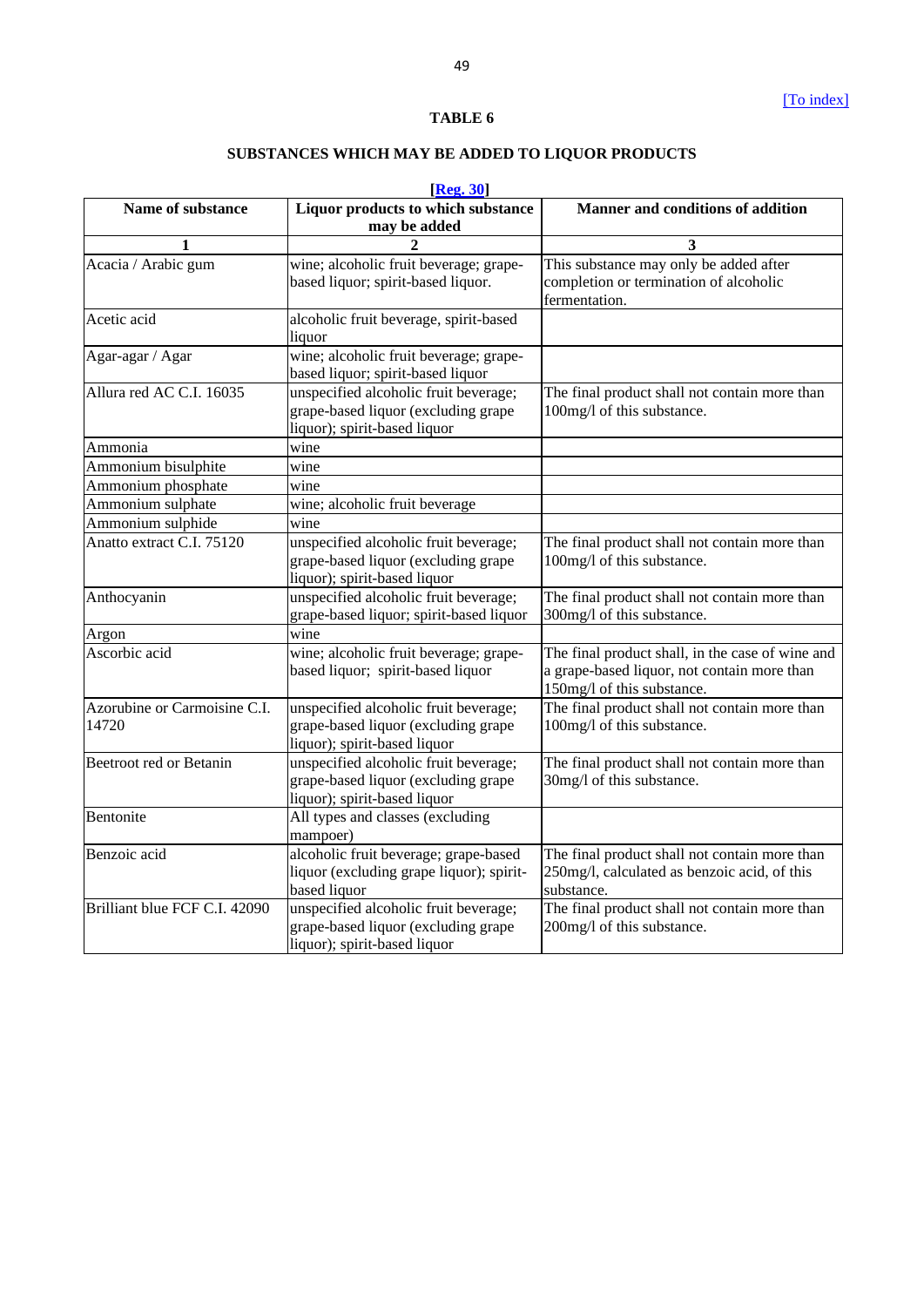[To index]

# TABLE 6

## SUBSTANCES WHICH MAY BE ADDED TO LIQUOR PRODUCTS

[Reg. 30]

| Name of substance | Liquor products to which substance may be added | Manner and conditions of addition |
|---|---|---|
| 1 | 2 | 3 |
| Acacia / Arabic gum | wine; alcoholic fruit beverage; grape-based liquor; spirit-based liquor. | This substance may only be added after completion or termination of alcoholic fermentation. |
| Acetic acid | alcoholic fruit beverage, spirit-based liquor | |
| Agar-agar / Agar | wine; alcoholic fruit beverage; grape-based liquor; spirit-based liquor | |
| Allura red AC C.I. 16035 | unspecified alcoholic fruit beverage; grape-based liquor (excluding grape liquor); spirit-based liquor | The final product shall not contain more than 100mg/l of this substance. |
| Ammonia | wine | |
| Ammonium bisulphite | wine | |
| Ammonium phosphate | wine | |
| Ammonium sulphate | wine; alcoholic fruit beverage | |
| Ammonium sulphide | wine | |
| Anatto extract C.I. 75120 | unspecified alcoholic fruit beverage; grape-based liquor (excluding grape liquor); spirit-based liquor | The final product shall not contain more than 100mg/l of this substance. |
| Anthocyanin | unspecified alcoholic fruit beverage; grape-based liquor; spirit-based liquor | The final product shall not contain more than 300mg/l of this substance. |
| Argon | wine | |
| Ascorbic acid | wine; alcoholic fruit beverage; grape-based liquor; spirit-based liquor | The final product shall, in the case of wine and a grape-based liquor, not contain more than 150mg/l of this substance. |
| Azorubine or Carmoisine C.I. 14720 | unspecified alcoholic fruit beverage; grape-based liquor (excluding grape liquor); spirit-based liquor | The final product shall not contain more than 100mg/l of this substance. |
| Beetroot red or Betanin | unspecified alcoholic fruit beverage; grape-based liquor (excluding grape liquor); spirit-based liquor | The final product shall not contain more than 30mg/l of this substance. |
| Bentonite | All types and classes (excluding mampoer) | |
| Benzoic acid | alcoholic fruit beverage; grape-based liquor (excluding grape liquor); spirit-based liquor | The final product shall not contain more than 250mg/l, calculated as benzoic acid, of this substance. |
| Brilliant blue FCF C.I. 42090 | unspecified alcoholic fruit beverage; grape-based liquor (excluding grape liquor); spirit-based liquor | The final product shall not contain more than 200mg/l of this substance. |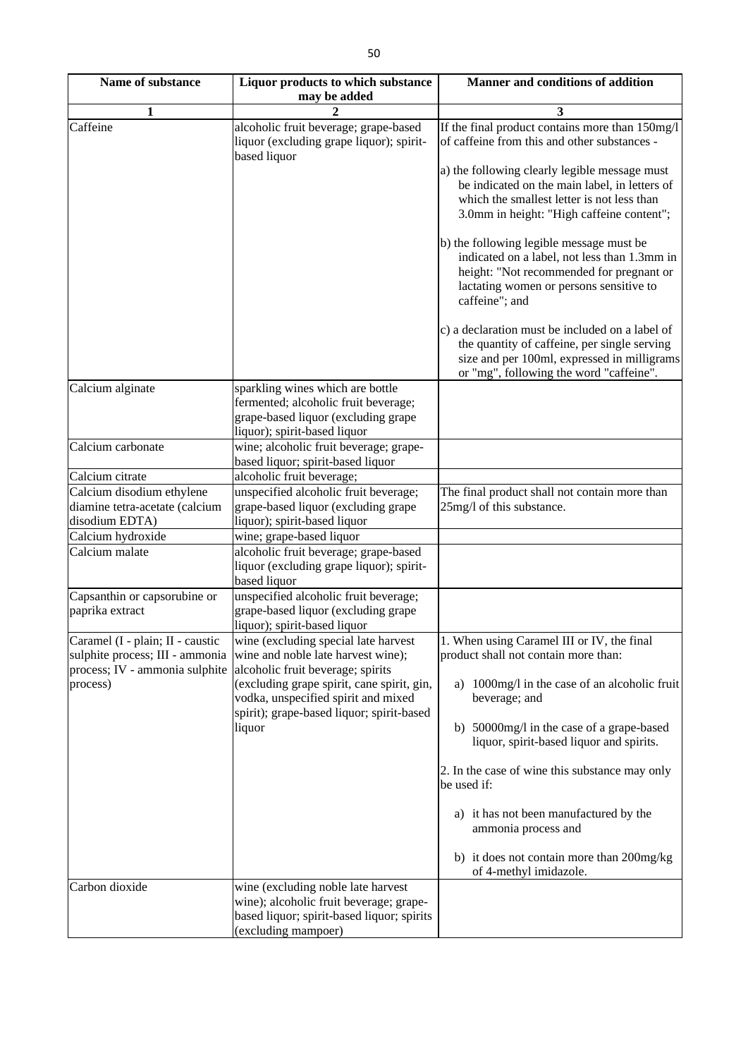| Name of substance | Liquor products to which substance may be added | Manner and conditions of addition |
|---|---|---|
| 1 | 2 | 3 |
| Caffeine | alcoholic fruit beverage; grape-based liquor (excluding grape liquor); spirit-based liquor | If the final product contains more than 150mg/l of caffeine from this and other substances - <br><br> a) the following clearly legible message must be indicated on the main label, in letters of which the smallest letter is not less than 3.0mm in height: "High caffeine content"; <br><br> b) the following legible message must be indicated on a label, not less than 1.3mm in height: "Not recommended for pregnant or lactating women or persons sensitive to caffeine"; and <br><br> c) a declaration must be included on a label of the quantity of caffeine, per single serving size and per 100ml, expressed in milligrams or "mg", following the word "caffeine". |
| Calcium alginate | sparkling wines which are bottle fermented; alcoholic fruit beverage; grape-based liquor (excluding grape liquor); spirit-based liquor | |
| Calcium carbonate | wine; alcoholic fruit beverage; grape-based liquor; spirit-based liquor | |
| Calcium citrate | alcoholic fruit beverage; | |
| Calcium disodium ethylene diamine tetra-acetate (calcium disodium EDTA) | unspecified alcoholic fruit beverage; grape-based liquor (excluding grape liquor); spirit-based liquor | The final product shall not contain more than 25mg/l of this substance. |
| Calcium hydroxide | wine; grape-based liquor | |
| Calcium malate | alcoholic fruit beverage; grape-based liquor (excluding grape liquor); spirit-based liquor | |
| Capsanthin or capsorubine or paprika extract | unspecified alcoholic fruit beverage; grape-based liquor (excluding grape liquor); spirit-based liquor | |
| Caramel (I - plain; II - caustic sulphite process; III - ammonia process; IV - ammonia sulphite process) | wine (excluding special late harvest wine and noble late harvest wine); alcoholic fruit beverage; spirits (excluding grape spirit, cane spirit, gin, vodka, unspecified spirit and mixed spirit); grape-based liquor; spirit-based liquor | 1. When using Caramel III or IV, the final product shall not contain more than: <br><br> a) 1000mg/l in the case of an alcoholic fruit beverage; and <br><br> b) 50000mg/l in the case of a grape-based liquor, spirit-based liquor and spirits. <br><br> 2. In the case of wine this substance may only be used if: <br><br> a) it has not been manufactured by the ammonia process and <br><br> b) it does not contain more than 200mg/kg of 4-methyl imidazole. |
| Carbon dioxide | wine (excluding noble late harvest wine); alcoholic fruit beverage; grape-based liquor; spirit-based liquor; spirits (excluding mampoer) | |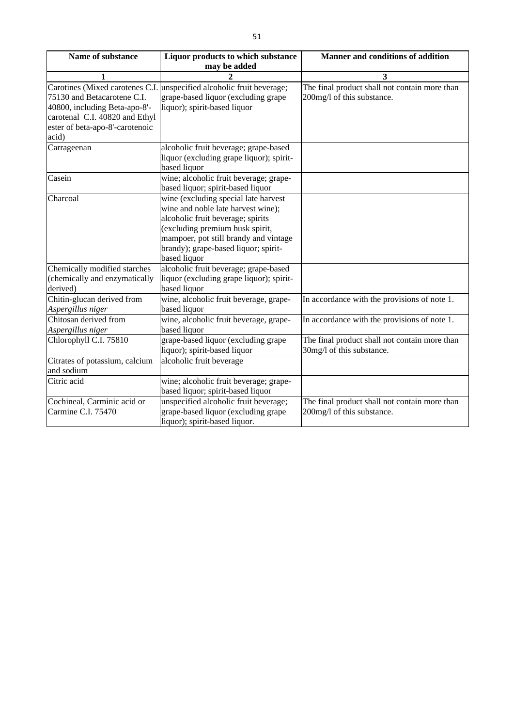| Name of substance | Liquor products to which substance may be added | Manner and conditions of addition |
|---|---|---|
| 1 | 2 | 3 |
| Carotines (Mixed carotenes C.I. 75130 and Betacarotene C.I. 40800, including Beta-apo-8'-carotenal C.I. 40820 and Ethyl ester of beta-apo-8'-carotenoic acid) | unspecified alcoholic fruit beverage; grape-based liquor (excluding grape liquor); spirit-based liquor | The final product shall not contain more than 200mg/l of this substance. |
| Carrageenan | alcoholic fruit beverage; grape-based liquor (excluding grape liquor); spirit-based liquor | |
| Casein | wine; alcoholic fruit beverage; grape-based liquor; spirit-based liquor | |
| Charcoal | wine (excluding special late harvest wine and noble late harvest wine); alcoholic fruit beverage; spirits (excluding premium husk spirit, mampoer, pot still brandy and vintage brandy); grape-based liquor; spirit-based liquor | |
| Chemically modified starches (chemically and enzymatically derived) | alcoholic fruit beverage; grape-based liquor (excluding grape liquor); spirit-based liquor | |
| Chitin-glucan derived from *Aspergillus niger* | wine, alcoholic fruit beverage, grape-based liquor | In accordance with the provisions of note 1. |
| Chitosan derived from *Aspergillus niger* | wine, alcoholic fruit beverage, grape-based liquor | In accordance with the provisions of note 1. |
| Chlorophyll C.I. 75810 | grape-based liquor (excluding grape liquor); spirit-based liquor | The final product shall not contain more than 30mg/l of this substance. |
| Citrates of potassium, calcium and sodium | alcoholic fruit beverage | |
| Citric acid | wine; alcoholic fruit beverage; grape-based liquor; spirit-based liquor | |
| Cochineal, Carminic acid or Carmine C.I. 75470 | unspecified alcoholic fruit beverage; grape-based liquor (excluding grape liquor); spirit-based liquor. | The final product shall not contain more than 200mg/l of this substance. |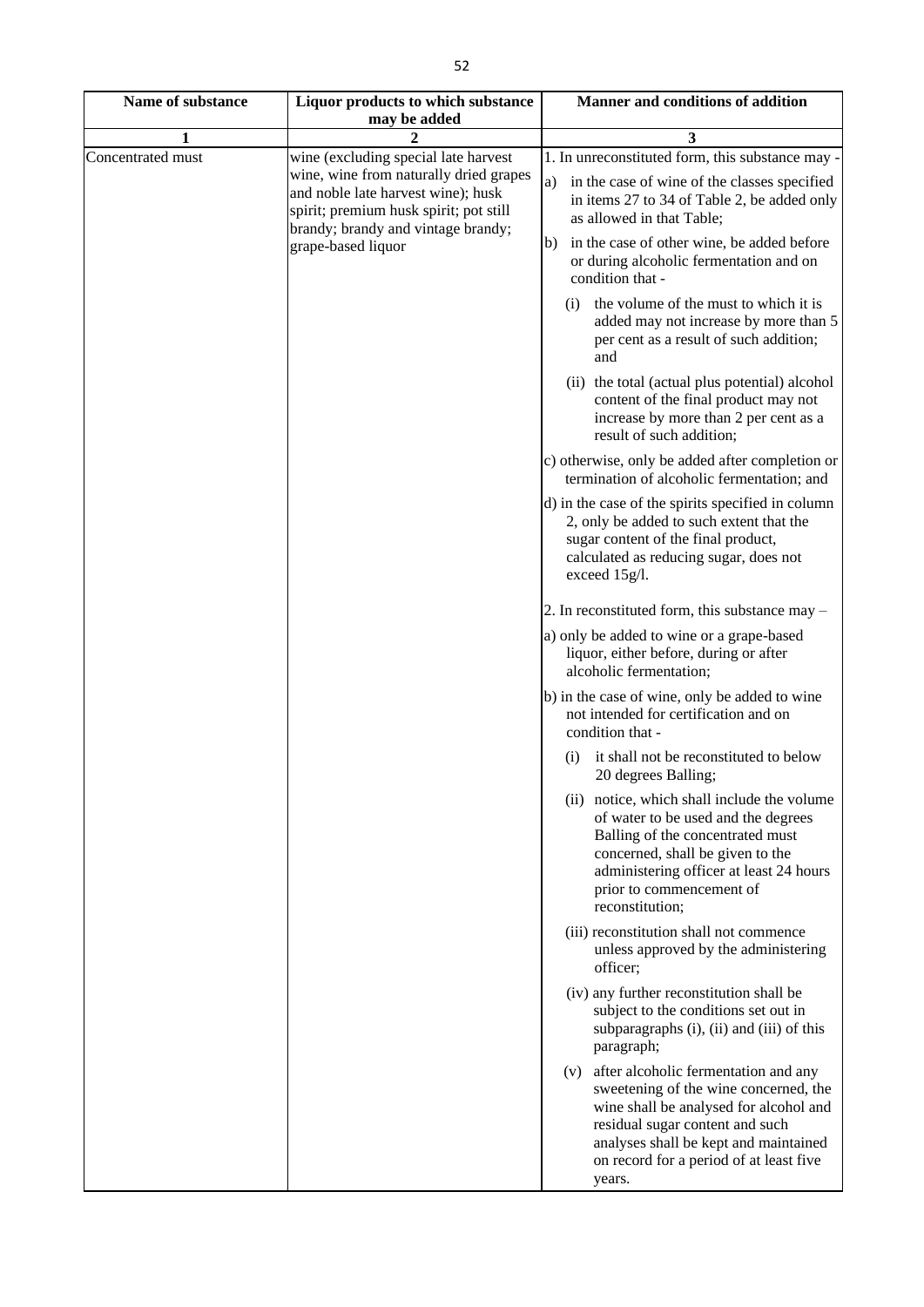| Name of substance | Liquor products to which substance may be added | Manner and conditions of addition |
|---|---|---|
| 1 | 2 | 3 |
| Concentrated must | wine (excluding special late harvest wine, wine from naturally dried grapes and noble late harvest wine); husk spirit; premium husk spirit; pot still brandy; brandy and vintage brandy; grape-based liquor | 1. In unreconstituted form, this substance may -<br>a) in the case of wine of the classes specified in items 27 to 34 of Table 2, be added only as allowed in that Table;<br>b) in the case of other wine, be added before or during alcoholic fermentation and on condition that -<br>(i) the volume of the must to which it is added may not increase by more than 5 per cent as a result of such addition; and<br>(ii) the total (actual plus potential) alcohol content of the final product may not increase by more than 2 per cent as a result of such addition;<br>c) otherwise, only be added after completion or termination of alcoholic fermentation; and<br>d) in the case of the spirits specified in column 2, only be added to such extent that the sugar content of the final product, calculated as reducing sugar, does not exceed 15g/l.<br><br>2. In reconstituted form, this substance may –<br>a) only be added to wine or a grape-based liquor, either before, during or after alcoholic fermentation;<br>b) in the case of wine, only be added to wine not intended for certification and on condition that -<br>(i) it shall not be reconstituted to below 20 degrees Balling;<br>(ii) notice, which shall include the volume of water to be used and the degrees Balling of the concentrated must concerned, shall be given to the administering officer at least 24 hours prior to commencement of reconstitution;<br>(iii) reconstitution shall not commence unless approved by the administering officer;<br>(iv) any further reconstitution shall be subject to the conditions set out in subparagraphs (i), (ii) and (iii) of this paragraph;<br>(v) after alcoholic fermentation and any sweetening of the wine concerned, the wine shall be analysed for alcohol and residual sugar content and such analyses shall be kept and maintained on record for a period of at least five years. |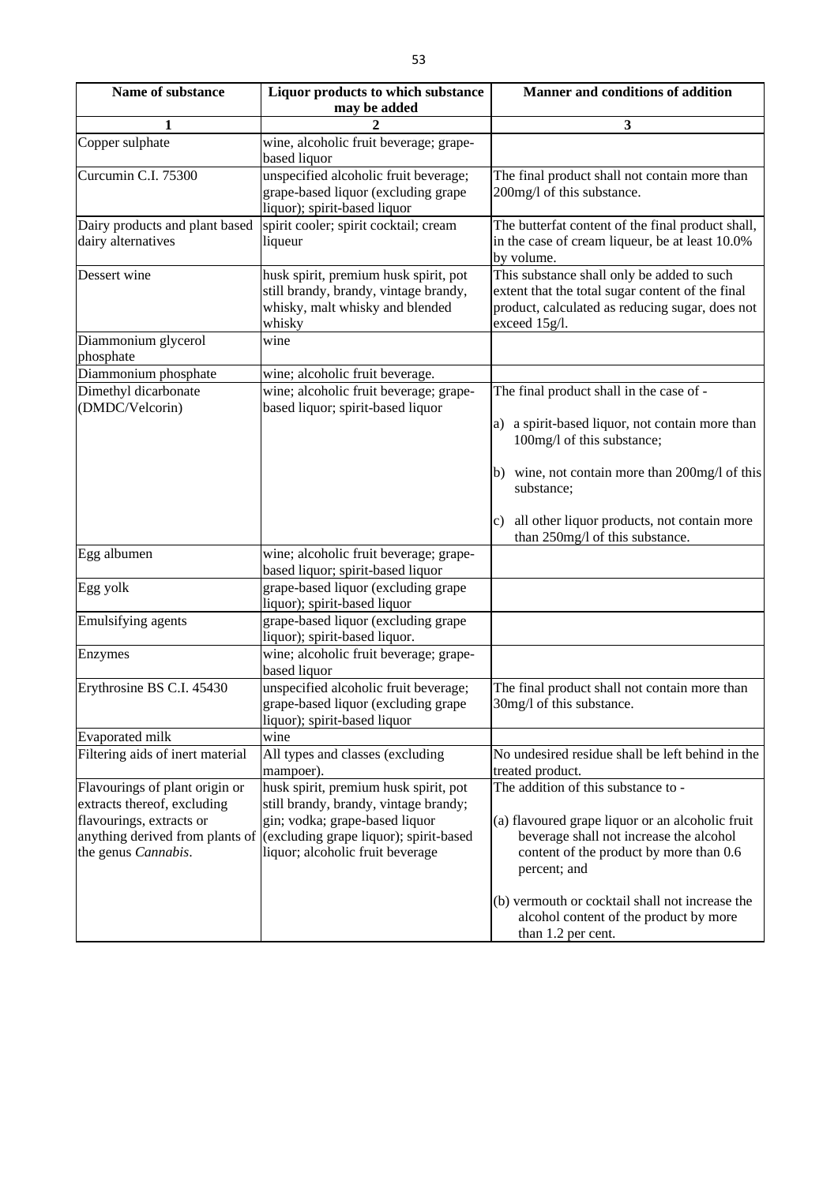| Name of substance | Liquor products to which substance may be added | Manner and conditions of addition |
|---|---|---|
| 1 | 2 | 3 |
| Copper sulphate | wine, alcoholic fruit beverage; grape-based liquor | |
| Curcumin C.I. 75300 | unspecified alcoholic fruit beverage; grape-based liquor (excluding grape liquor); spirit-based liquor | The final product shall not contain more than 200mg/l of this substance. |
| Dairy products and plant based dairy alternatives | spirit cooler; spirit cocktail; cream liqueur | The butterfat content of the final product shall, in the case of cream liqueur, be at least 10.0% by volume. |
| Dessert wine | husk spirit, premium husk spirit, pot still brandy, brandy, vintage brandy, whisky, malt whisky and blended whisky | This substance shall only be added to such extent that the total sugar content of the final product, calculated as reducing sugar, does not exceed 15g/l. |
| Diammonium glycerol phosphate | wine | |
| Diammonium phosphate | wine; alcoholic fruit beverage. | |
| Dimethyl dicarbonate (DMDC/Velcorin) | wine; alcoholic fruit beverage; grape-based liquor; spirit-based liquor | The final product shall in the case of - <br><br> a) a spirit-based liquor, not contain more than 100mg/l of this substance; <br><br> b) wine, not contain more than 200mg/l of this substance; <br><br> c) all other liquor products, not contain more than 250mg/l of this substance. |
| Egg albumen | wine; alcoholic fruit beverage; grape-based liquor; spirit-based liquor | |
| Egg yolk | grape-based liquor (excluding grape liquor); spirit-based liquor | |
| Emulsifying agents | grape-based liquor (excluding grape liquor); spirit-based liquor. | |
| Enzymes | wine; alcoholic fruit beverage; grape-based liquor | |
| Erythrosine BS C.I. 45430 | unspecified alcoholic fruit beverage; grape-based liquor (excluding grape liquor); spirit-based liquor | The final product shall not contain more than 30mg/l of this substance. |
| Evaporated milk | wine | |
| Filtering aids of inert material | All types and classes (excluding mampoer). | No undesired residue shall be left behind in the treated product. |
| Flavourings of plant origin or extracts thereof, excluding flavourings, extracts or anything derived from plants of the genus *Cannabis*. | husk spirit, premium husk spirit, pot still brandy, brandy, vintage brandy; gin; vodka; grape-based liquor (excluding grape liquor); spirit-based liquor; alcoholic fruit beverage | The addition of this substance to - <br><br> (a) flavoured grape liquor or an alcoholic fruit beverage shall not increase the alcohol content of the product by more than 0.6 percent; and <br><br> (b) vermouth or cocktail shall not increase the alcohol content of the product by more than 1.2 per cent. |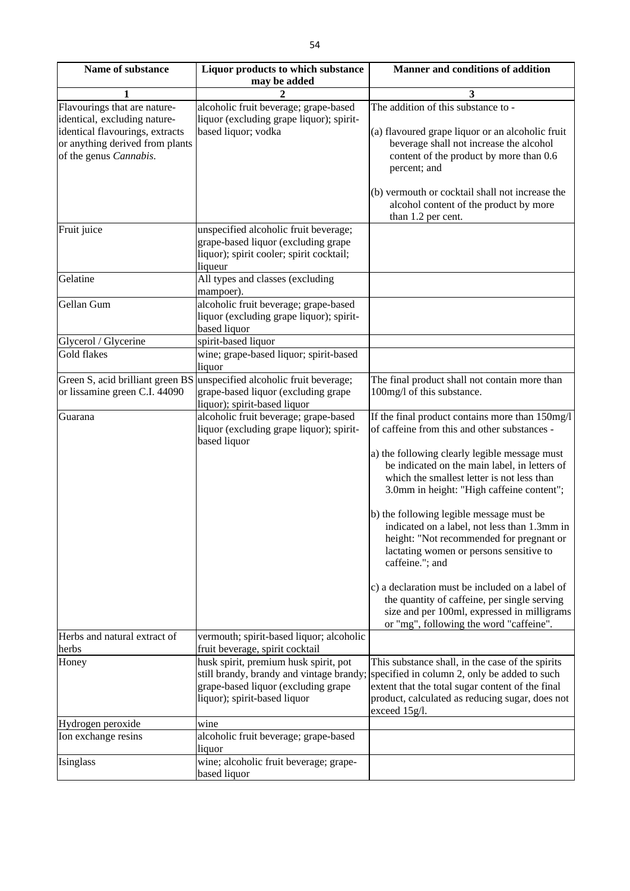| Name of substance | Liquor products to which substance may be added | Manner and conditions of addition |
|---|---|---|
| 1 | 2 | 3 |
| Flavourings that are nature-identical, excluding nature-identical flavourings, extracts or anything derived from plants of the genus *Cannabis*. | alcoholic fruit beverage; grape-based liquor (excluding grape liquor); spirit-based liquor; vodka | The addition of this substance to - <br><br>(a) flavoured grape liquor or an alcoholic fruit beverage shall not increase the alcohol content of the product by more than 0.6 percent; and <br><br>(b) vermouth or cocktail shall not increase the alcohol content of the product by more than 1.2 per cent. |
| Fruit juice | unspecified alcoholic fruit beverage; grape-based liquor (excluding grape liquor); spirit cooler; spirit cocktail; liqueur | |
| Gelatine | All types and classes (excluding mampoer). | |
| Gellan Gum | alcoholic fruit beverage; grape-based liquor (excluding grape liquor); spirit-based liquor | |
| Glycerol / Glycerine | spirit-based liquor | |
| Gold flakes | wine; grape-based liquor; spirit-based liquor | |
| Green S, acid brilliant green BS or lissamine green C.I. 44090 | unspecified alcoholic fruit beverage; grape-based liquor (excluding grape liquor); spirit-based liquor | The final product shall not contain more than 100mg/l of this substance. |
| Guarana | alcoholic fruit beverage; grape-based liquor (excluding grape liquor); spirit-based liquor | If the final product contains more than 150mg/l of caffeine from this and other substances - <br><br>a) the following clearly legible message must be indicated on the main label, in letters of which the smallest letter is not less than 3.0mm in height: "High caffeine content"; <br><br>b) the following legible message must be indicated on a label, not less than 1.3mm in height: "Not recommended for pregnant or lactating women or persons sensitive to caffeine."; and <br><br>c) a declaration must be included on a label of the quantity of caffeine, per single serving size and per 100ml, expressed in milligrams or "mg", following the word "caffeine". |
| Herbs and natural extract of herbs | vermouth; spirit-based liquor; alcoholic fruit beverage, spirit cocktail | |
| Honey | husk spirit, premium husk spirit, pot still brandy, brandy and vintage brandy; grape-based liquor (excluding grape liquor); spirit-based liquor | This substance shall, in the case of the spirits specified in column 2, only be added to such extent that the total sugar content of the final product, calculated as reducing sugar, does not exceed 15g/l. |
| Hydrogen peroxide | wine | |
| Ion exchange resins | alcoholic fruit beverage; grape-based liquor | |
| Isinglass | wine; alcoholic fruit beverage; grape-based liquor | |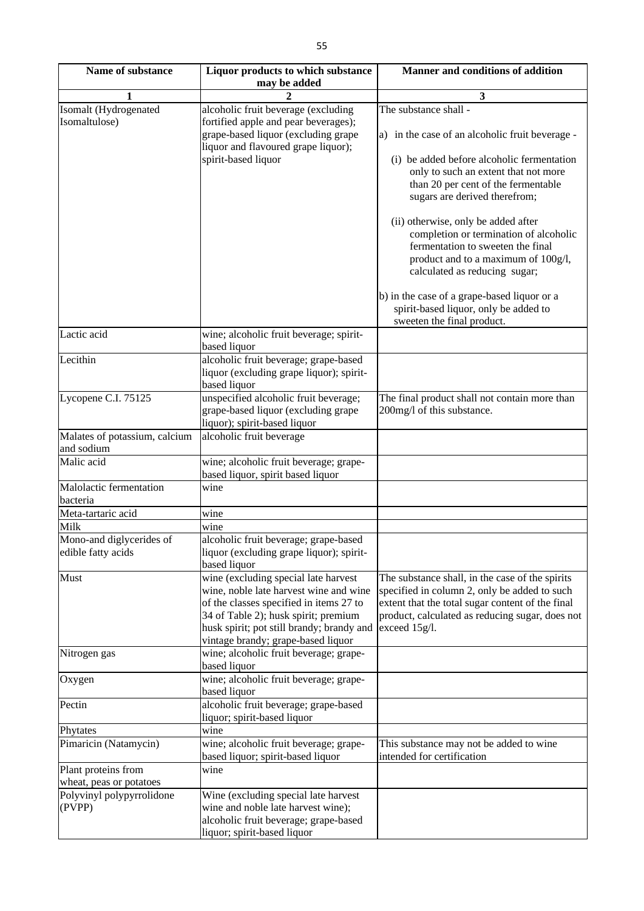| Name of substance | Liquor products to which substance may be added | Manner and conditions of addition |
|---|---|---|
| 1 | 2 | 3 |
| Isomalt (Hydrogenated Isomaltulose) | alcoholic fruit beverage (excluding fortified apple and pear beverages); grape-based liquor (excluding grape liquor and flavoured grape liquor); spirit-based liquor | The substance shall -<br><br>a) in the case of an alcoholic fruit beverage -<br><br>(i) be added before alcoholic fermentation only to such an extent that not more than 20 per cent of the fermentable sugars are derived therefrom;<br><br>(ii) otherwise, only be added after completion or termination of alcoholic fermentation to sweeten the final product and to a maximum of 100g/l, calculated as reducing sugar;<br><br>b) in the case of a grape-based liquor or a spirit-based liquor, only be added to sweeten the final product. |
| Lactic acid | wine; alcoholic fruit beverage; spirit-based liquor | |
| Lecithin | alcoholic fruit beverage; grape-based liquor (excluding grape liquor); spirit-based liquor | |
| Lycopene C.I. 75125 | unspecified alcoholic fruit beverage; grape-based liquor (excluding grape liquor); spirit-based liquor | The final product shall not contain more than 200mg/l of this substance. |
| Malates of potassium, calcium and sodium | alcoholic fruit beverage | |
| Malic acid | wine; alcoholic fruit beverage; grape-based liquor, spirit based liquor | |
| Malolactic fermentation bacteria | wine | |
| Meta-tartaric acid | wine | |
| Milk | wine | |
| Mono-and diglycerides of edible fatty acids | alcoholic fruit beverage; grape-based liquor (excluding grape liquor); spirit-based liquor | |
| Must | wine (excluding special late harvest wine, noble late harvest wine and wine of the classes specified in items 27 to 34 of Table 2); husk spirit; premium husk spirit; pot still brandy; brandy and vintage brandy; grape-based liquor | The substance shall, in the case of the spirits specified in column 2, only be added to such extent that the total sugar content of the final product, calculated as reducing sugar, does not exceed 15g/l. |
| Nitrogen gas | wine; alcoholic fruit beverage; grape-based liquor | |
| Oxygen | wine; alcoholic fruit beverage; grape-based liquor | |
| Pectin | alcoholic fruit beverage; grape-based liquor; spirit-based liquor | |
| Phytates | wine | |
| Pimaricin (Natamycin) | wine; alcoholic fruit beverage; grape-based liquor; spirit-based liquor | This substance may not be added to wine intended for certification |
| Plant proteins from wheat, peas or potatoes | wine | |
| Polyvinyl polypyrrolidone (PVPP) | Wine (excluding special late harvest wine and noble late harvest wine); alcoholic fruit beverage; grape-based liquor; spirit-based liquor | |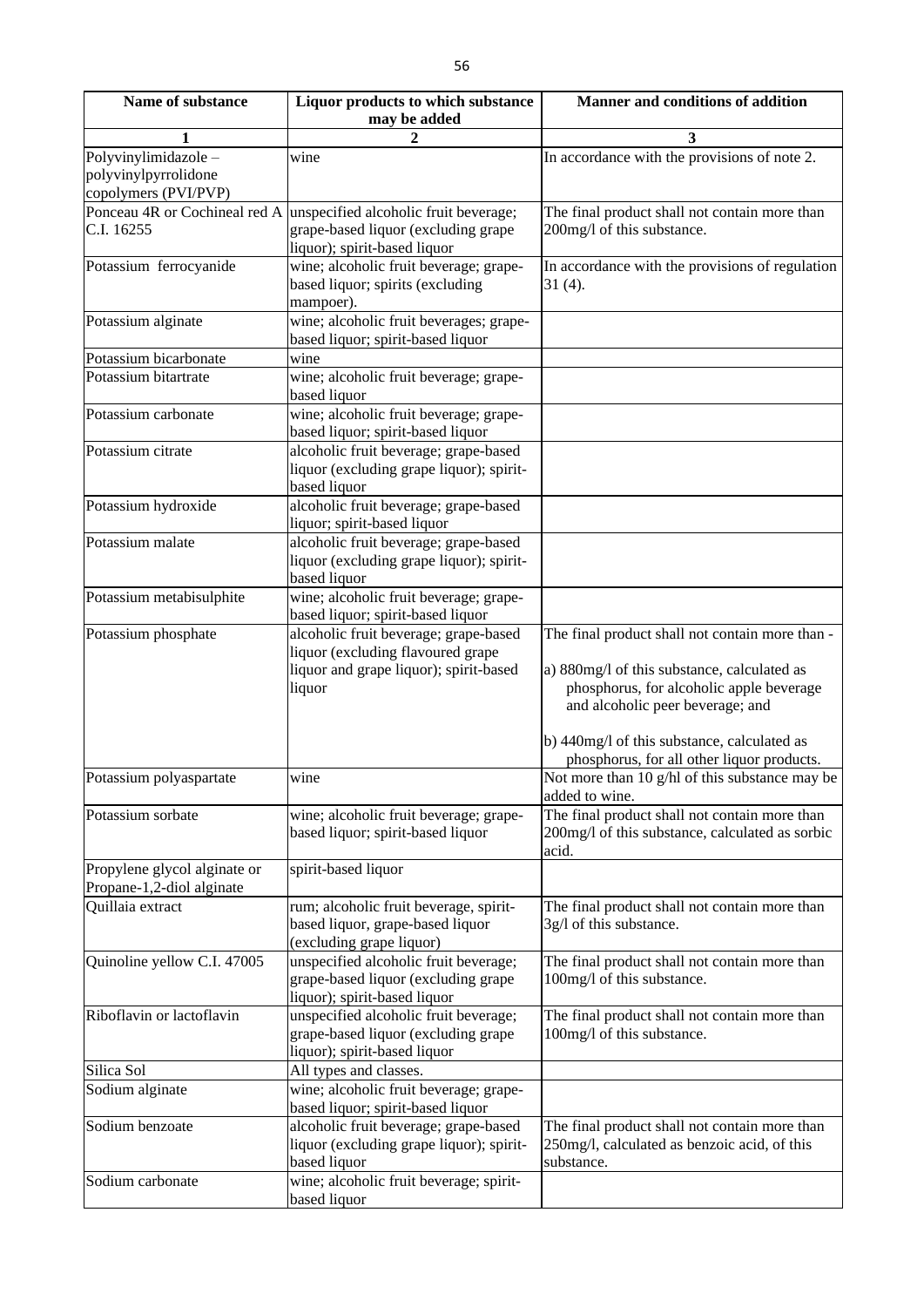| Name of substance | Liquor products to which substance may be added | Manner and conditions of addition |
|---|---|---|
| 1 | 2 | 3 |
| Polyvinylimidazole – polyvinylpyrrolidone copolymers (PVI/PVP) | wine | In accordance with the provisions of note 2. |
| Ponceau 4R or Cochineal red A C.I. 16255 | unspecified alcoholic fruit beverage; grape-based liquor (excluding grape liquor); spirit-based liquor | The final product shall not contain more than 200mg/l of this substance. |
| Potassium ferrocyanide | wine; alcoholic fruit beverage; grape-based liquor; spirits (excluding mampoer). | In accordance with the provisions of regulation 31 (4). |
| Potassium alginate | wine; alcoholic fruit beverages; grape-based liquor; spirit-based liquor | |
| Potassium bicarbonate | wine | |
| Potassium bitartrate | wine; alcoholic fruit beverage; grape-based liquor | |
| Potassium carbonate | wine; alcoholic fruit beverage; grape-based liquor; spirit-based liquor | |
| Potassium citrate | alcoholic fruit beverage; grape-based liquor (excluding grape liquor); spirit-based liquor | |
| Potassium hydroxide | alcoholic fruit beverage; grape-based liquor; spirit-based liquor | |
| Potassium malate | alcoholic fruit beverage; grape-based liquor (excluding grape liquor); spirit-based liquor | |
| Potassium metabisulphite | wine; alcoholic fruit beverage; grape-based liquor; spirit-based liquor | |
| Potassium phosphate | alcoholic fruit beverage; grape-based liquor (excluding flavoured grape liquor and grape liquor); spirit-based liquor | The final product shall not contain more than - <br> a) 880mg/l of this substance, calculated as phosphorus, for alcoholic apple beverage and alcoholic peer beverage; and <br> b) 440mg/l of this substance, calculated as phosphorus, for all other liquor products. |
| Potassium polyaspartate | wine | Not more than 10 g/hl of this substance may be added to wine. |
| Potassium sorbate | wine; alcoholic fruit beverage; grape-based liquor; spirit-based liquor | The final product shall not contain more than 200mg/l of this substance, calculated as sorbic acid. |
| Propylene glycol alginate or Propane-1,2-diol alginate | spirit-based liquor | |
| Quillaia extract | rum; alcoholic fruit beverage, spirit-based liquor, grape-based liquor (excluding grape liquor) | The final product shall not contain more than 3g/l of this substance. |
| Quinoline yellow C.I. 47005 | unspecified alcoholic fruit beverage; grape-based liquor (excluding grape liquor); spirit-based liquor | The final product shall not contain more than 100mg/l of this substance. |
| Riboflavin or lactoflavin | unspecified alcoholic fruit beverage; grape-based liquor (excluding grape liquor); spirit-based liquor | The final product shall not contain more than 100mg/l of this substance. |
| Silica Sol | All types and classes. | |
| Sodium alginate | wine; alcoholic fruit beverage; grape-based liquor; spirit-based liquor | |
| Sodium benzoate | alcoholic fruit beverage; grape-based liquor (excluding grape liquor); spirit-based liquor | The final product shall not contain more than 250mg/l, calculated as benzoic acid, of this substance. |
| Sodium carbonate | wine; alcoholic fruit beverage; spirit-based liquor | |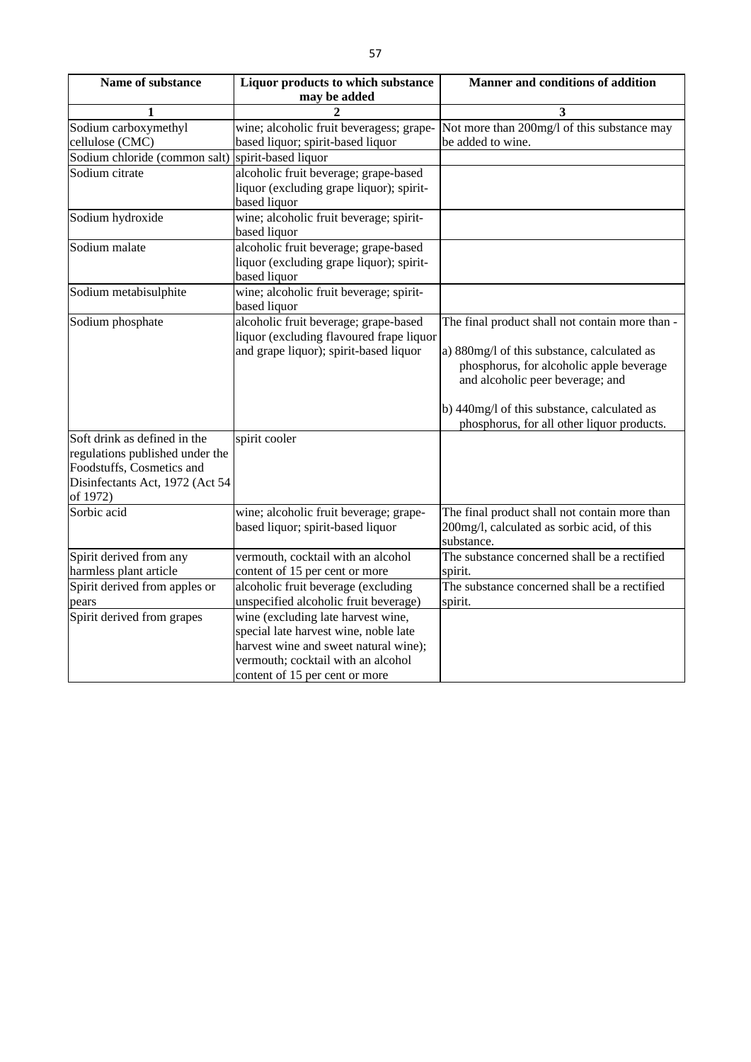| Name of substance | Liquor products to which substance may be added | Manner and conditions of addition |
|---|---|---|
| 1 | 2 | 3 |
| Sodium carboxymethyl cellulose (CMC) | wine; alcoholic fruit beveragess; grape-based liquor; spirit-based liquor | Not more than 200mg/l of this substance may be added to wine. |
| Sodium chloride (common salt) | spirit-based liquor | |
| Sodium citrate | alcoholic fruit beverage; grape-based liquor (excluding grape liquor); spirit-based liquor | |
| Sodium hydroxide | wine; alcoholic fruit beverage; spirit-based liquor | |
| Sodium malate | alcoholic fruit beverage; grape-based liquor (excluding grape liquor); spirit-based liquor | |
| Sodium metabisulphite | wine; alcoholic fruit beverage; spirit-based liquor | |
| Sodium phosphate | alcoholic fruit beverage; grape-based liquor (excluding flavoured frape liquor and grape liquor); spirit-based liquor | The final product shall not contain more than - a) 880mg/l of this substance, calculated as phosphorus, for alcoholic apple beverage and alcoholic peer beverage; and b) 440mg/l of this substance, calculated as phosphorus, for all other liquor products. |
| Soft drink as defined in the regulations published under the Foodstuffs, Cosmetics and Disinfectants Act, 1972 (Act 54 of 1972) | spirit cooler | |
| Sorbic acid | wine; alcoholic fruit beverage; grape-based liquor; spirit-based liquor | The final product shall not contain more than 200mg/l, calculated as sorbic acid, of this substance. |
| Spirit derived from any harmless plant article | vermouth, cocktail with an alcohol content of 15 per cent or more | The substance concerned shall be a rectified spirit. |
| Spirit derived from apples or pears | alcoholic fruit beverage (excluding unspecified alcoholic fruit beverage) | The substance concerned shall be a rectified spirit. |
| Spirit derived from grapes | wine (excluding late harvest wine, special late harvest wine, noble late harvest wine and sweet natural wine); vermouth; cocktail with an alcohol content of 15 per cent or more | |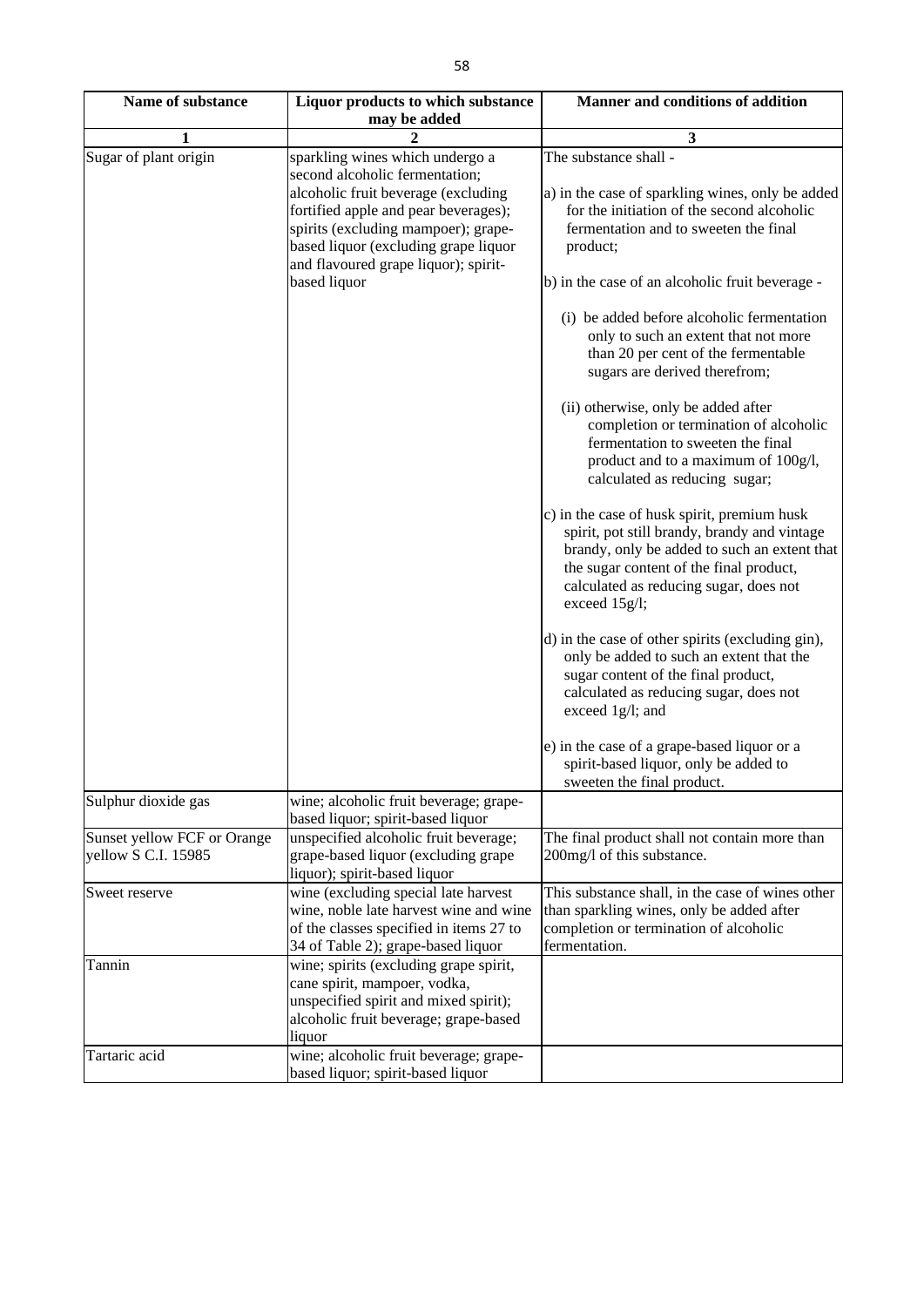| Name of substance | Liquor products to which substance may be added | Manner and conditions of addition |
|---|---|---|
| 1 | 2 | 3 |
| Sugar of plant origin | sparkling wines which undergo a second alcoholic fermentation; alcoholic fruit beverage (excluding fortified apple and pear beverages); spirits (excluding mampoer); grape-based liquor (excluding grape liquor and flavoured grape liquor); spirit-based liquor | The substance shall - <br><br>a) in the case of sparkling wines, only be added for the initiation of the second alcoholic fermentation and to sweeten the final product;<br><br>b) in the case of an alcoholic fruit beverage -<br><br>(i) be added before alcoholic fermentation only to such an extent that not more than 20 per cent of the fermentable sugars are derived therefrom;<br><br>(ii) otherwise, only be added after completion or termination of alcoholic fermentation to sweeten the final product and to a maximum of 100g/l, calculated as reducing sugar;<br><br>c) in the case of husk spirit, premium husk spirit, pot still brandy, brandy and vintage brandy, only be added to such an extent that the sugar content of the final product, calculated as reducing sugar, does not exceed 15g/l;<br><br>d) in the case of other spirits (excluding gin), only be added to such an extent that the sugar content of the final product, calculated as reducing sugar, does not exceed 1g/l; and<br><br>e) in the case of a grape-based liquor or a spirit-based liquor, only be added to sweeten the final product. |
| Sulphur dioxide gas | wine; alcoholic fruit beverage; grape-based liquor; spirit-based liquor | |
| Sunset yellow FCF or Orange yellow S C.I. 15985 | unspecified alcoholic fruit beverage; grape-based liquor (excluding grape liquor); spirit-based liquor | The final product shall not contain more than 200mg/l of this substance. |
| Sweet reserve | wine (excluding special late harvest wine, noble late harvest wine and wine of the classes specified in items 27 to 34 of Table 2); grape-based liquor | This substance shall, in the case of wines other than sparkling wines, only be added after completion or termination of alcoholic fermentation. |
| Tannin | wine; spirits (excluding grape spirit, cane spirit, mampoer, vodka, unspecified spirit and mixed spirit); alcoholic fruit beverage; grape-based liquor | |
| Tartaric acid | wine; alcoholic fruit beverage; grape-based liquor; spirit-based liquor | |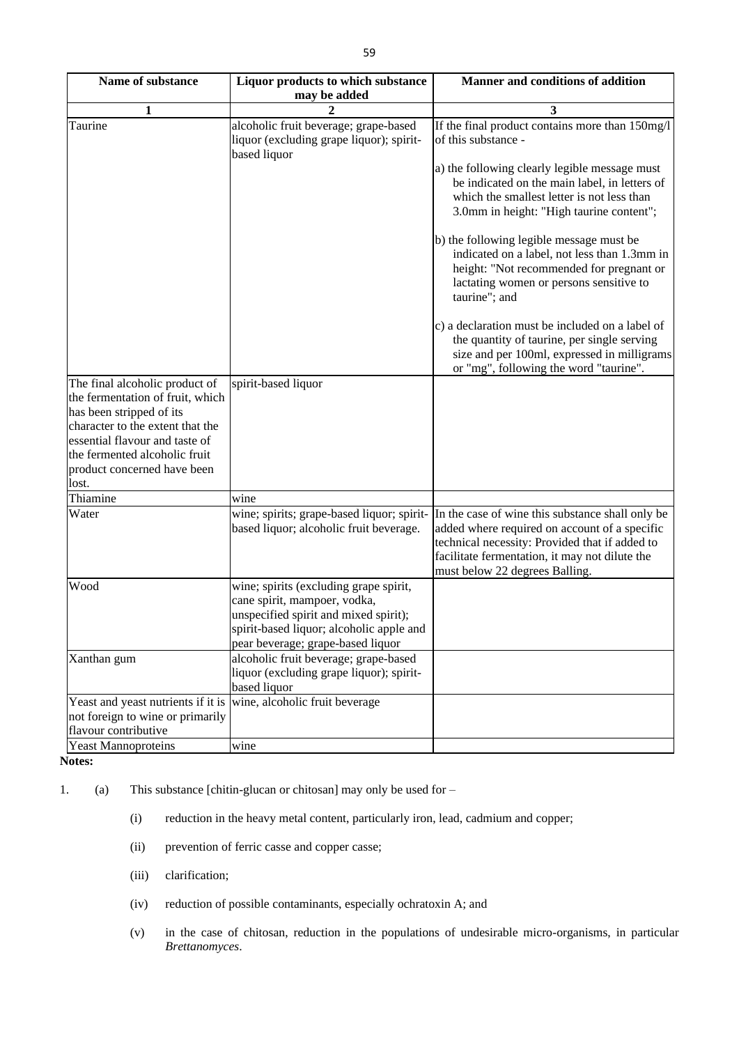| Name of substance | Liquor products to which substance may be added | Manner and conditions of addition |
|---|---|---|
| 1 | 2 | 3 |
| Taurine | alcoholic fruit beverage; grape-based liquor (excluding grape liquor); spirit-based liquor | If the final product contains more than 150mg/l of this substance - <br><br> a) the following clearly legible message must be indicated on the main label, in letters of which the smallest letter is not less than 3.0mm in height: "High taurine content"; <br><br> b) the following legible message must be indicated on a label, not less than 1.3mm in height: "Not recommended for pregnant or lactating women or persons sensitive to taurine"; and <br><br> c) a declaration must be included on a label of the quantity of taurine, per single serving size and per 100ml, expressed in milligrams or "mg", following the word "taurine". |
| The final alcoholic product of the fermentation of fruit, which has been stripped of its character to the extent that the essential flavour and taste of the fermented alcoholic fruit product concerned have been lost. | spirit-based liquor | |
| Thiamine | wine | |
| Water | wine; spirits; grape-based liquor; spirit-based liquor; alcoholic fruit beverage. | In the case of wine this substance shall only be added where required on account of a specific technical necessity: Provided that if added to facilitate fermentation, it may not dilute the must below 22 degrees Balling. |
| Wood | wine; spirits (excluding grape spirit, cane spirit, mampoer, vodka, unspecified spirit and mixed spirit); spirit-based liquor; alcoholic apple and pear beverage; grape-based liquor | |
| Xanthan gum | alcoholic fruit beverage; grape-based liquor (excluding grape liquor); spirit-based liquor | |
| Yeast and yeast nutrients if it is not foreign to wine or primarily flavour contributive | wine, alcoholic fruit beverage | |
| Yeast Mannoproteins | wine | |

**Notes:**

1. (a) This substance [chitin-glucan or chitosan] may only be used for –

   (i) reduction in the heavy metal content, particularly iron, lead, cadmium and copper;

   (ii) prevention of ferric casse and copper casse;

   (iii) clarification;

   (iv) reduction of possible contaminants, especially ochratoxin A; and

   (v) in the case of chitosan, reduction in the populations of undesirable micro-organisms, in particular *Brettanomyces*.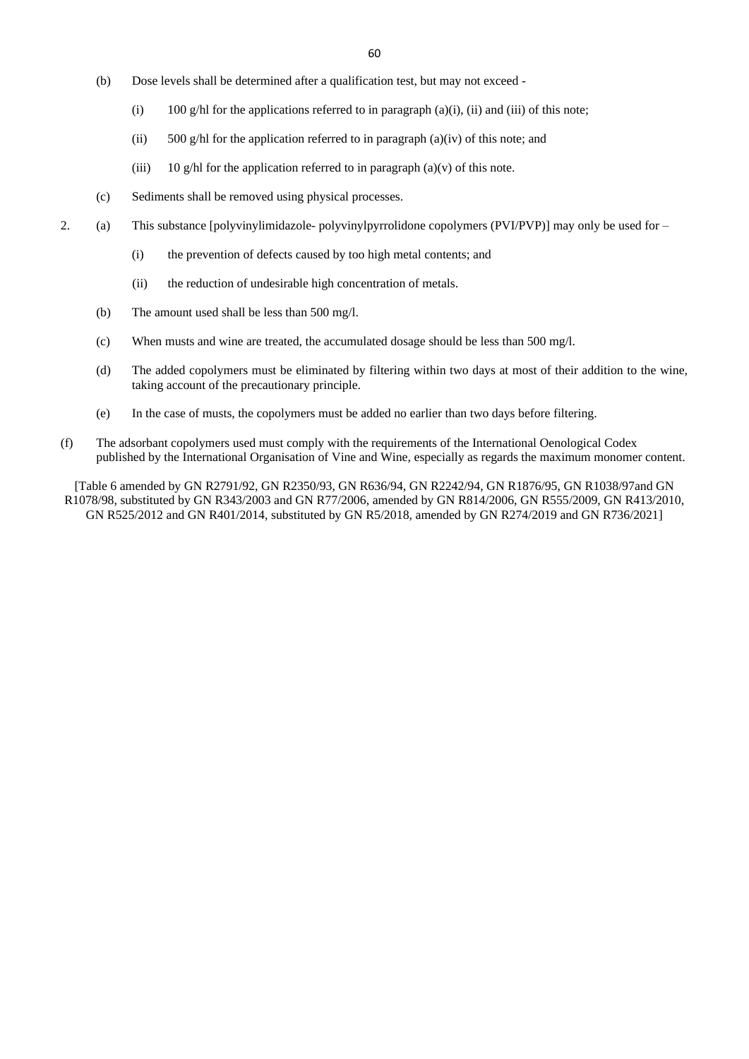(b) Dose levels shall be determined after a qualification test, but may not exceed -

(i) 100 g/hl for the applications referred to in paragraph (a)(i), (ii) and (iii) of this note;

(ii) 500 g/hl for the application referred to in paragraph (a)(iv) of this note; and

(iii) 10 g/hl for the application referred to in paragraph (a)(v) of this note.

(c) Sediments shall be removed using physical processes.

2. (a) This substance [polyvinylimidazole- polyvinylpyrrolidone copolymers (PVI/PVP)] may only be used for –

(i) the prevention of defects caused by too high metal contents; and

(ii) the reduction of undesirable high concentration of metals.

(b) The amount used shall be less than 500 mg/l.

(c) When musts and wine are treated, the accumulated dosage should be less than 500 mg/l.

(d) The added copolymers must be eliminated by filtering within two days at most of their addition to the wine, taking account of the precautionary principle.

(e) In the case of musts, the copolymers must be added no earlier than two days before filtering.

(f) The adsorbant copolymers used must comply with the requirements of the International Oenological Codex published by the International Organisation of Vine and Wine, especially as regards the maximum monomer content.

[Table 6 amended by GN R2791/92, GN R2350/93, GN R636/94, GN R2242/94, GN R1876/95, GN R1038/97and GN R1078/98, substituted by GN R343/2003 and GN R77/2006, amended by GN R814/2006, GN R555/2009, GN R413/2010, GN R525/2012 and GN R401/2014, substituted by GN R5/2018, amended by GN R274/2019 and GN R736/2021]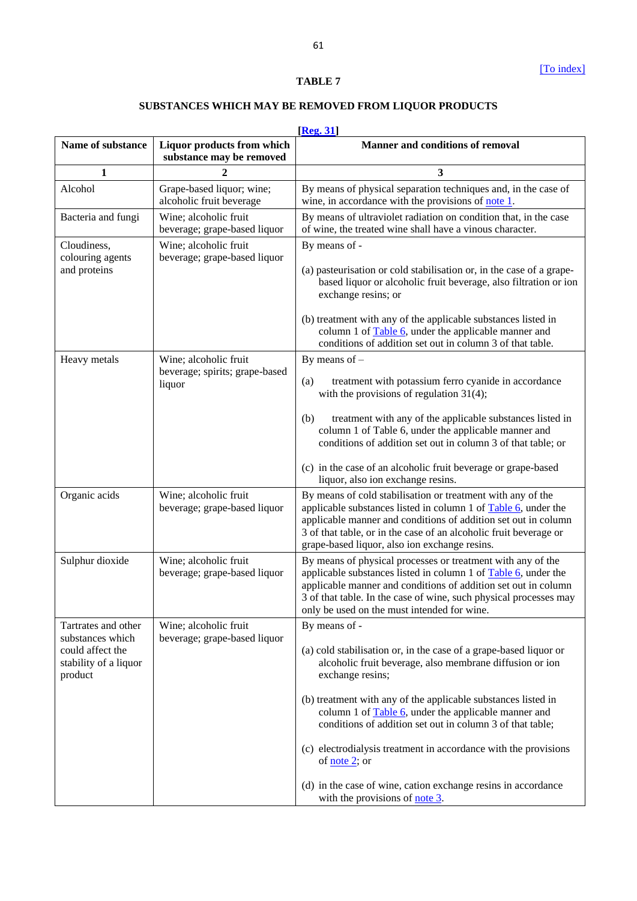[To index]

### TABLE 7

### SUBSTANCES WHICH MAY BE REMOVED FROM LIQUOR PRODUCTS

[Reg. 31]

| Name of substance | Liquor products from which substance may be removed | Manner and conditions of removal |
|---|---|---|
| 1 | 2 | 3 |
| Alcohol | Grape-based liquor; wine; alcoholic fruit beverage | By means of physical separation techniques and, in the case of wine, in accordance with the provisions of note 1. |
| Bacteria and fungi | Wine; alcoholic fruit beverage; grape-based liquor | By means of ultraviolet radiation on condition that, in the case of wine, the treated wine shall have a vinous character. |
| Cloudiness, colouring agents and proteins | Wine; alcoholic fruit beverage; grape-based liquor | By means of - <br><br> (a) pasteurisation or cold stabilisation or, in the case of a grape-based liquor or alcoholic fruit beverage, also filtration or ion exchange resins; or <br><br> (b) treatment with any of the applicable substances listed in column 1 of Table 6, under the applicable manner and conditions of addition set out in column 3 of that table. |
| Heavy metals | Wine; alcoholic fruit beverage; spirits; grape-based liquor | By means of – <br><br> (a) treatment with potassium ferro cyanide in accordance with the provisions of regulation 31(4); <br><br> (b) treatment with any of the applicable substances listed in column 1 of Table 6, under the applicable manner and conditions of addition set out in column 3 of that table; or <br><br> (c) in the case of an alcoholic fruit beverage or grape-based liquor, also ion exchange resins. |
| Organic acids | Wine; alcoholic fruit beverage; grape-based liquor | By means of cold stabilisation or treatment with any of the applicable substances listed in column 1 of Table 6, under the applicable manner and conditions of addition set out in column 3 of that table, or in the case of an alcoholic fruit beverage or grape-based liquor, also ion exchange resins. |
| Sulphur dioxide | Wine; alcoholic fruit beverage; grape-based liquor | By means of physical processes or treatment with any of the applicable substances listed in column 1 of Table 6, under the applicable manner and conditions of addition set out in column 3 of that table. In the case of wine, such physical processes may only be used on the must intended for wine. |
| Tartrates and other substances which could affect the stability of a liquor product | Wine; alcoholic fruit beverage; grape-based liquor | By means of - <br><br> (a) cold stabilisation or, in the case of a grape-based liquor or alcoholic fruit beverage, also membrane diffusion or ion exchange resins; <br><br> (b) treatment with any of the applicable substances listed in column 1 of Table 6, under the applicable manner and conditions of addition set out in column 3 of that table; <br><br> (c) electrodialysis treatment in accordance with the provisions of note 2; or <br><br> (d) in the case of wine, cation exchange resins in accordance with the provisions of note 3. |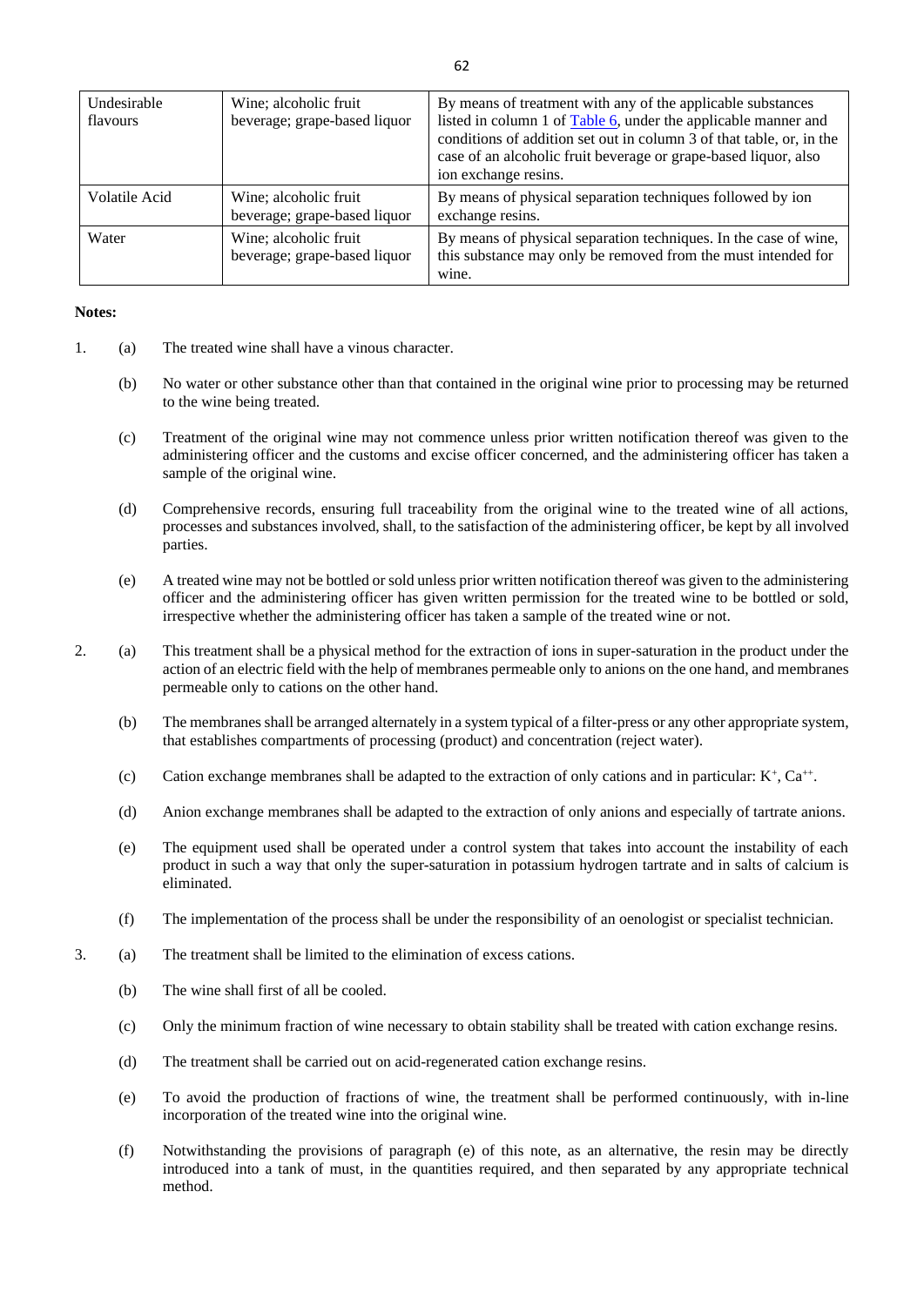| | | |
|---|---|---|
| Undesirable flavours | Wine; alcoholic fruit beverage; grape-based liquor | By means of treatment with any of the applicable substances listed in column 1 of Table 6, under the applicable manner and conditions of addition set out in column 3 of that table, or, in the case of an alcoholic fruit beverage or grape-based liquor, also ion exchange resins. |
| Volatile Acid | Wine; alcoholic fruit beverage; grape-based liquor | By means of physical separation techniques followed by ion exchange resins. |
| Water | Wine; alcoholic fruit beverage; grape-based liquor | By means of physical separation techniques. In the case of wine, this substance may only be removed from the must intended for wine. |

**Notes:**

1. (a) The treated wine shall have a vinous character.

   (b) No water or other substance other than that contained in the original wine prior to processing may be returned to the wine being treated.

   (c) Treatment of the original wine may not commence unless prior written notification thereof was given to the administering officer and the customs and excise officer concerned, and the administering officer has taken a sample of the original wine.

   (d) Comprehensive records, ensuring full traceability from the original wine to the treated wine of all actions, processes and substances involved, shall, to the satisfaction of the administering officer, be kept by all involved parties.

   (e) A treated wine may not be bottled or sold unless prior written notification thereof was given to the administering officer and the administering officer has given written permission for the treated wine to be bottled or sold, irrespective whether the administering officer has taken a sample of the treated wine or not.

2. (a) This treatment shall be a physical method for the extraction of ions in super-saturation in the product under the action of an electric field with the help of membranes permeable only to anions on the one hand, and membranes permeable only to cations on the other hand.

   (b) The membranes shall be arranged alternately in a system typical of a filter-press or any other appropriate system, that establishes compartments of processing (product) and concentration (reject water).

   (c) Cation exchange membranes shall be adapted to the extraction of only cations and in particular: $K^+$, $Ca^{++}$.

   (d) Anion exchange membranes shall be adapted to the extraction of only anions and especially of tartrate anions.

   (e) The equipment used shall be operated under a control system that takes into account the instability of each product in such a way that only the super-saturation in potassium hydrogen tartrate and in salts of calcium is eliminated.

   (f) The implementation of the process shall be under the responsibility of an oenologist or specialist technician.

3. (a) The treatment shall be limited to the elimination of excess cations.

   (b) The wine shall first of all be cooled.

   (c) Only the minimum fraction of wine necessary to obtain stability shall be treated with cation exchange resins.

   (d) The treatment shall be carried out on acid-regenerated cation exchange resins.

   (e) To avoid the production of fractions of wine, the treatment shall be performed continuously, with in-line incorporation of the treated wine into the original wine.

   (f) Notwithstanding the provisions of paragraph (e) of this note, as an alternative, the resin may be directly introduced into a tank of must, in the quantities required, and then separated by any appropriate technical method.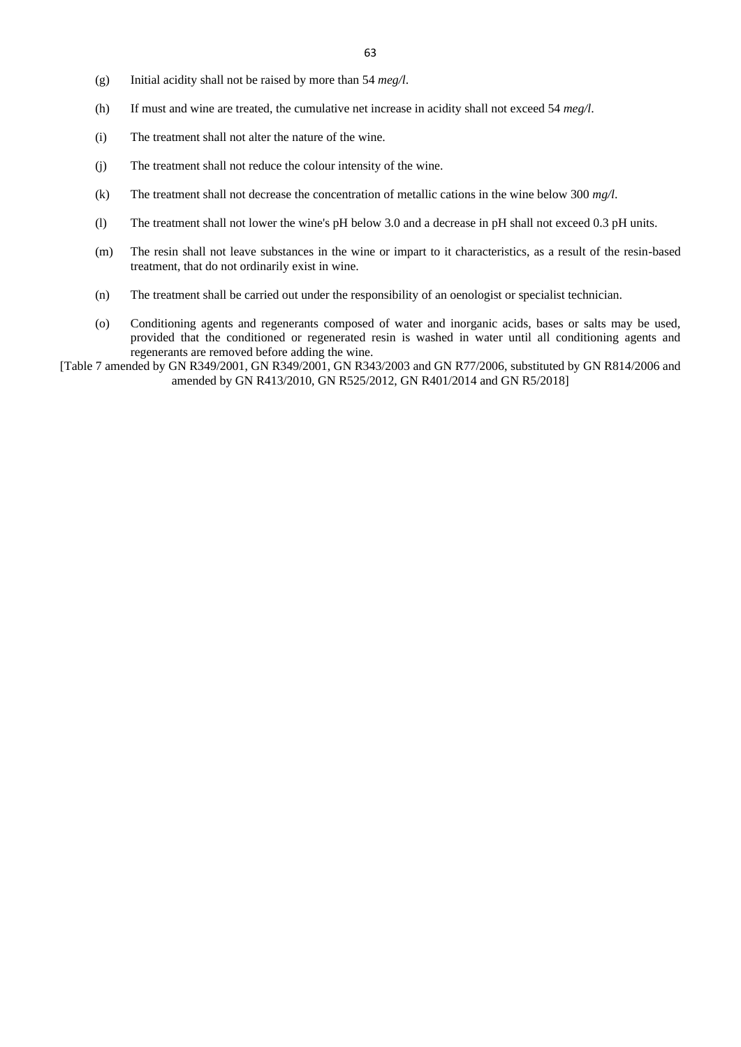(g) Initial acidity shall not be raised by more than 54 *meg/l*.

(h) If must and wine are treated, the cumulative net increase in acidity shall not exceed 54 *meg/l*.

(i) The treatment shall not alter the nature of the wine.

(j) The treatment shall not reduce the colour intensity of the wine.

(k) The treatment shall not decrease the concentration of metallic cations in the wine below 300 *mg/l*.

(l) The treatment shall not lower the wine's pH below 3.0 and a decrease in pH shall not exceed 0.3 pH units.

(m) The resin shall not leave substances in the wine or impart to it characteristics, as a result of the resin-based treatment, that do not ordinarily exist in wine.

(n) The treatment shall be carried out under the responsibility of an oenologist or specialist technician.

(o) Conditioning agents and regenerants composed of water and inorganic acids, bases or salts may be used, provided that the conditioned or regenerated resin is washed in water until all conditioning agents and regenerants are removed before adding the wine.

[Table 7 amended by GN R349/2001, GN R349/2001, GN R343/2003 and GN R77/2006, substituted by GN R814/2006 and amended by GN R413/2010, GN R525/2012, GN R401/2014 and GN R5/2018]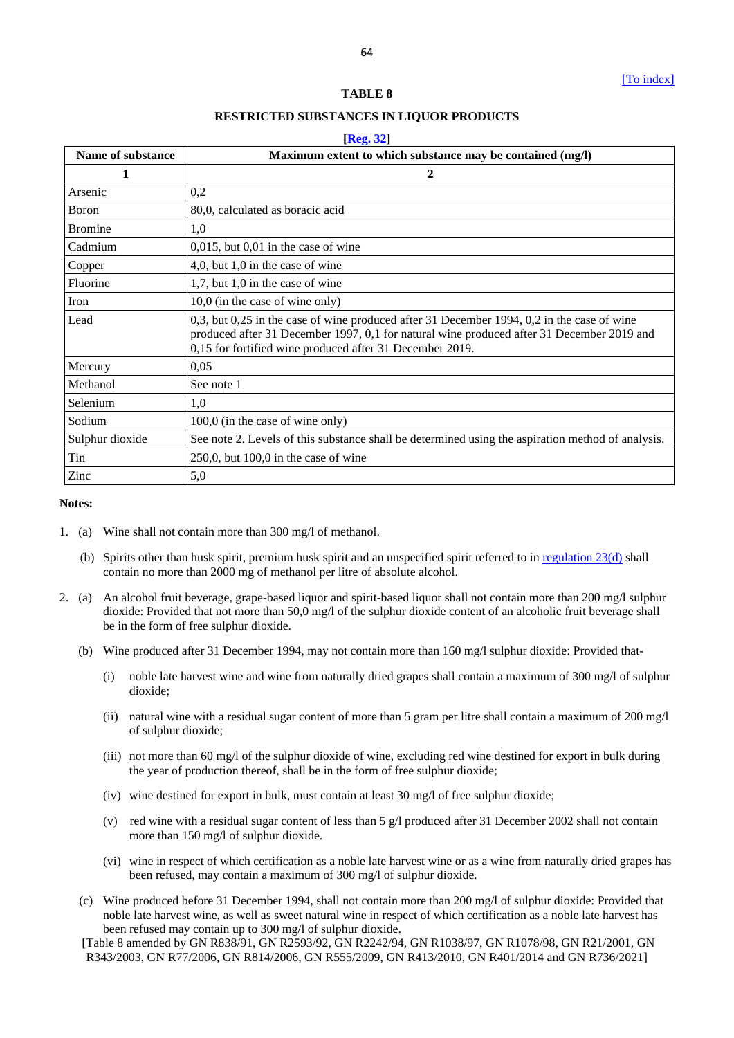[To index]

**TABLE 8**

**RESTRICTED SUBSTANCES IN LIQUOR PRODUCTS**

**[Reg. 32]**

| Name of substance | Maximum extent to which substance may be contained (mg/l) |
|---|---|
| **1** | **2** |
| Arsenic | 0,2 |
| Boron | 80,0, calculated as boracic acid |
| Bromine | 1,0 |
| Cadmium | 0,015, but 0,01 in the case of wine |
| Copper | 4,0, but 1,0 in the case of wine |
| Fluorine | 1,7, but 1,0 in the case of wine |
| Iron | 10,0 (in the case of wine only) |
| Lead | 0,3, but 0,25 in the case of wine produced after 31 December 1994, 0,2 in the case of wine produced after 31 December 1997, 0,1 for natural wine produced after 31 December 2019 and 0,15 for fortified wine produced after 31 December 2019. |
| Mercury | 0,05 |
| Methanol | See note 1 |
| Selenium | 1,0 |
| Sodium | 100,0 (in the case of wine only) |
| Sulphur dioxide | See note 2. Levels of this substance shall be determined using the aspiration method of analysis. |
| Tin | 250,0, but 100,0 in the case of wine |
| Zinc | 5,0 |

**Notes:**

1. (a) Wine shall not contain more than 300 mg/l of methanol.

   (b) Spirits other than husk spirit, premium husk spirit and an unspecified spirit referred to in regulation 23(d) shall contain no more than 2000 mg of methanol per litre of absolute alcohol.

2. (a) An alcohol fruit beverage, grape-based liquor and spirit-based liquor shall not contain more than 200 mg/l sulphur dioxide: Provided that not more than 50,0 mg/l of the sulphur dioxide content of an alcoholic fruit beverage shall be in the form of free sulphur dioxide.

   (b) Wine produced after 31 December 1994, may not contain more than 160 mg/l sulphur dioxide: Provided that-

   (i) noble late harvest wine and wine from naturally dried grapes shall contain a maximum of 300 mg/l of sulphur dioxide;

   (ii) natural wine with a residual sugar content of more than 5 gram per litre shall contain a maximum of 200 mg/l of sulphur dioxide;

   (iii) not more than 60 mg/l of the sulphur dioxide of wine, excluding red wine destined for export in bulk during the year of production thereof, shall be in the form of free sulphur dioxide;

   (iv) wine destined for export in bulk, must contain at least 30 mg/l of free sulphur dioxide;

   (v) red wine with a residual sugar content of less than 5 g/l produced after 31 December 2002 shall not contain more than 150 mg/l of sulphur dioxide.

   (vi) wine in respect of which certification as a noble late harvest wine or as a wine from naturally dried grapes has been refused, may contain a maximum of 300 mg/l of sulphur dioxide.

   (c) Wine produced before 31 December 1994, shall not contain more than 200 mg/l of sulphur dioxide: Provided that noble late harvest wine, as well as sweet natural wine in respect of which certification as a noble late harvest has been refused may contain up to 300 mg/l of sulphur dioxide.

[Table 8 amended by GN R838/91, GN R2593/92, GN R2242/94, GN R1038/97, GN R1078/98, GN R21/2001, GN R343/2003, GN R77/2006, GN R814/2006, GN R555/2009, GN R413/2010, GN R401/2014 and GN R736/2021]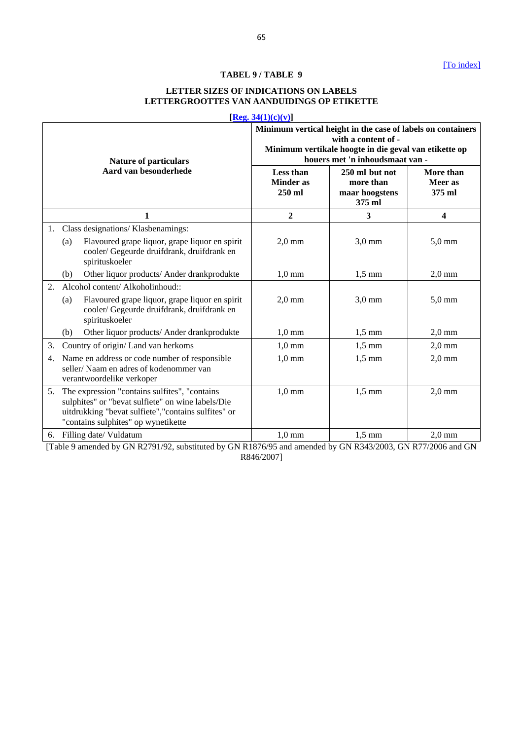[To index]

**TABEL 9 / TABLE 9**

**LETTER SIZES OF INDICATIONS ON LABELS**
**LETTERGROOTTES VAN AANDUIDINGS OP ETIKETTE**

**[Reg. 34(1)(c)(v)]**

| Nature of particulars / Aard van besonderhede | Minimum vertical height in the case of labels on containers with a content of - / Minimum vertikale hoogte in die geval van etikette op houers met 'n inhoudsmaat van - | | |
|---|---|---|---|
| | Less than / Minder as 250 ml | 250 ml but not more than / maar hoogstens 375 ml | More than / Meer as 375 ml |
| 1 | 2 | 3 | 4 |
| 1. Class designations/ Klasbenamings: | | | |
| (a) Flavoured grape liquor, grape liquor en spirit cooler/ Gegeurde druifdrank, druifdrank en spirituskoeler | 2,0 mm | 3,0 mm | 5,0 mm |
| (b) Other liquor products/ Ander drankprodukte | 1,0 mm | 1,5 mm | 2,0 mm |
| 2. Alcohol content/ Alkoholinhoud:: | | | |
| (a) Flavoured grape liquor, grape liquor en spirit cooler/ Gegeurde druifdrank, druifdrank en spirituskoeler | 2,0 mm | 3,0 mm | 5,0 mm |
| (b) Other liquor products/ Ander drankprodukte | 1,0 mm | 1,5 mm | 2,0 mm |
| 3. Country of origin/ Land van herkoms | 1,0 mm | 1,5 mm | 2,0 mm |
| 4. Name en address or code number of responsible seller/ Naam en adres of kodenommer van verantwoordelike verkoper | 1,0 mm | 1,5 mm | 2,0 mm |
| 5. The expression "contains sulfites", "contains sulphites" or "bevat sulfiete" on wine labels/Die uitdrukking "bevat sulfiete","contains sulfites" or "contains sulphites" op wynetikette | 1,0 mm | 1,5 mm | 2,0 mm |
| 6. Filling date/ Vuldatum | 1,0 mm | 1,5 mm | 2,0 mm |

[Table 9 amended by GN R2791/92, substituted by GN R1876/95 and amended by GN R343/2003, GN R77/2006 and GN R846/2007]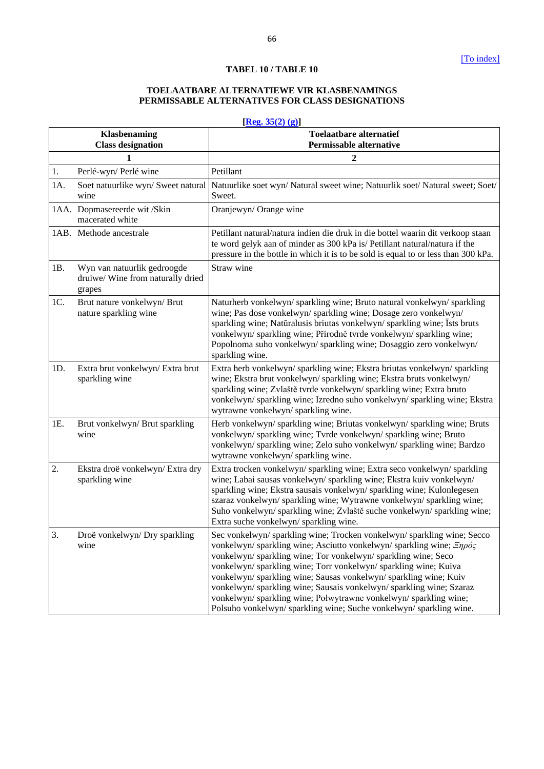[To index]

# TABEL 10 / TABLE 10

## TOELAATBARE ALTERNATIEWE VIR KLASBENAMINGS
## PERMISSABLE ALTERNATIVES FOR CLASS DESIGNATIONS

**[Reg. 35(2) (g)]**

| | Klasbenaming<br>Class designation | Toelaatbare alternatief<br>Permissable alternative |
|---|---|---|
| | 1 | 2 |
| 1. | Perlé-wyn/ Perlé wine | Petillant |
| 1A. | Soet natuurlike wyn/ Sweet natural wine | Natuurlike soet wyn/ Natural sweet wine; Natuurlik soet/ Natural sweet; Soet/ Sweet. |
| 1AA. | Dopmasereerde wit /Skin macerated white | Oranjewyn/ Orange wine |
| 1AB. | Methode ancestrale | Petillant natural/natura indien die druk in die bottel waarin dit verkoop staan te word gelyk aan of minder as 300 kPa is/ Petillant natural/natura if the pressure in the bottle in which it is to be sold is equal to or less than 300 kPa. |
| 1B. | Wyn van natuurlik gedroogde druiwe/ Wine from naturally dried grapes | Straw wine |
| 1C. | Brut nature vonkelwyn/ Brut nature sparkling wine | Naturherb vonkelwyn/ sparkling wine; Bruto natural vonkelwyn/ sparkling wine; Pas dose vonkelwyn/ sparkling wine; Dosage zero vonkelwyn/ sparkling wine; Natūralusis briutas vonkelwyn/ sparkling wine; Īsts bruts vonkelwyn/ sparkling wine; Přirodně tvrde vonkelwyn/ sparkling wine; Popolnoma suho vonkelwyn/ sparkling wine; Dosaggio zero vonkelwyn/ sparkling wine. |
| 1D. | Extra brut vonkelwyn/ Extra brut sparkling wine | Extra herb vonkelwyn/ sparkling wine; Ekstra briutas vonkelwyn/ sparkling wine; Ekstra brut vonkelwyn/ sparkling wine; Ekstra bruts vonkelwyn/ sparkling wine; Zvláště tvrde vonkelwyn/ sparkling wine; Extra bruto vonkelwyn/ sparkling wine; Izredno suho vonkelwyn/ sparkling wine; Ekstra wytrawne vonkelwyn/ sparkling wine. |
| 1E. | Brut vonkelwyn/ Brut sparkling wine | Herb vonkelwyn/ sparkling wine; Briutas vonkelwyn/ sparkling wine; Bruts vonkelwyn/ sparkling wine; Tvrde vonkelwyn/ sparkling wine; Bruto vonkelwyn/ sparkling wine; Zelo suho vonkelwyn/ sparkling wine; Bardzo wytrawne vonkelwyn/ sparkling wine. |
| 2. | Ekstra droë vonkelwyn/ Extra dry sparkling wine | Extra trocken vonkelwyn/ sparkling wine; Extra seco vonkelwyn/ sparkling wine; Labai sausas vonkelwyn/ sparkling wine; Ekstra kuiv vonkelwyn/ sparkling wine; Ekstra sausais vonkelwyn/ sparkling wine; Kulonlegesen szaraz vonkelwyn/ sparkling wine; Wytrawne vonkelwyn/ sparkling wine; Suho vonkelwyn/ sparkling wine; Zvláště suche vonkelwyn/ sparkling wine; Extra suche vonkelwyn/ sparkling wine. |
| 3. | Droë vonkelwyn/ Dry sparkling wine | Sec vonkelwyn/ sparkling wine; Trocken vonkelwyn/ sparkling wine; Secco vonkelwyn/ sparkling wine; Asciutto vonkelwyn/ sparkling wine; *Ξηρός* vonkelwyn/ sparkling wine; Tor vonkelwyn/ sparkling wine; Seco vonkelwyn/ sparkling wine; Torr vonkelwyn/ sparkling wine; Kuiva vonkelwyn/ sparkling wine; Sausas vonkelwyn/ sparkling wine; Kuiv vonkelwyn/ sparkling wine; Sausais vonkelwyn/ sparkling wine; Szaraz vonkelwyn/ sparkling wine; Połwytrawne vonkelwyn/ sparkling wine; Polsuho vonkelwyn/ sparkling wine; Suche vonkelwyn/ sparkling wine. |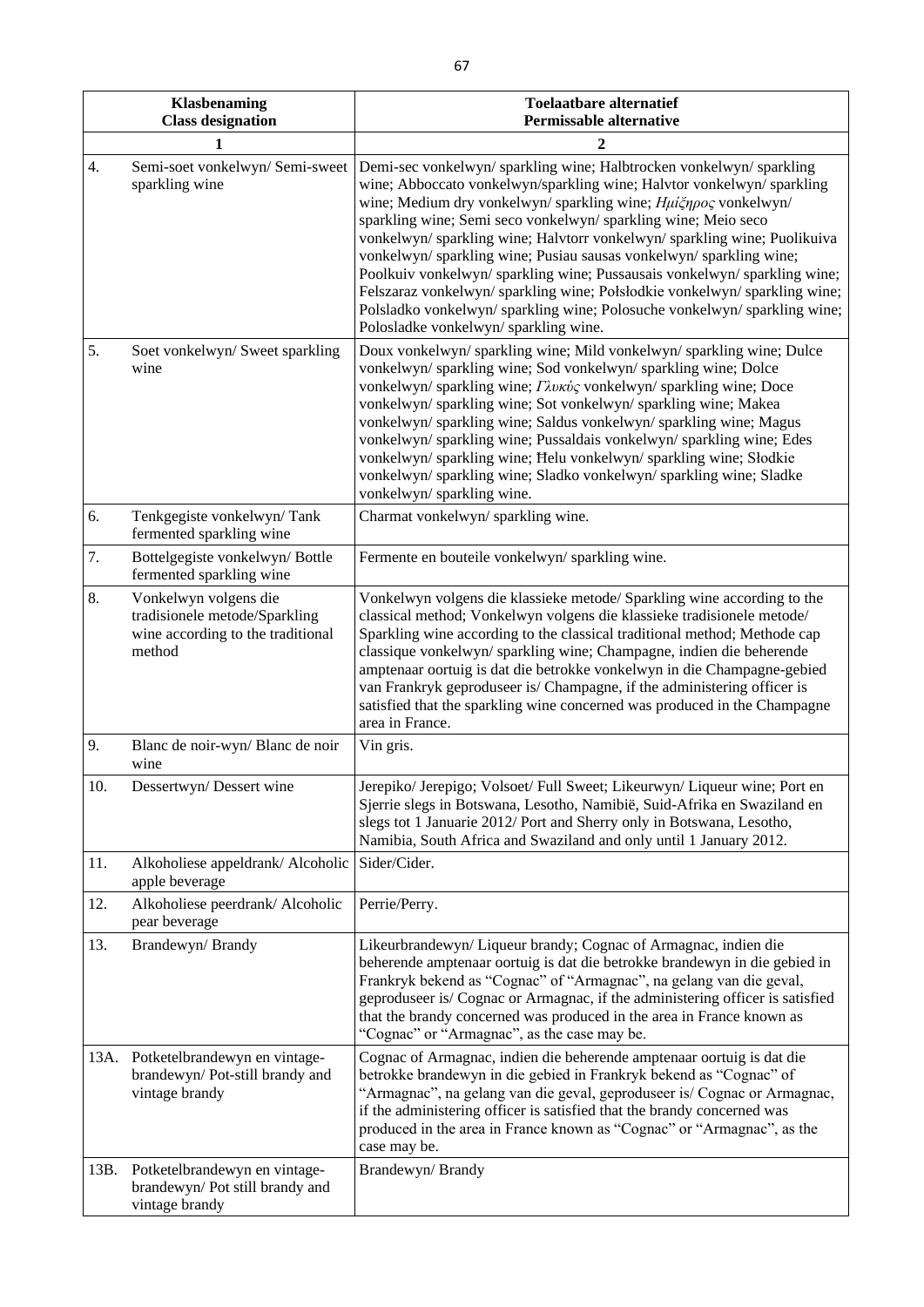| Klasbenaming Class designation | | Toelaatbare alternatief Permissable alternative |
|---|---|---|
| 1 | | 2 |
| 4. | Semi-soet vonkelwyn/ Semi-sweet sparkling wine | Demi-sec vonkelwyn/ sparkling wine; Halbtrocken vonkelwyn/ sparkling wine; Abboccato vonkelwyn/sparkling wine; Halvtor vonkelwyn/ sparkling wine; Medium dry vonkelwyn/ sparkling wine; *Ημίξηρος* vonkelwyn/ sparkling wine; Semi seco vonkelwyn/ sparkling wine; Meio seco vonkelwyn/ sparkling wine; Halvtorr vonkelwyn/ sparkling wine; Puolikuiva vonkelwyn/ sparkling wine; Pusiau sausas vonkelwyn/ sparkling wine; Poolkuiv vonkelwyn/ sparkling wine; Pussausais vonkelwyn/ sparkling wine; Felszaraz vonkelwyn/ sparkling wine; Połsłodkie vonkelwyn/ sparkling wine; Polsladko vonkelwyn/ sparkling wine; Polosuche vonkelwyn/ sparkling wine; Polosladke vonkelwyn/ sparkling wine. |
| 5. | Soet vonkelwyn/ Sweet sparkling wine | Doux vonkelwyn/ sparkling wine; Mild vonkelwyn/ sparkling wine; Dulce vonkelwyn/ sparkling wine; Sod vonkelwyn/ sparkling wine; Dolce vonkelwyn/ sparkling wine; *Γλυκύς* vonkelwyn/ sparkling wine; Doce vonkelwyn/ sparkling wine; Sot vonkelwyn/ sparkling wine; Makea vonkelwyn/ sparkling wine; Saldus vonkelwyn/ sparkling wine; Magus vonkelwyn/ sparkling wine; Pussaldais vonkelwyn/ sparkling wine; Edes vonkelwyn/ sparkling wine; Ħelu vonkelwyn/ sparkling wine; Słodkie vonkelwyn/ sparkling wine; Sladko vonkelwyn/ sparkling wine; Sladke vonkelwyn/ sparkling wine. |
| 6. | Tenkgegiste vonkelwyn/ Tank fermented sparkling wine | Charmat vonkelwyn/ sparkling wine. |
| 7. | Bottelgegiste vonkelwyn/ Bottle fermented sparkling wine | Fermente en bouteile vonkelwyn/ sparkling wine. |
| 8. | Vonkelwyn volgens die tradisionele metode/Sparkling wine according to the traditional method | Vonkelwyn volgens die klassieke metode/ Sparkling wine according to the classical method; Vonkelwyn volgens die klassieke tradisionele metode/ Sparkling wine according to the classical traditional method; Methode cap classique vonkelwyn/ sparkling wine; Champagne, indien die beherende amptenaar oortuig is dat die betrokke vonkelwyn in die Champagne-gebied van Frankryk geproduseer is/ Champagne, if the administering officer is satisfied that the sparkling wine concerned was produced in the Champagne area in France. |
| 9. | Blanc de noir-wyn/ Blanc de noir wine | Vin gris. |
| 10. | Dessertwyn/ Dessert wine | Jerepiko/ Jerepigo; Volsoet/ Full Sweet; Likeurwyn/ Liqueur wine; Port en Sjerrie slegs in Botswana, Lesotho, Namibië, Suid-Afrika en Swaziland en slegs tot 1 Januarie 2012/ Port and Sherry only in Botswana, Lesotho, Namibia, South Africa and Swaziland and only until 1 January 2012. |
| 11. | Alkoholiese appeldrank/ Alcoholic apple beverage | Sider/Cider. |
| 12. | Alkoholiese peerdrank/ Alcoholic pear beverage | Perrie/Perry. |
| 13. | Brandewyn/ Brandy | Likeurbrandewyn/ Liqueur brandy; Cognac of Armagnac, indien die beherende amptenaar oortuig is dat die betrokke brandewyn in die gebied in Frankryk bekend as "Cognac" of "Armagnac", na gelang van die geval, geproduseer is/ Cognac or Armagnac, if the administering officer is satisfied that the brandy concerned was produced in the area in France known as "Cognac" or "Armagnac", as the case may be. |
| 13A. | Potketelbrandewyn en vintage-brandewyn/ Pot-still brandy and vintage brandy | Cognac of Armagnac, indien die beherende amptenaar oortuig is dat die betrokke brandewyn in die gebied in Frankryk bekend as "Cognac" of "Armagnac", na gelang van die geval, geproduseer is/ Cognac or Armagnac, if the administering officer is satisfied that the brandy concerned was produced in the area in France known as "Cognac" or "Armagnac", as the case may be. |
| 13B. | Potketelbrandewyn en vintage-brandewyn/ Pot still brandy and vintage brandy | Brandewyn/ Brandy |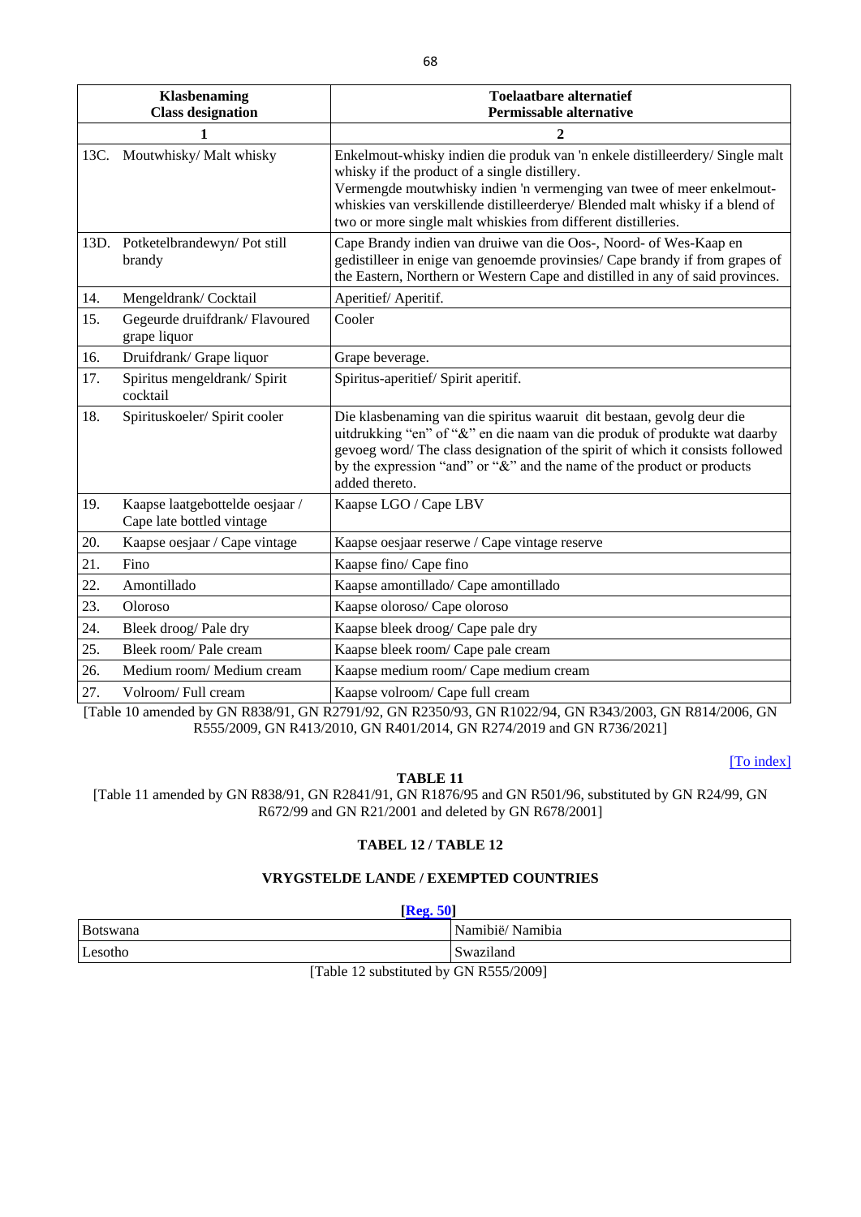| Klasbenaming<br>Class designation | | Toelaatbare alternatief<br>Permissable alternative |
|---|---|---|
| 1 | | 2 |
| 13C. | Moutwhisky/ Malt whisky | Enkelmout-whisky indien die produk van 'n enkele distilleerdery/ Single malt whisky if the product of a single distillery.<br>Vermengde moutwhisky indien 'n vermenging van twee of meer enkelmout-whiskies van verskillende distilleerderye/ Blended malt whisky if a blend of two or more single malt whiskies from different distilleries. |
| 13D. | Potketelbrandewyn/ Pot still brandy | Cape Brandy indien van druiwe van die Oos-, Noord- of Wes-Kaap en gedistilleer in enige van genoemde provinsies/ Cape brandy if from grapes of the Eastern, Northern or Western Cape and distilled in any of said provinces. |
| 14. | Mengeldrank/ Cocktail | Aperitief/ Aperitif. |
| 15. | Gegeurde druifdrank/ Flavoured grape liquor | Cooler |
| 16. | Druifdrank/ Grape liquor | Grape beverage. |
| 17. | Spiritus mengeldrank/ Spirit cocktail | Spiritus-aperitief/ Spirit aperitif. |
| 18. | Spirituskoeler/ Spirit cooler | Die klasbenaming van die spiritus waaruit dit bestaan, gevolg deur die uitdrukking "en" of "&" en die naam van die produk of produkte wat daarby gevoeg word/ The class designation of the spirit of which it consists followed by the expression "and" or "&" and the name of the product or products added thereto. |
| 19. | Kaapse laatgebottelde oesjaar / Cape late bottled vintage | Kaapse LGO / Cape LBV |
| 20. | Kaapse oesjaar / Cape vintage | Kaapse oesjaar reserwe / Cape vintage reserve |
| 21. | Fino | Kaapse fino/ Cape fino |
| 22. | Amontillado | Kaapse amontillado/ Cape amontillado |
| 23. | Oloroso | Kaapse oloroso/ Cape oloroso |
| 24. | Bleek droog/ Pale dry | Kaapse bleek droog/ Cape pale dry |
| 25. | Bleek room/ Pale cream | Kaapse bleek room/ Cape pale cream |
| 26. | Medium room/ Medium cream | Kaapse medium room/ Cape medium cream |
| 27. | Volroom/ Full cream | Kaapse volroom/ Cape full cream |

[Table 10 amended by GN R838/91, GN R2791/92, GN R2350/93, GN R1022/94, GN R343/2003, GN R814/2006, GN R555/2009, GN R413/2010, GN R401/2014, GN R274/2019 and GN R736/2021]

[To index]

**TABLE 11**

[Table 11 amended by GN R838/91, GN R2841/91, GN R1876/95 and GN R501/96, substituted by GN R24/99, GN R672/99 and GN R21/2001 and deleted by GN R678/2001]

**TABEL 12 / TABLE 12**

**VRYGSTELDE LANDE / EXEMPTED COUNTRIES**

**[Reg. 50]**

| | |
|---|---|
| Botswana | Namibië/ Namibia |
| Lesotho | Swaziland |

[Table 12 substituted by GN R555/2009]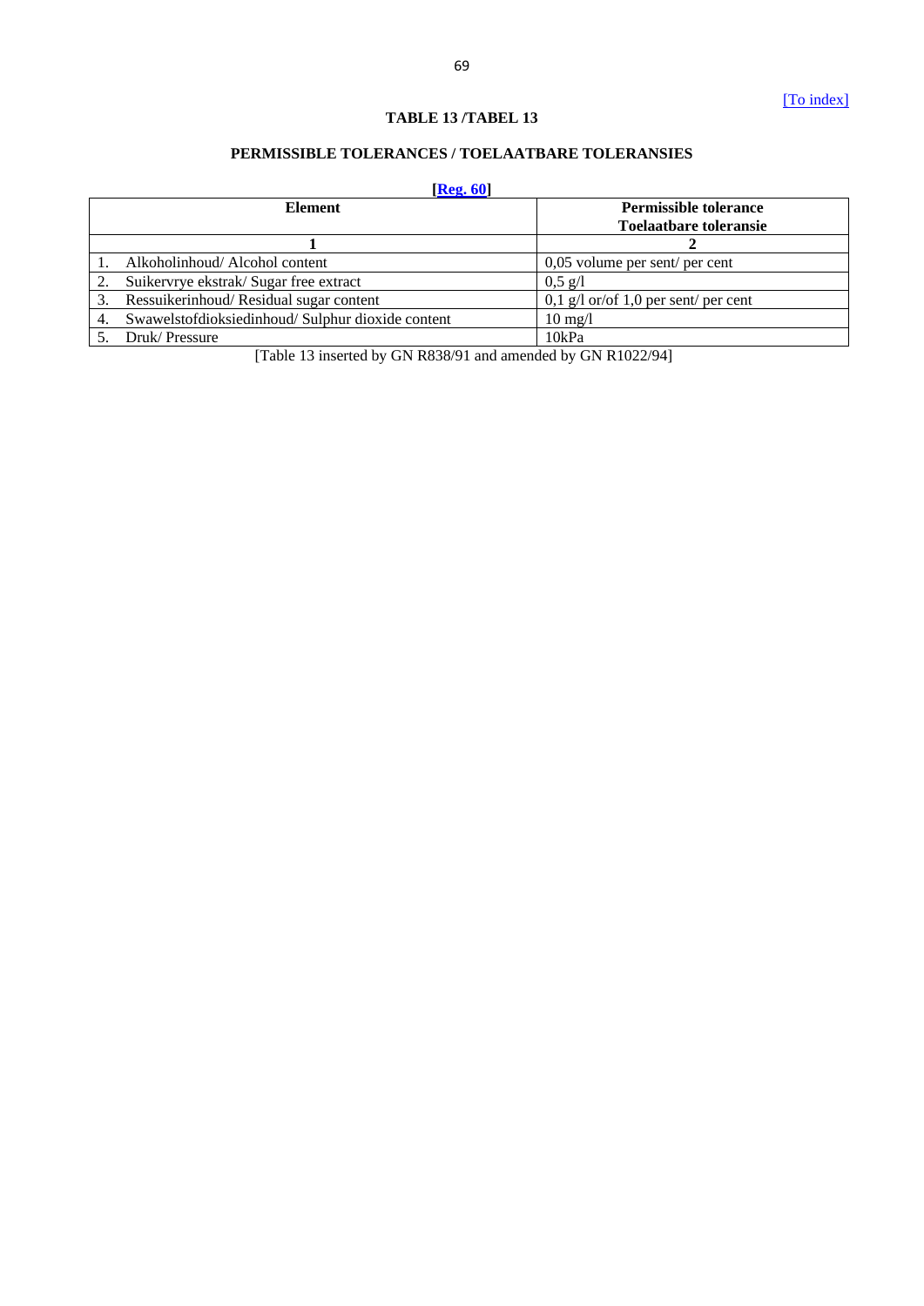[To index]

## TABLE 13 /TABEL 13

### PERMISSIBLE TOLERANCES / TOELAATBARE TOLERANSIES

**[Reg. 60]**

| Element | Permissible tolerance<br>Toelaatbare toleransie |
|---|---|
| 1 | 2 |
| 1. Alkoholinhoud/ Alcohol content | 0,05 volume per sent/ per cent |
| 2. Suikervrye ekstrak/ Sugar free extract | 0,5 g/l |
| 3. Ressuikerinhoud/ Residual sugar content | 0,1 g/l or/of 1,0 per sent/ per cent |
| 4. Swawelstofdioksiedinhoud/ Sulphur dioxide content | 10 mg/l |
| 5. Druk/ Pressure | 10kPa |

[Table 13 inserted by GN R838/91 and amended by GN R1022/94]